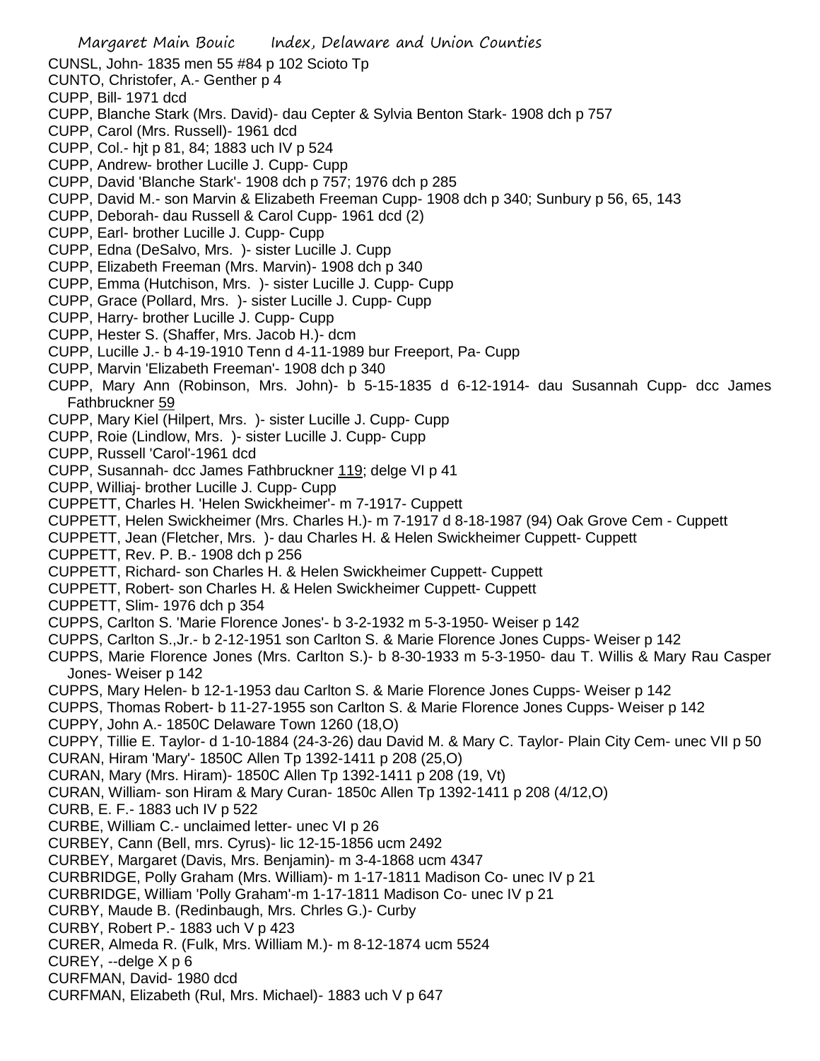CUNSL, John- 1835 men 55 #84 p 102 Scioto Tp
CUNTO, Christofer, A.- Genther p 4
CUPP, Bill- 1971 dcd
CUPP, Blanche Stark (Mrs. David)- dau Cepter & Sylvia Benton Stark- 1908 dch p 757
CUPP, Carol (Mrs. Russell)- 1961 dcd
CUPP, Col.- hjt p 81, 84; 1883 uch IV p 524
CUPP, Andrew- brother Lucille J. Cupp- Cupp
CUPP, David 'Blanche Stark'- 1908 dch p 757; 1976 dch p 285
CUPP, David M.- son Marvin & Elizabeth Freeman Cupp- 1908 dch p 340; Sunbury p 56, 65, 143
CUPP, Deborah- dau Russell & Carol Cupp- 1961 dcd (2)
CUPP, Earl- brother Lucille J. Cupp- Cupp
CUPP, Edna (DeSalvo, Mrs. )- sister Lucille J. Cupp
CUPP, Elizabeth Freeman (Mrs. Marvin)- 1908 dch p 340
CUPP, Emma (Hutchison, Mrs. )- sister Lucille J. Cupp- Cupp
CUPP, Grace (Pollard, Mrs. )- sister Lucille J. Cupp- Cupp
CUPP, Harry- brother Lucille J. Cupp- Cupp
CUPP, Hester S. (Shaffer, Mrs. Jacob H.)- dcm
CUPP, Lucille J.- b 4-19-1910 Tenn d 4-11-1989 bur Freeport, Pa- Cupp
CUPP, Marvin 'Elizabeth Freeman'- 1908 dch p 340
CUPP, Mary Ann (Robinson, Mrs. John)- b 5-15-1835 d 6-12-1914- dau Susannah Cupp- dcc James Fathbruckner 59
CUPP, Mary Kiel (Hilpert, Mrs. )- sister Lucille J. Cupp- Cupp
CUPP, Roie (Lindlow, Mrs. )- sister Lucille J. Cupp- Cupp
CUPP, Russell 'Carol'-1961 dcd
CUPP, Susannah- dcc James Fathbruckner 119; delge VI p 41
CUPP, Williaj- brother Lucille J. Cupp- Cupp
CUPPETT, Charles H. 'Helen Swickheimer'- m 7-1917- Cuppett
CUPPETT, Helen Swickheimer (Mrs. Charles H.)- m 7-1917 d 8-18-1987 (94) Oak Grove Cem - Cuppett
CUPPETT, Jean (Fletcher, Mrs. )- dau Charles H. & Helen Swickheimer Cuppett- Cuppett
CUPPETT, Rev. P. B.- 1908 dch p 256
CUPPETT, Richard- son Charles H. & Helen Swickheimer Cuppett- Cuppett
CUPPETT, Robert- son Charles H. & Helen Swickheimer Cuppett- Cuppett
CUPPETT, Slim- 1976 dch p 354
CUPPS, Carlton S. 'Marie Florence Jones'- b 3-2-1932 m 5-3-1950- Weiser p 142
CUPPS, Carlton S.,Jr.- b 2-12-1951 son Carlton S. & Marie Florence Jones Cupps- Weiser p 142
CUPPS, Marie Florence Jones (Mrs. Carlton S.)- b 8-30-1933 m 5-3-1950- dau T. Willis & Mary Rau Casper Jones- Weiser p 142
CUPPS, Mary Helen- b 12-1-1953 dau Carlton S. & Marie Florence Jones Cupps- Weiser p 142
CUPPS, Thomas Robert- b 11-27-1955 son Carlton S. & Marie Florence Jones Cupps- Weiser p 142
CUPPY, John A.- 1850C Delaware Town 1260 (18,O)
CUPPY, Tillie E. Taylor- d 1-10-1884 (24-3-26) dau David M. & Mary C. Taylor- Plain City Cem- unec VII p 50
CURAN, Hiram 'Mary'- 1850C Allen Tp 1392-1411 p 208 (25,O)
CURAN, Mary (Mrs. Hiram)- 1850C Allen Tp 1392-1411 p 208 (19, Vt)
CURAN, William- son Hiram & Mary Curan- 1850c Allen Tp 1392-1411 p 208 (4/12,O)
CURB, E. F.- 1883 uch IV p 522
CURBE, William C.- unclaimed letter- unec VI p 26
CURBEY, Cann (Bell, mrs. Cyrus)- lic 12-15-1856 ucm 2492
CURBEY, Margaret (Davis, Mrs. Benjamin)- m 3-4-1868 ucm 4347
CURBRIDGE, Polly Graham (Mrs. William)- m 1-17-1811 Madison Co- unec IV p 21
CURBRIDGE, William 'Polly Graham'-m 1-17-1811 Madison Co- unec IV p 21
CURBY, Maude B. (Redinbaugh, Mrs. Chrles G.)- Curby
CURBY, Robert P.- 1883 uch V p 423
CURER, Almeda R. (Fulk, Mrs. William M.)- m 8-12-1874 ucm 5524
CUREY, --delge X p 6
CURFMAN, David- 1980 dcd
CURFMAN, Elizabeth (Rul, Mrs. Michael)- 1883 uch V p 647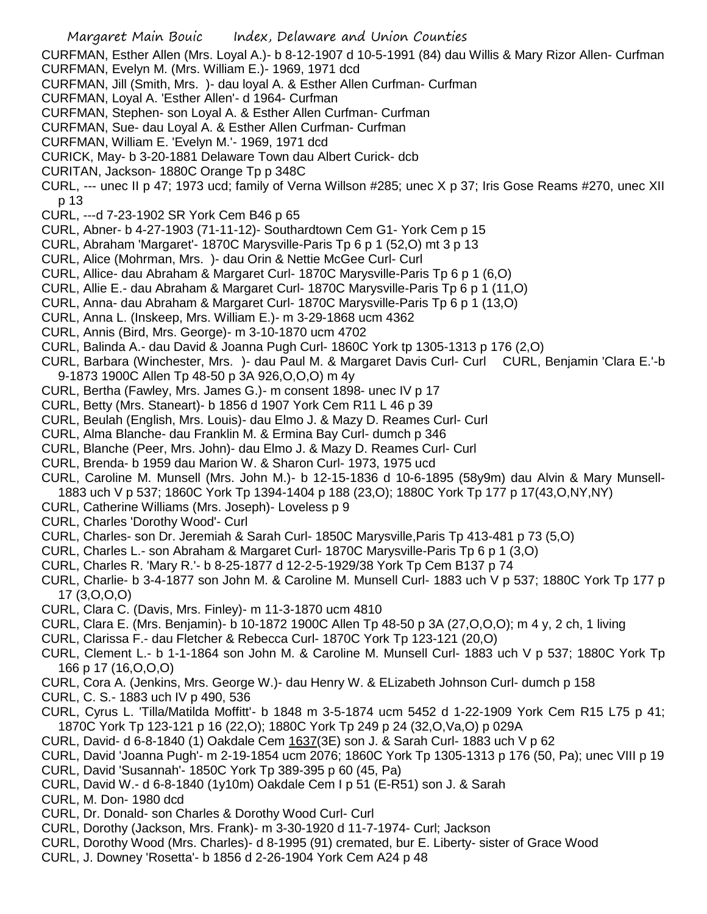CURFMAN, Esther Allen (Mrs. Loyal A.)- b 8-12-1907 d 10-5-1991 (84) dau Willis & Mary Rizor Allen- Curfman

CURFMAN, Evelyn M. (Mrs. William E.)- 1969, 1971 dcd

CURFMAN, Jill (Smith, Mrs. )- dau loyal A. & Esther Allen Curfman- Curfman

CURFMAN, Loyal A. 'Esther Allen'- d 1964- Curfman

CURFMAN, Stephen- son Loyal A. & Esther Allen Curfman- Curfman

CURFMAN, Sue- dau Loyal A. & Esther Allen Curfman- Curfman

CURFMAN, William E. 'Evelyn M.'- 1969, 1971 dcd

CURICK, May- b 3-20-1881 Delaware Town dau Albert Curick- dcb

CURITAN, Jackson- 1880C Orange Tp p 348C

CURL, --- unec II p 47; 1973 ucd; family of Verna Willson #285; unec X p 37; Iris Gose Reams #270, unec XII p 13

CURL, ---d 7-23-1902 SR York Cem B46 p 65

CURL, Abner- b 4-27-1903 (71-11-12)- Southardtown Cem G1- York Cem p 15

CURL, Abraham 'Margaret'- 1870C Marysville-Paris Tp 6 p 1 (52,O) mt 3 p 13

CURL, Alice (Mohrman, Mrs. )- dau Orin & Nettie McGee Curl- Curl

CURL, Allice- dau Abraham & Margaret Curl- 1870C Marysville-Paris Tp 6 p 1 (6,O)

CURL, Allie E.- dau Abraham & Margaret Curl- 1870C Marysville-Paris Tp 6 p 1 (11,O)

CURL, Anna- dau Abraham & Margaret Curl- 1870C Marysville-Paris Tp 6 p 1 (13,O)

CURL, Anna L. (Inskeep, Mrs. William E.)- m 3-29-1868 ucm 4362

CURL, Annis (Bird, Mrs. George)- m 3-10-1870 ucm 4702

CURL, Balinda A.- dau David & Joanna Pugh Curl- 1860C York tp 1305-1313 p 176 (2,O)

CURL, Barbara (Winchester, Mrs. )- dau Paul M. & Margaret Davis Curl- Curl

CURL, Benjamin 'Clara E.'-b 9-1873 1900C Allen Tp 48-50 p 3A 926,O,O,O) m 4y

CURL, Bertha (Fawley, Mrs. James G.)- m consent 1898- unec IV p 17

CURL, Betty (Mrs. Staneart)- b 1856 d 1907 York Cem R11 L 46 p 39

CURL, Beulah (English, Mrs. Louis)- dau Elmo J. & Mazy D. Reames Curl- Curl

CURL, Alma Blanche- dau Franklin M. & Ermina Bay Curl- dumch p 346

CURL, Blanche (Peer, Mrs. John)- dau Elmo J. & Mazy D. Reames Curl- Curl

CURL, Brenda- b 1959 dau Marion W. & Sharon Curl- 1973, 1975 ucd

CURL, Caroline M. Munsell (Mrs. John M.)- b 12-15-1836 d 10-6-1895 (58y9m) dau Alvin & Mary Munsell- 1883 uch V p 537; 1860C York Tp 1394-1404 p 188 (23,O); 1880C York Tp 177 p 17(43,O,NY,NY)

CURL, Catherine Williams (Mrs. Joseph)- Loveless p 9

CURL, Charles 'Dorothy Wood'- Curl

CURL, Charles- son Dr. Jeremiah & Sarah Curl- 1850C Marysville,Paris Tp 413-481 p 73 (5,O)

CURL, Charles L.- son Abraham & Margaret Curl- 1870C Marysville-Paris Tp 6 p 1 (3,O)

CURL, Charles R. 'Mary R.'- b 8-25-1877 d 12-2-5-1929/38 York Tp Cem B137 p 74

CURL, Charlie- b 3-4-1877 son John M. & Caroline M. Munsell Curl- 1883 uch V p 537; 1880C York Tp 177 p 17 (3,O,O,O)

CURL, Clara C. (Davis, Mrs. Finley)- m 11-3-1870 ucm 4810

CURL, Clara E. (Mrs. Benjamin)- b 10-1872 1900C Allen Tp 48-50 p 3A (27,O,O,O); m 4 y, 2 ch, 1 living

CURL, Clarissa F.- dau Fletcher & Rebecca Curl- 1870C York Tp 123-121 (20,O)

CURL, Clement L.- b 1-1-1864 son John M. & Caroline M. Munsell Curl- 1883 uch V p 537; 1880C York Tp 166 p 17 (16,O,O,O)

CURL, Cora A. (Jenkins, Mrs. George W.)- dau Henry W. & ELizabeth Johnson Curl- dumch p 158

CURL, C. S.- 1883 uch IV p 490, 536

CURL, Cyrus L. 'Tilla/Matilda Moffitt'- b 1848 m 3-5-1874 ucm 5452 d 1-22-1909 York Cem R15 L75 p 41; 1870C York Tp 123-121 p 16 (22,O); 1880C York Tp 249 p 24 (32,O,Va,O) p 029A

CURL, David- d 6-8-1840 (1) Oakdale Cem 1637(3E) son J. & Sarah Curl- 1883 uch V p 62

CURL, David 'Joanna Pugh'- m 2-19-1854 ucm 2076; 1860C York Tp 1305-1313 p 176 (50, Pa); unec VIII p 19

CURL, David 'Susannah'- 1850C York Tp 389-395 p 60 (45, Pa)

CURL, David W.- d 6-8-1840 (1y10m) Oakdale Cem I p 51 (E-R51) son J. & Sarah

CURL, M. Don- 1980 dcd

CURL, Dr. Donald- son Charles & Dorothy Wood Curl- Curl

CURL, Dorothy (Jackson, Mrs. Frank)- m 3-30-1920 d 11-7-1974- Curl; Jackson

CURL, Dorothy Wood (Mrs. Charles)- d 8-1995 (91) cremated, bur E. Liberty- sister of Grace Wood

CURL, J. Downey 'Rosetta'- b 1856 d 2-26-1904 York Cem A24 p 48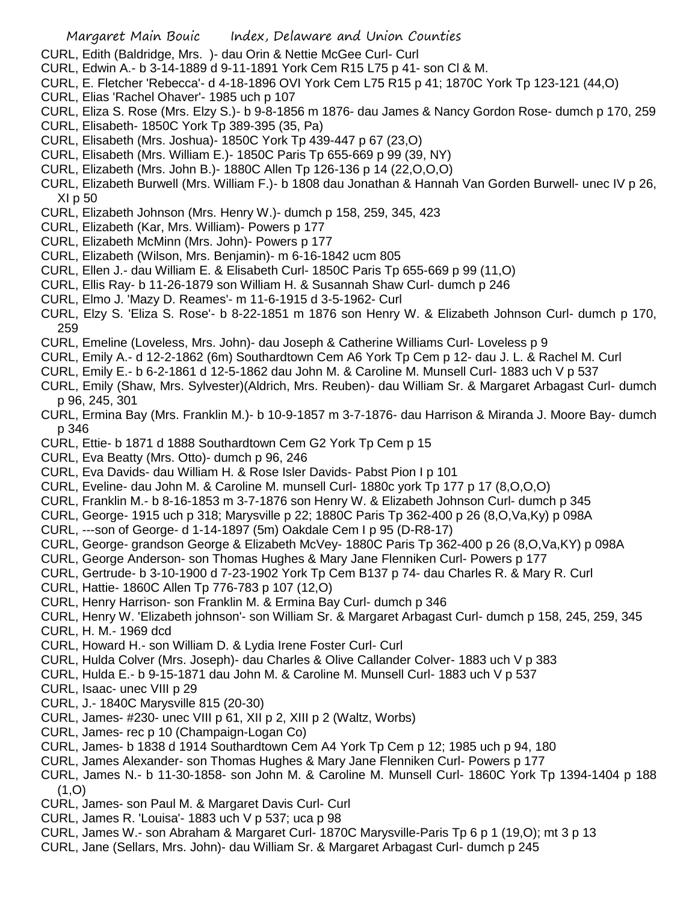CURL, Edith (Baldridge, Mrs. )- dau Orin & Nettie McGee Curl- Curl

CURL, Edwin A.- b 3-14-1889 d 9-11-1891 York Cem R15 L75 p 41- son Cl & M.

CURL, E. Fletcher 'Rebecca'- d 4-18-1896 OVI York Cem L75 R15 p 41; 1870C York Tp 123-121 (44,O)

CURL, Elias 'Rachel Ohaver'- 1985 uch p 107

CURL, Eliza S. Rose (Mrs. Elzy S.)- b 9-8-1856 m 1876- dau James & Nancy Gordon Rose- dumch p 170, 259

CURL, Elisabeth- 1850C York Tp 389-395 (35, Pa)

CURL, Elisabeth (Mrs. Joshua)- 1850C York Tp 439-447 p 67 (23,O)

CURL, Elisabeth (Mrs. William E.)- 1850C Paris Tp 655-669 p 99 (39, NY)

CURL, Elizabeth (Mrs. John B.)- 1880C Allen Tp 126-136 p 14 (22,O,O,O)

CURL, Elizabeth Burwell (Mrs. William F.)- b 1808 dau Jonathan & Hannah Van Gorden Burwell- unec IV p 26, XI p 50

CURL, Elizabeth Johnson (Mrs. Henry W.)- dumch p 158, 259, 345, 423

CURL, Elizabeth (Kar, Mrs. William)- Powers p 177

CURL, Elizabeth McMinn (Mrs. John)- Powers p 177

CURL, Elizabeth (Wilson, Mrs. Benjamin)- m 6-16-1842 ucm 805

CURL, Ellen J.- dau William E. & Elisabeth Curl- 1850C Paris Tp 655-669 p 99 (11,O)

CURL, Ellis Ray- b 11-26-1879 son William H. & Susannah Shaw Curl- dumch p 246

CURL, Elmo J. 'Mazy D. Reames'- m 11-6-1915 d 3-5-1962- Curl

CURL, Elzy S. 'Eliza S. Rose'- b 8-22-1851 m 1876 son Henry W. & Elizabeth Johnson Curl- dumch p 170, 259

CURL, Emeline (Loveless, Mrs. John)- dau Joseph & Catherine Williams Curl- Loveless p 9

CURL, Emily A.- d 12-2-1862 (6m) Southardtown Cem A6 York Tp Cem p 12- dau J. L. & Rachel M. Curl

CURL, Emily E.- b 6-2-1861 d 12-5-1862 dau John M. & Caroline M. Munsell Curl- 1883 uch V p 537

CURL, Emily (Shaw, Mrs. Sylvester)(Aldrich, Mrs. Reuben)- dau William Sr. & Margaret Arbagast Curl- dumch p 96, 245, 301

CURL, Ermina Bay (Mrs. Franklin M.)- b 10-9-1857 m 3-7-1876- dau Harrison & Miranda J. Moore Bay- dumch p 346

CURL, Ettie- b 1871 d 1888 Southardtown Cem G2 York Tp Cem p 15

CURL, Eva Beatty (Mrs. Otto)- dumch p 96, 246

CURL, Eva Davids- dau William H. & Rose Isler Davids- Pabst Pion I p 101

CURL, Eveline- dau John M. & Caroline M. munsell Curl- 1880c york Tp 177 p 17 (8,O,O,O)

CURL, Franklin M.- b 8-16-1853 m 3-7-1876 son Henry W. & Elizabeth Johnson Curl- dumch p 345

CURL, George- 1915 uch p 318; Marysville p 22; 1880C Paris Tp 362-400 p 26 (8,O,Va,Ky) p 098A

CURL, ---son of George- d 1-14-1897 (5m) Oakdale Cem I p 95 (D-R8-17)

CURL, George- grandson George & Elizabeth McVey- 1880C Paris Tp 362-400 p 26 (8,O,Va,KY) p 098A

CURL, George Anderson- son Thomas Hughes & Mary Jane Flenniken Curl- Powers p 177

CURL, Gertrude- b 3-10-1900 d 7-23-1902 York Tp Cem B137 p 74- dau Charles R. & Mary R. Curl

CURL, Hattie- 1860C Allen Tp 776-783 p 107 (12,O)

CURL, Henry Harrison- son Franklin M. & Ermina Bay Curl- dumch p 346

CURL, Henry W. 'Elizabeth johnson'- son William Sr. & Margaret Arbagast Curl- dumch p 158, 245, 259, 345

CURL, H. M.- 1969 dcd

CURL, Howard H.- son William D. & Lydia Irene Foster Curl- Curl

CURL, Hulda Colver (Mrs. Joseph)- dau Charles & Olive Callander Colver- 1883 uch V p 383

CURL, Hulda E.- b 9-15-1871 dau John M. & Caroline M. Munsell Curl- 1883 uch V p 537

CURL, Isaac- unec VIII p 29

CURL, J.- 1840C Marysville 815 (20-30)

CURL, James- #230- unec VIII p 61, XII p 2, XIII p 2 (Waltz, Worbs)

CURL, James- rec p 10 (Champaign-Logan Co)

CURL, James- b 1838 d 1914 Southardtown Cem A4 York Tp Cem p 12; 1985 uch p 94, 180

CURL, James Alexander- son Thomas Hughes & Mary Jane Flenniken Curl- Powers p 177

CURL, James N.- b 11-30-1858- son John M. & Caroline M. Munsell Curl- 1860C York Tp 1394-1404 p 188 (1,O)

CURL, James- son Paul M. & Margaret Davis Curl- Curl

CURL, James R. 'Louisa'- 1883 uch V p 537; uca p 98

CURL, James W.- son Abraham & Margaret Curl- 1870C Marysville-Paris Tp 6 p 1 (19,O); mt 3 p 13

CURL, Jane (Sellars, Mrs. John)- dau William Sr. & Margaret Arbagast Curl- dumch p 245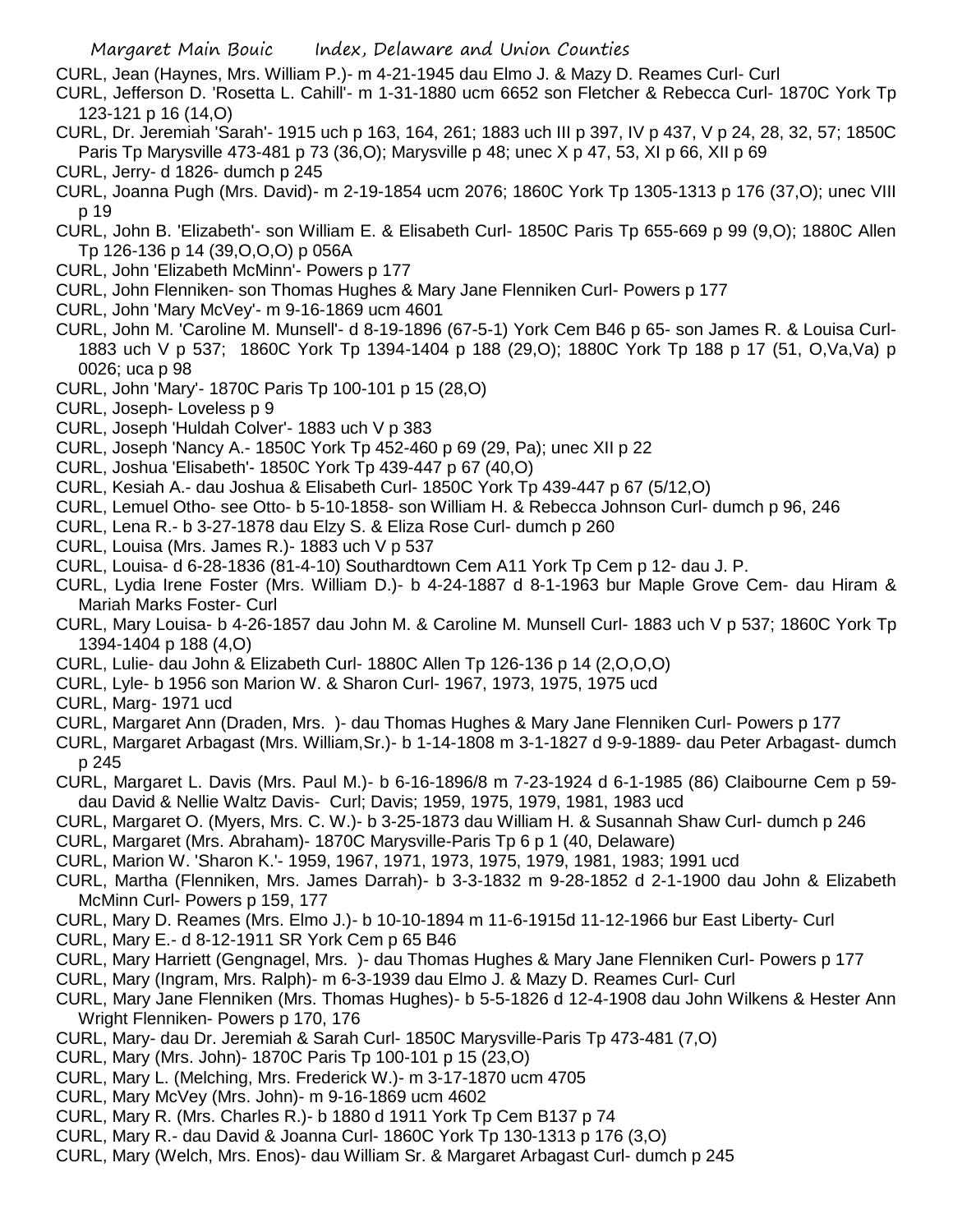CURL, Jean (Haynes, Mrs. William P.)- m 4-21-1945 dau Elmo J. & Mazy D. Reames Curl- Curl

CURL, Jefferson D. 'Rosetta L. Cahill'- m 1-31-1880 ucm 6652 son Fletcher & Rebecca Curl- 1870C York Tp 123-121 p 16 (14,O)

CURL, Dr. Jeremiah 'Sarah'- 1915 uch p 163, 164, 261; 1883 uch III p 397, IV p 437, V p 24, 28, 32, 57; 1850C Paris Tp Marysville 473-481 p 73 (36,O); Marysville p 48; unec X p 47, 53, XI p 66, XII p 69

CURL, Jerry- d 1826- dumch p 245

CURL, Joanna Pugh (Mrs. David)- m 2-19-1854 ucm 2076; 1860C York Tp 1305-1313 p 176 (37,O); unec VIII p 19

CURL, John B. 'Elizabeth'- son William E. & Elisabeth Curl- 1850C Paris Tp 655-669 p 99 (9,O); 1880C Allen Tp 126-136 p 14 (39,O,O,O) p 056A

CURL, John 'Elizabeth McMinn'- Powers p 177

CURL, John Flenniken- son Thomas Hughes & Mary Jane Flenniken Curl- Powers p 177

CURL, John 'Mary McVey'- m 9-16-1869 ucm 4601

CURL, John M. 'Caroline M. Munsell'- d 8-19-1896 (67-5-1) York Cem B46 p 65- son James R. & Louisa Curl- 1883 uch V p 537; 1860C York Tp 1394-1404 p 188 (29,O); 1880C York Tp 188 p 17 (51, O,Va,Va) p 0026; uca p 98

CURL, John 'Mary'- 1870C Paris Tp 100-101 p 15 (28,O)

CURL, Joseph- Loveless p 9

CURL, Joseph 'Huldah Colver'- 1883 uch V p 383

CURL, Joseph 'Nancy A.- 1850C York Tp 452-460 p 69 (29, Pa); unec XII p 22

CURL, Joshua 'Elisabeth'- 1850C York Tp 439-447 p 67 (40,O)

CURL, Kesiah A.- dau Joshua & Elisabeth Curl- 1850C York Tp 439-447 p 67 (5/12,O)

CURL, Lemuel Otho- see Otto- b 5-10-1858- son William H. & Rebecca Johnson Curl- dumch p 96, 246

CURL, Lena R.- b 3-27-1878 dau Elzy S. & Eliza Rose Curl- dumch p 260

CURL, Louisa (Mrs. James R.)- 1883 uch V p 537

CURL, Louisa- d 6-28-1836 (81-4-10) Southardtown Cem A11 York Tp Cem p 12- dau J. P.

CURL, Lydia Irene Foster (Mrs. William D.)- b 4-24-1887 d 8-1-1963 bur Maple Grove Cem- dau Hiram & Mariah Marks Foster- Curl

CURL, Mary Louisa- b 4-26-1857 dau John M. & Caroline M. Munsell Curl- 1883 uch V p 537; 1860C York Tp 1394-1404 p 188 (4,O)

CURL, Lulie- dau John & Elizabeth Curl- 1880C Allen Tp 126-136 p 14 (2,O,O,O)

CURL, Lyle- b 1956 son Marion W. & Sharon Curl- 1967, 1973, 1975, 1975 ucd

CURL, Marg- 1971 ucd

CURL, Margaret Ann (Draden, Mrs. )- dau Thomas Hughes & Mary Jane Flenniken Curl- Powers p 177

CURL, Margaret Arbagast (Mrs. William,Sr.)- b 1-14-1808 m 3-1-1827 d 9-9-1889- dau Peter Arbagast- dumch p 245

CURL, Margaret L. Davis (Mrs. Paul M.)- b 6-16-1896/8 m 7-23-1924 d 6-1-1985 (86) Claibourne Cem p 59- dau David & Nellie Waltz Davis- Curl; Davis; 1959, 1975, 1979, 1981, 1983 ucd

CURL, Margaret O. (Myers, Mrs. C. W.)- b 3-25-1873 dau William H. & Susannah Shaw Curl- dumch p 246

CURL, Margaret (Mrs. Abraham)- 1870C Marysville-Paris Tp 6 p 1 (40, Delaware)

CURL, Marion W. 'Sharon K.'- 1959, 1967, 1971, 1973, 1975, 1979, 1981, 1983; 1991 ucd

CURL, Martha (Flenniken, Mrs. James Darrah)- b 3-3-1832 m 9-28-1852 d 2-1-1900 dau John & Elizabeth McMinn Curl- Powers p 159, 177

CURL, Mary D. Reames (Mrs. Elmo J.)- b 10-10-1894 m 11-6-1915d 11-12-1966 bur East Liberty- Curl

CURL, Mary E.- d 8-12-1911 SR York Cem p 65 B46

CURL, Mary Harriett (Gengnagel, Mrs. )- dau Thomas Hughes & Mary Jane Flenniken Curl- Powers p 177

CURL, Mary (Ingram, Mrs. Ralph)- m 6-3-1939 dau Elmo J. & Mazy D. Reames Curl- Curl

CURL, Mary Jane Flenniken (Mrs. Thomas Hughes)- b 5-5-1826 d 12-4-1908 dau John Wilkens & Hester Ann Wright Flenniken- Powers p 170, 176

CURL, Mary- dau Dr. Jeremiah & Sarah Curl- 1850C Marysville-Paris Tp 473-481 (7,O)

CURL, Mary (Mrs. John)- 1870C Paris Tp 100-101 p 15 (23,O)

CURL, Mary L. (Melching, Mrs. Frederick W.)- m 3-17-1870 ucm 4705

CURL, Mary McVey (Mrs. John)- m 9-16-1869 ucm 4602

CURL, Mary R. (Mrs. Charles R.)- b 1880 d 1911 York Tp Cem B137 p 74

CURL, Mary R.- dau David & Joanna Curl- 1860C York Tp 130-1313 p 176 (3,O)

CURL, Mary (Welch, Mrs. Enos)- dau William Sr. & Margaret Arbagast Curl- dumch p 245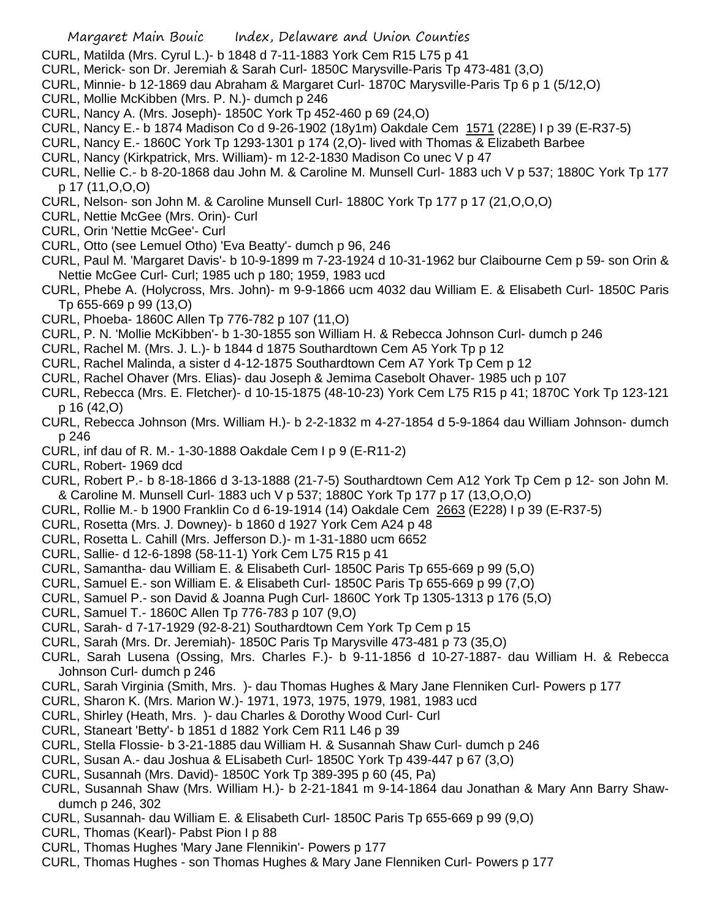CURL, Matilda (Mrs. Cyrul L.)- b 1848 d 7-11-1883 York Cem R15 L75 p 41

CURL, Merick- son Dr. Jeremiah & Sarah Curl- 1850C Marysville-Paris Tp 473-481 (3,O)

CURL, Minnie- b 12-1869 dau Abraham & Margaret Curl- 1870C Marysville-Paris Tp 6 p 1 (5/12,O)

CURL, Mollie McKibben (Mrs. P. N.)- dumch p 246

CURL, Nancy A. (Mrs. Joseph)- 1850C York Tp 452-460 p 69 (24,O)

CURL, Nancy E.- b 1874 Madison Co d 9-26-1902 (18y1m) Oakdale Cem 1571 (228E) I p 39 (E-R37-5)

CURL, Nancy E.- 1860C York Tp 1293-1301 p 174 (2,O)- lived with Thomas & Elizabeth Barbee

CURL, Nancy (Kirkpatrick, Mrs. William)- m 12-2-1830 Madison Co unec V p 47

CURL, Nellie C.- b 8-20-1868 dau John M. & Caroline M. Munsell Curl- 1883 uch V p 537; 1880C York Tp 177 p 17 (11,O,O,O)

CURL, Nelson- son John M. & Caroline Munsell Curl- 1880C York Tp 177 p 17 (21,O,O,O)

CURL, Nettie McGee (Mrs. Orin)- Curl

CURL, Orin 'Nettie McGee'- Curl

CURL, Otto (see Lemuel Otho) 'Eva Beatty'- dumch p 96, 246

CURL, Paul M. 'Margaret Davis'- b 10-9-1899 m 7-23-1924 d 10-31-1962 bur Claibourne Cem p 59- son Orin & Nettie McGee Curl- Curl; 1985 uch p 180; 1959, 1983 ucd

CURL, Phebe A. (Holycross, Mrs. John)- m 9-9-1866 ucm 4032 dau William E. & Elisabeth Curl- 1850C Paris Tp 655-669 p 99 (13,O)

CURL, Phoeba- 1860C Allen Tp 776-782 p 107 (11,O)

CURL, P. N. 'Mollie McKibben'- b 1-30-1855 son William H. & Rebecca Johnson Curl- dumch p 246

CURL, Rachel M. (Mrs. J. L.)- b 1844 d 1875 Southardtown Cem A5 York Tp p 12

CURL, Rachel Malinda, a sister d 4-12-1875 Southardtown Cem A7 York Tp Cem p 12

CURL, Rachel Ohaver (Mrs. Elias)- dau Joseph & Jemima Casebolt Ohaver- 1985 uch p 107

CURL, Rebecca (Mrs. E. Fletcher)- d 10-15-1875 (48-10-23) York Cem L75 R15 p 41; 1870C York Tp 123-121 p 16 (42,O)

CURL, Rebecca Johnson (Mrs. William H.)- b 2-2-1832 m 4-27-1854 d 5-9-1864 dau William Johnson- dumch p 246

CURL, inf dau of R. M.- 1-30-1888 Oakdale Cem I p 9 (E-R11-2)

CURL, Robert- 1969 dcd

CURL, Robert P.- b 8-18-1866 d 3-13-1888 (21-7-5) Southardtown Cem A12 York Tp Cem p 12- son John M. & Caroline M. Munsell Curl- 1883 uch V p 537; 1880C York Tp 177 p 17 (13,O,O,O)

CURL, Rollie M.- b 1900 Franklin Co d 6-19-1914 (14) Oakdale Cem 2663 (E228) I p 39 (E-R37-5)

CURL, Rosetta (Mrs. J. Downey)- b 1860 d 1927 York Cem A24 p 48

CURL, Rosetta L. Cahill (Mrs. Jefferson D.)- m 1-31-1880 ucm 6652

CURL, Sallie- d 12-6-1898 (58-11-1) York Cem L75 R15 p 41

CURL, Samantha- dau William E. & Elisabeth Curl- 1850C Paris Tp 655-669 p 99 (5,O)

CURL, Samuel E.- son William E. & Elisabeth Curl- 1850C Paris Tp 655-669 p 99 (7,O)

CURL, Samuel P.- son David & Joanna Pugh Curl- 1860C York Tp 1305-1313 p 176 (5,O)

CURL, Samuel T.- 1860C Allen Tp 776-783 p 107 (9,O)

CURL, Sarah- d 7-17-1929 (92-8-21) Southardtown Cem York Tp Cem p 15

CURL, Sarah (Mrs. Dr. Jeremiah)- 1850C Paris Tp Marysville 473-481 p 73 (35,O)

CURL, Sarah Lusena (Ossing, Mrs. Charles F.)- b 9-11-1856 d 10-27-1887- dau William H. & Rebecca Johnson Curl- dumch p 246

CURL, Sarah Virginia (Smith, Mrs. )- dau Thomas Hughes & Mary Jane Flenniken Curl- Powers p 177

CURL, Sharon K. (Mrs. Marion W.)- 1971, 1973, 1975, 1979, 1981, 1983 ucd

CURL, Shirley (Heath, Mrs. )- dau Charles & Dorothy Wood Curl- Curl

CURL, Staneart 'Betty'- b 1851 d 1882 York Cem R11 L46 p 39

CURL, Stella Flossie- b 3-21-1885 dau William H. & Susannah Shaw Curl- dumch p 246

CURL, Susan A.- dau Joshua & ELisabeth Curl- 1850C York Tp 439-447 p 67 (3,O)

CURL, Susannah (Mrs. David)- 1850C York Tp 389-395 p 60 (45, Pa)

CURL, Susannah Shaw (Mrs. William H.)- b 2-21-1841 m 9-14-1864 dau Jonathan & Mary Ann Barry Shaw- dumch p 246, 302

CURL, Susannah- dau William E. & Elisabeth Curl- 1850C Paris Tp 655-669 p 99 (9,O)

CURL, Thomas (Kearl)- Pabst Pion I p 88

CURL, Thomas Hughes 'Mary Jane Flennikin'- Powers p 177

CURL, Thomas Hughes - son Thomas Hughes & Mary Jane Flenniken Curl- Powers p 177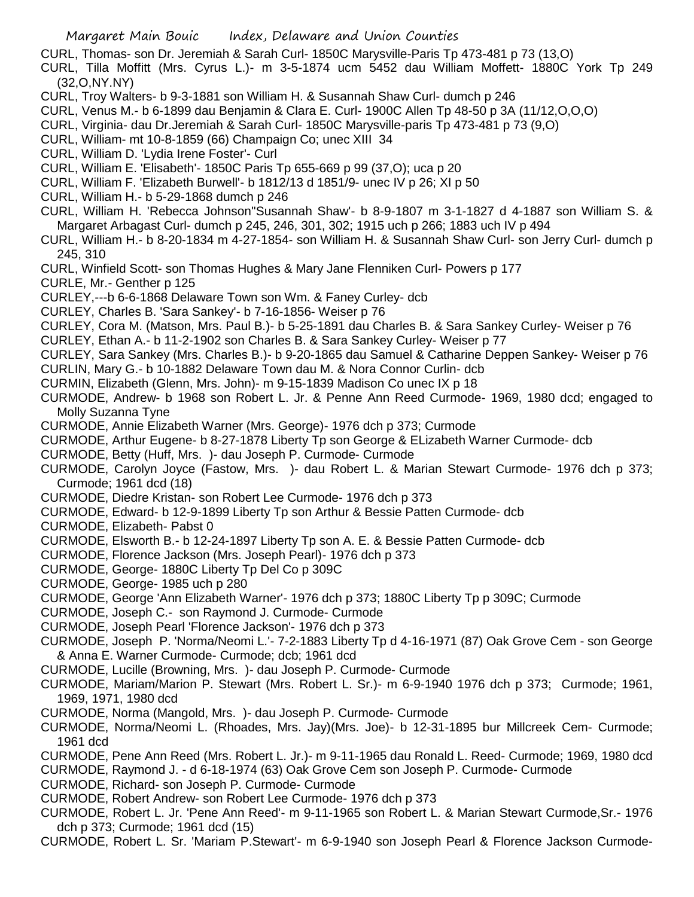CURL, Thomas- son Dr. Jeremiah & Sarah Curl- 1850C Marysville-Paris Tp 473-481 p 73 (13,O)

CURL, Tilla Moffitt (Mrs. Cyrus L.)- m 3-5-1874 ucm 5452 dau William Moffett- 1880C York Tp 249 (32,O,NY.NY)

CURL, Troy Walters- b 9-3-1881 son William H. & Susannah Shaw Curl- dumch p 246

CURL, Venus M.- b 6-1899 dau Benjamin & Clara E. Curl- 1900C Allen Tp 48-50 p 3A (11/12,O,O,O)

CURL, Virginia- dau Dr.Jeremiah & Sarah Curl- 1850C Marysville-paris Tp 473-481 p 73 (9,O)

CURL, William- mt 10-8-1859 (66) Champaign Co; unec XIII 34

CURL, William D. 'Lydia Irene Foster'- Curl

CURL, William E. 'Elisabeth'- 1850C Paris Tp 655-669 p 99 (37,O); uca p 20

CURL, William F. 'Elizabeth Burwell'- b 1812/13 d 1851/9- unec IV p 26; XI p 50

CURL, William H.- b 5-29-1868 dumch p 246

CURL, William H. 'Rebecca Johnson''Susannah Shaw'- b 8-9-1807 m 3-1-1827 d 4-1887 son William S. & Margaret Arbagast Curl- dumch p 245, 246, 301, 302; 1915 uch p 266; 1883 uch IV p 494

CURL, William H.- b 8-20-1834 m 4-27-1854- son William H. & Susannah Shaw Curl- son Jerry Curl- dumch p 245, 310

CURL, Winfield Scott- son Thomas Hughes & Mary Jane Flenniken Curl- Powers p 177

CURLE, Mr.- Genther p 125

CURLEY,---b 6-6-1868 Delaware Town son Wm. & Faney Curley- dcb

CURLEY, Charles B. 'Sara Sankey'- b 7-16-1856- Weiser p 76

CURLEY, Cora M. (Matson, Mrs. Paul B.)- b 5-25-1891 dau Charles B. & Sara Sankey Curley- Weiser p 76

CURLEY, Ethan A.- b 11-2-1902 son Charles B. & Sara Sankey Curley- Weiser p 77

CURLEY, Sara Sankey (Mrs. Charles B.)- b 9-20-1865 dau Samuel & Catharine Deppen Sankey- Weiser p 76

CURLIN, Mary G.- b 10-1882 Delaware Town dau M. & Nora Connor Curlin- dcb

CURMIN, Elizabeth (Glenn, Mrs. John)- m 9-15-1839 Madison Co unec IX p 18

CURMODE, Andrew- b 1968 son Robert L. Jr. & Penne Ann Reed Curmode- 1969, 1980 dcd; engaged to Molly Suzanna Tyne

CURMODE, Annie Elizabeth Warner (Mrs. George)- 1976 dch p 373; Curmode

CURMODE, Arthur Eugene- b 8-27-1878 Liberty Tp son George & ELizabeth Warner Curmode- dcb

CURMODE, Betty (Huff, Mrs. )- dau Joseph P. Curmode- Curmode

CURMODE, Carolyn Joyce (Fastow, Mrs. )- dau Robert L. & Marian Stewart Curmode- 1976 dch p 373; Curmode; 1961 dcd (18)

CURMODE, Diedre Kristan- son Robert Lee Curmode- 1976 dch p 373

CURMODE, Edward- b 12-9-1899 Liberty Tp son Arthur & Bessie Patten Curmode- dcb

CURMODE, Elizabeth- Pabst 0

CURMODE, Elsworth B.- b 12-24-1897 Liberty Tp son A. E. & Bessie Patten Curmode- dcb

CURMODE, Florence Jackson (Mrs. Joseph Pearl)- 1976 dch p 373

CURMODE, George- 1880C Liberty Tp Del Co p 309C

CURMODE, George- 1985 uch p 280

CURMODE, George 'Ann Elizabeth Warner'- 1976 dch p 373; 1880C Liberty Tp p 309C; Curmode

CURMODE, Joseph C.- son Raymond J. Curmode- Curmode

CURMODE, Joseph Pearl 'Florence Jackson'- 1976 dch p 373

CURMODE, Joseph P. 'Norma/Neomi L.'- 7-2-1883 Liberty Tp d 4-16-1971 (87) Oak Grove Cem - son George & Anna E. Warner Curmode- Curmode; dcb; 1961 dcd

CURMODE, Lucille (Browning, Mrs. )- dau Joseph P. Curmode- Curmode

CURMODE, Mariam/Marion P. Stewart (Mrs. Robert L. Sr.)- m 6-9-1940 1976 dch p 373; Curmode; 1961, 1969, 1971, 1980 dcd

CURMODE, Norma (Mangold, Mrs. )- dau Joseph P. Curmode- Curmode

CURMODE, Norma/Neomi L. (Rhoades, Mrs. Jay)(Mrs. Joe)- b 12-31-1895 bur Millcreek Cem- Curmode; 1961 dcd

CURMODE, Pene Ann Reed (Mrs. Robert L. Jr.)- m 9-11-1965 dau Ronald L. Reed- Curmode; 1969, 1980 dcd

CURMODE, Raymond J. - d 6-18-1974 (63) Oak Grove Cem son Joseph P. Curmode- Curmode

CURMODE, Richard- son Joseph P. Curmode- Curmode

CURMODE, Robert Andrew- son Robert Lee Curmode- 1976 dch p 373

CURMODE, Robert L. Jr. 'Pene Ann Reed'- m 9-11-1965 son Robert L. & Marian Stewart Curmode,Sr.- 1976 dch p 373; Curmode; 1961 dcd (15)

CURMODE, Robert L. Sr. 'Mariam P.Stewart'- m 6-9-1940 son Joseph Pearl & Florence Jackson Curmode-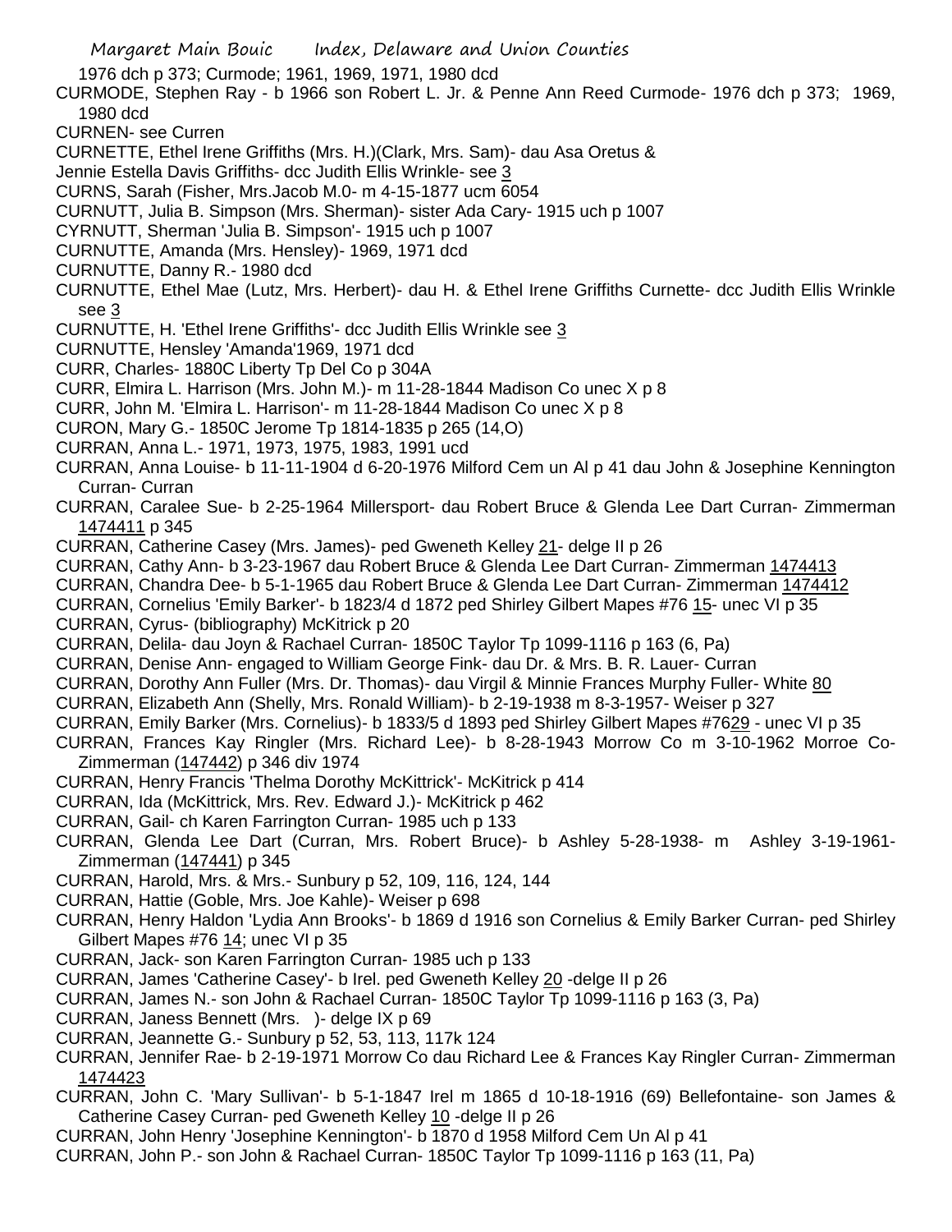1976 dch p 373; Curmode; 1961, 1969, 1971, 1980 dcd

CURMODE, Stephen Ray - b 1966 son Robert L. Jr. & Penne Ann Reed Curmode- 1976 dch p 373; 1969, 1980 dcd

CURNEN- see Curren

CURNETTE, Ethel Irene Griffiths (Mrs. H.)(Clark, Mrs. Sam)- dau Asa Oretus & Jennie Estella Davis Griffiths- dcc Judith Ellis Wrinkle- see 3

CURNS, Sarah (Fisher, Mrs.Jacob M.0- m 4-15-1877 ucm 6054

CURNUTT, Julia B. Simpson (Mrs. Sherman)- sister Ada Cary- 1915 uch p 1007

CYRNUTT, Sherman 'Julia B. Simpson'- 1915 uch p 1007

CURNUTTE, Amanda (Mrs. Hensley)- 1969, 1971 dcd

CURNUTTE, Danny R.- 1980 dcd

CURNUTTE, Ethel Mae (Lutz, Mrs. Herbert)- dau H. & Ethel Irene Griffiths Curnette- dcc Judith Ellis Wrinkle see 3

CURNUTTE, H. 'Ethel Irene Griffiths'- dcc Judith Ellis Wrinkle see 3

CURNUTTE, Hensley 'Amanda'1969, 1971 dcd

CURR, Charles- 1880C Liberty Tp Del Co p 304A

CURR, Elmira L. Harrison (Mrs. John M.)- m 11-28-1844 Madison Co unec X p 8

CURR, John M. 'Elmira L. Harrison'- m 11-28-1844 Madison Co unec X p 8

CURON, Mary G.- 1850C Jerome Tp 1814-1835 p 265 (14,O)

CURRAN, Anna L.- 1971, 1973, 1975, 1983, 1991 ucd

CURRAN, Anna Louise- b 11-11-1904 d 6-20-1976 Milford Cem un Al p 41 dau John & Josephine Kennington Curran- Curran

CURRAN, Caralee Sue- b 2-25-1964 Millersport- dau Robert Bruce & Glenda Lee Dart Curran- Zimmerman 1474411 p 345

CURRAN, Catherine Casey (Mrs. James)- ped Gweneth Kelley 21- delge II p 26

CURRAN, Cathy Ann- b 3-23-1967 dau Robert Bruce & Glenda Lee Dart Curran- Zimmerman 1474413

CURRAN, Chandra Dee- b 5-1-1965 dau Robert Bruce & Glenda Lee Dart Curran- Zimmerman 1474412

CURRAN, Cornelius 'Emily Barker'- b 1823/4 d 1872 ped Shirley Gilbert Mapes #76 15- unec VI p 35

CURRAN, Cyrus- (bibliography) McKitrick p 20

CURRAN, Delila- dau Joyn & Rachael Curran- 1850C Taylor Tp 1099-1116 p 163 (6, Pa)

CURRAN, Denise Ann- engaged to William George Fink- dau Dr. & Mrs. B. R. Lauer- Curran

CURRAN, Dorothy Ann Fuller (Mrs. Dr. Thomas)- dau Virgil & Minnie Frances Murphy Fuller- White 80

CURRAN, Elizabeth Ann (Shelly, Mrs. Ronald William)- b 2-19-1938 m 8-3-1957- Weiser p 327

CURRAN, Emily Barker (Mrs. Cornelius)- b 1833/5 d 1893 ped Shirley Gilbert Mapes #7629 - unec VI p 35

CURRAN, Frances Kay Ringler (Mrs. Richard Lee)- b 8-28-1943 Morrow Co m 3-10-1962 Morroe Co- Zimmerman (147442) p 346 div 1974

CURRAN, Henry Francis 'Thelma Dorothy McKittrick'- McKitrick p 414

CURRAN, Ida (McKittrick, Mrs. Rev. Edward J.)- McKitrick p 462

CURRAN, Gail- ch Karen Farrington Curran- 1985 uch p 133

CURRAN, Glenda Lee Dart (Curran, Mrs. Robert Bruce)- b Ashley 5-28-1938- m Ashley 3-19-1961- Zimmerman (147441) p 345

CURRAN, Harold, Mrs. & Mrs.- Sunbury p 52, 109, 116, 124, 144

CURRAN, Hattie (Goble, Mrs. Joe Kahle)- Weiser p 698

CURRAN, Henry Haldon 'Lydia Ann Brooks'- b 1869 d 1916 son Cornelius & Emily Barker Curran- ped Shirley Gilbert Mapes #76 14; unec VI p 35

CURRAN, Jack- son Karen Farrington Curran- 1985 uch p 133

CURRAN, James 'Catherine Casey'- b Irel. ped Gweneth Kelley 20 -delge II p 26

CURRAN, James N.- son John & Rachael Curran- 1850C Taylor Tp 1099-1116 p 163 (3, Pa)

CURRAN, Janess Bennett (Mrs. )- delge IX p 69

CURRAN, Jeannette G.- Sunbury p 52, 53, 113, 117k 124

CURRAN, Jennifer Rae- b 2-19-1971 Morrow Co dau Richard Lee & Frances Kay Ringler Curran- Zimmerman 1474423

CURRAN, John C. 'Mary Sullivan'- b 5-1-1847 Irel m 1865 d 10-18-1916 (69) Bellefontaine- son James & Catherine Casey Curran- ped Gweneth Kelley 10 -delge II p 26

CURRAN, John Henry 'Josephine Kennington'- b 1870 d 1958 Milford Cem Un Al p 41

CURRAN, John P.- son John & Rachael Curran- 1850C Taylor Tp 1099-1116 p 163 (11, Pa)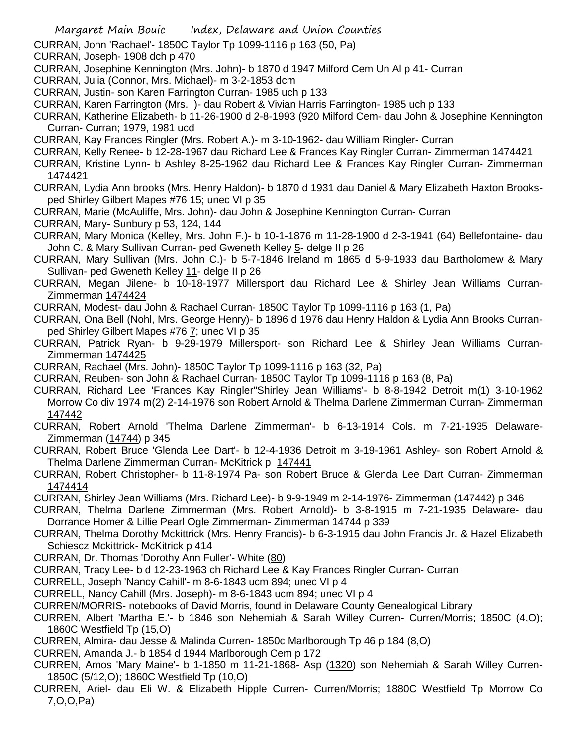CURRAN, John 'Rachael'- 1850C Taylor Tp 1099-1116 p 163 (50, Pa)

CURRAN, Joseph- 1908 dch p 470

CURRAN, Josephine Kennington (Mrs. John)- b 1870 d 1947 Milford Cem Un Al p 41- Curran

CURRAN, Julia (Connor, Mrs. Michael)- m 3-2-1853 dcm

CURRAN, Justin- son Karen Farrington Curran- 1985 uch p 133

CURRAN, Karen Farrington (Mrs. )- dau Robert & Vivian Harris Farrington- 1985 uch p 133

CURRAN, Katherine Elizabeth- b 11-26-1900 d 2-8-1993 (920 Milford Cem- dau John & Josephine Kennington Curran- Curran; 1979, 1981 ucd

CURRAN, Kay Frances Ringler (Mrs. Robert A.)- m 3-10-1962- dau William Ringler- Curran

CURRAN, Kelly Renee- b 12-28-1967 dau Richard Lee & Frances Kay Ringler Curran- Zimmerman 1474421

CURRAN, Kristine Lynn- b Ashley 8-25-1962 dau Richard Lee & Frances Kay Ringler Curran- Zimmerman 1474421

CURRAN, Lydia Ann brooks (Mrs. Henry Haldon)- b 1870 d 1931 dau Daniel & Mary Elizabeth Haxton Brooks- ped Shirley Gilbert Mapes #76 15; unec VI p 35

CURRAN, Marie (McAuliffe, Mrs. John)- dau John & Josephine Kennington Curran- Curran

CURRAN, Mary- Sunbury p 53, 124, 144

CURRAN, Mary Monica (Kelley, Mrs. John F.)- b 10-1-1876 m 11-28-1900 d 2-3-1941 (64) Bellefontaine- dau John C. & Mary Sullivan Curran- ped Gweneth Kelley 5- delge II p 26

CURRAN, Mary Sullivan (Mrs. John C.)- b 5-7-1846 Ireland m 1865 d 5-9-1933 dau Bartholomew & Mary Sullivan- ped Gweneth Kelley 11- delge II p 26

CURRAN, Megan Jilene- b 10-18-1977 Millersport dau Richard Lee & Shirley Jean Williams Curran- Zimmerman 1474424

CURRAN, Modest- dau John & Rachael Curran- 1850C Taylor Tp 1099-1116 p 163 (1, Pa)

CURRAN, Ona Bell (Nohl, Mrs. George Henry)- b 1896 d 1976 dau Henry Haldon & Lydia Ann Brooks Curran- ped Shirley Gilbert Mapes #76 7; unec VI p 35

CURRAN, Patrick Ryan- b 9-29-1979 Millersport- son Richard Lee & Shirley Jean Williams Curran- Zimmerman 1474425

CURRAN, Rachael (Mrs. John)- 1850C Taylor Tp 1099-1116 p 163 (32, Pa)

CURRAN, Reuben- son John & Rachael Curran- 1850C Taylor Tp 1099-1116 p 163 (8, Pa)

CURRAN, Richard Lee 'Frances Kay Ringler''Shirley Jean Williams'- b 8-8-1942 Detroit m(1) 3-10-1962 Morrow Co div 1974 m(2) 2-14-1976 son Robert Arnold & Thelma Darlene Zimmerman Curran- Zimmerman 147442

CURRAN, Robert Arnold 'Thelma Darlene Zimmerman'- b 6-13-1914 Cols. m 7-21-1935 Delaware- Zimmerman (14744) p 345

CURRAN, Robert Bruce 'Glenda Lee Dart'- b 12-4-1936 Detroit m 3-19-1961 Ashley- son Robert Arnold & Thelma Darlene Zimmerman Curran- McKitrick p 147441

CURRAN, Robert Christopher- b 11-8-1974 Pa- son Robert Bruce & Glenda Lee Dart Curran- Zimmerman 1474414

CURRAN, Shirley Jean Williams (Mrs. Richard Lee)- b 9-9-1949 m 2-14-1976- Zimmerman (147442) p 346

CURRAN, Thelma Darlene Zimmerman (Mrs. Robert Arnold)- b 3-8-1915 m 7-21-1935 Delaware- dau Dorrance Homer & Lillie Pearl Ogle Zimmerman- Zimmerman 14744 p 339

CURRAN, Thelma Dorothy Mckittrick (Mrs. Henry Francis)- b 6-3-1915 dau John Francis Jr. & Hazel Elizabeth Schiescz Mckittrick- McKitrick p 414

CURRAN, Dr. Thomas 'Dorothy Ann Fuller'- White (80)

CURRAN, Tracy Lee- b d 12-23-1963 ch Richard Lee & Kay Frances Ringler Curran- Curran

CURRELL, Joseph 'Nancy Cahill'- m 8-6-1843 ucm 894; unec VI p 4

CURRELL, Nancy Cahill (Mrs. Joseph)- m 8-6-1843 ucm 894; unec VI p 4

CURREN/MORRIS- notebooks of David Morris, found in Delaware County Genealogical Library

CURREN, Albert 'Martha E.'- b 1846 son Nehemiah & Sarah Willey Curren- Curren/Morris; 1850C (4,O); 1860C Westfield Tp (15,O)

CURREN, Almira- dau Jesse & Malinda Curren- 1850c Marlborough Tp 46 p 184 (8,O)

CURREN, Amanda J.- b 1854 d 1944 Marlborough Cem p 172

CURREN, Amos 'Mary Maine'- b 1-1850 m 11-21-1868- Asp (1320) son Nehemiah & Sarah Willey Curren- 1850C (5/12,O); 1860C Westfield Tp (10,O)

CURREN, Ariel- dau Eli W. & Elizabeth Hipple Curren- Curren/Morris; 1880C Westfield Tp Morrow Co 7,O,O,Pa)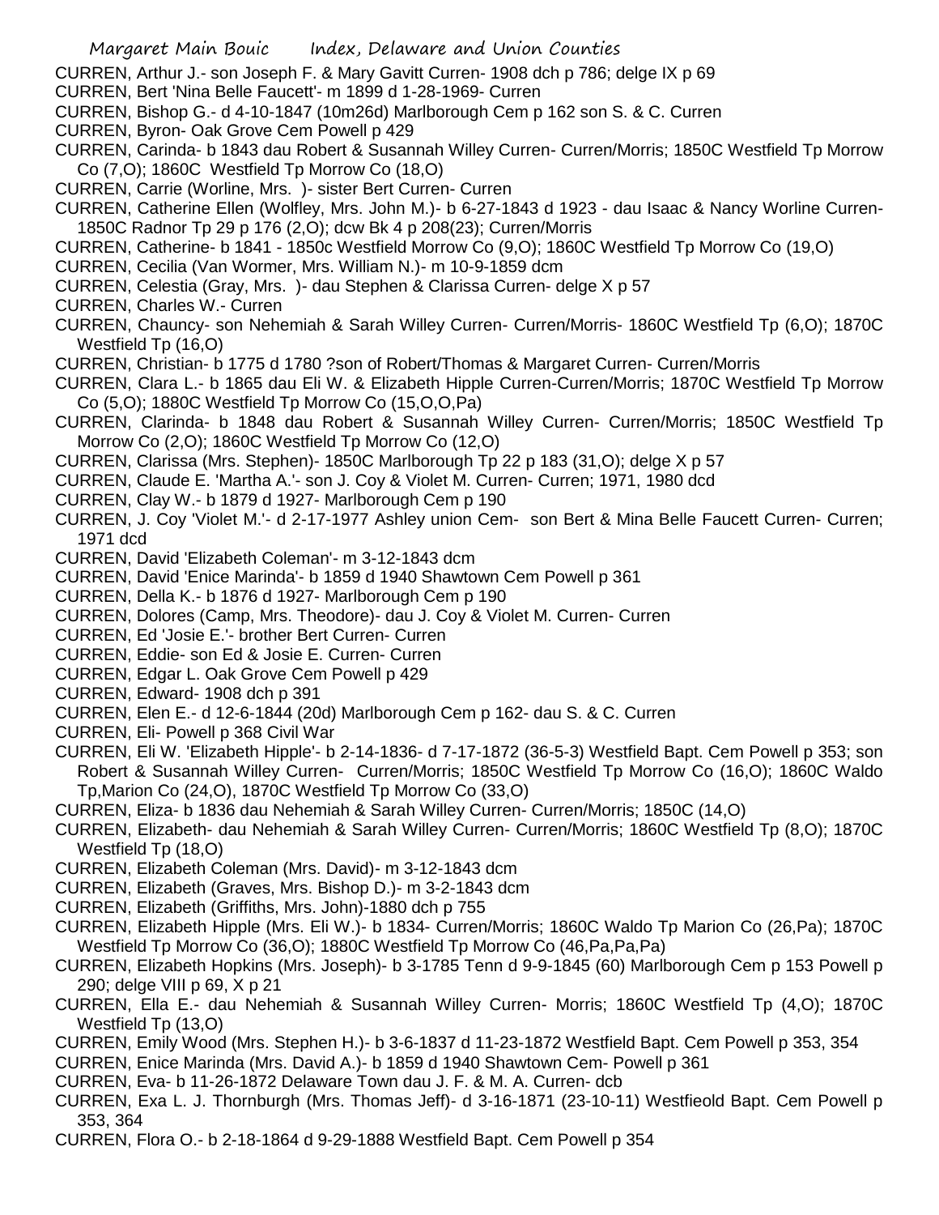CURREN, Arthur J.- son Joseph F. & Mary Gavitt Curren- 1908 dch p 786; delge IX p 69

CURREN, Bert 'Nina Belle Faucett'- m 1899 d 1-28-1969- Curren

CURREN, Bishop G.- d 4-10-1847 (10m26d) Marlborough Cem p 162 son S. & C. Curren

CURREN, Byron- Oak Grove Cem Powell p 429

CURREN, Carinda- b 1843 dau Robert & Susannah Willey Curren- Curren/Morris; 1850C Westfield Tp Morrow Co (7,O); 1860C Westfield Tp Morrow Co (18,O)

CURREN, Carrie (Worline, Mrs. )- sister Bert Curren- Curren

CURREN, Catherine Ellen (Wolfley, Mrs. John M.)- b 6-27-1843 d 1923 - dau Isaac & Nancy Worline Curren- 1850C Radnor Tp 29 p 176 (2,O); dcw Bk 4 p 208(23); Curren/Morris

CURREN, Catherine- b 1841 - 1850c Westfield Morrow Co (9,O); 1860C Westfield Tp Morrow Co (19,O)

CURREN, Cecilia (Van Wormer, Mrs. William N.)- m 10-9-1859 dcm

CURREN, Celestia (Gray, Mrs. )- dau Stephen & Clarissa Curren- delge X p 57

CURREN, Charles W.- Curren

CURREN, Chauncy- son Nehemiah & Sarah Willey Curren- Curren/Morris- 1860C Westfield Tp (6,O); 1870C Westfield Tp (16,O)

CURREN, Christian- b 1775 d 1780 ?son of Robert/Thomas & Margaret Curren- Curren/Morris

CURREN, Clara L.- b 1865 dau Eli W. & Elizabeth Hipple Curren-Curren/Morris; 1870C Westfield Tp Morrow Co (5,O); 1880C Westfield Tp Morrow Co (15,O,O,Pa)

CURREN, Clarinda- b 1848 dau Robert & Susannah Willey Curren- Curren/Morris; 1850C Westfield Tp Morrow Co (2,O); 1860C Westfield Tp Morrow Co (12,O)

CURREN, Clarissa (Mrs. Stephen)- 1850C Marlborough Tp 22 p 183 (31,O); delge X p 57

CURREN, Claude E. 'Martha A.'- son J. Coy & Violet M. Curren- Curren; 1971, 1980 dcd

CURREN, Clay W.- b 1879 d 1927- Marlborough Cem p 190

CURREN, J. Coy 'Violet M.'- d 2-17-1977 Ashley union Cem- son Bert & Mina Belle Faucett Curren- Curren; 1971 dcd

CURREN, David 'Elizabeth Coleman'- m 3-12-1843 dcm

CURREN, David 'Enice Marinda'- b 1859 d 1940 Shawtown Cem Powell p 361

CURREN, Della K.- b 1876 d 1927- Marlborough Cem p 190

CURREN, Dolores (Camp, Mrs. Theodore)- dau J. Coy & Violet M. Curren- Curren

CURREN, Ed 'Josie E.'- brother Bert Curren- Curren

CURREN, Eddie- son Ed & Josie E. Curren- Curren

CURREN, Edgar L. Oak Grove Cem Powell p 429

CURREN, Edward- 1908 dch p 391

CURREN, Elen E.- d 12-6-1844 (20d) Marlborough Cem p 162- dau S. & C. Curren

CURREN, Eli- Powell p 368 Civil War

CURREN, Eli W. 'Elizabeth Hipple'- b 2-14-1836- d 7-17-1872 (36-5-3) Westfield Bapt. Cem Powell p 353; son Robert & Susannah Willey Curren- Curren/Morris; 1850C Westfield Tp Morrow Co (16,O); 1860C Waldo Tp,Marion Co (24,O), 1870C Westfield Tp Morrow Co (33,O)

CURREN, Eliza- b 1836 dau Nehemiah & Sarah Willey Curren- Curren/Morris; 1850C (14,O)

CURREN, Elizabeth- dau Nehemiah & Sarah Willey Curren- Curren/Morris; 1860C Westfield Tp (8,O); 1870C Westfield Tp (18,O)

CURREN, Elizabeth Coleman (Mrs. David)- m 3-12-1843 dcm

CURREN, Elizabeth (Graves, Mrs. Bishop D.)- m 3-2-1843 dcm

CURREN, Elizabeth (Griffiths, Mrs. John)-1880 dch p 755

CURREN, Elizabeth Hipple (Mrs. Eli W.)- b 1834- Curren/Morris; 1860C Waldo Tp Marion Co (26,Pa); 1870C Westfield Tp Morrow Co (36,O); 1880C Westfield Tp Morrow Co (46,Pa,Pa,Pa)

CURREN, Elizabeth Hopkins (Mrs. Joseph)- b 3-1785 Tenn d 9-9-1845 (60) Marlborough Cem p 153 Powell p 290; delge VIII p 69, X p 21

CURREN, Ella E.- dau Nehemiah & Susannah Willey Curren- Morris; 1860C Westfield Tp (4,O); 1870C Westfield Tp (13,O)

CURREN, Emily Wood (Mrs. Stephen H.)- b 3-6-1837 d 11-23-1872 Westfield Bapt. Cem Powell p 353, 354

CURREN, Enice Marinda (Mrs. David A.)- b 1859 d 1940 Shawtown Cem- Powell p 361

CURREN, Eva- b 11-26-1872 Delaware Town dau J. F. & M. A. Curren- dcb

CURREN, Exa L. J. Thornburgh (Mrs. Thomas Jeff)- d 3-16-1871 (23-10-11) Westfieold Bapt. Cem Powell p 353, 364

CURREN, Flora O.- b 2-18-1864 d 9-29-1888 Westfield Bapt. Cem Powell p 354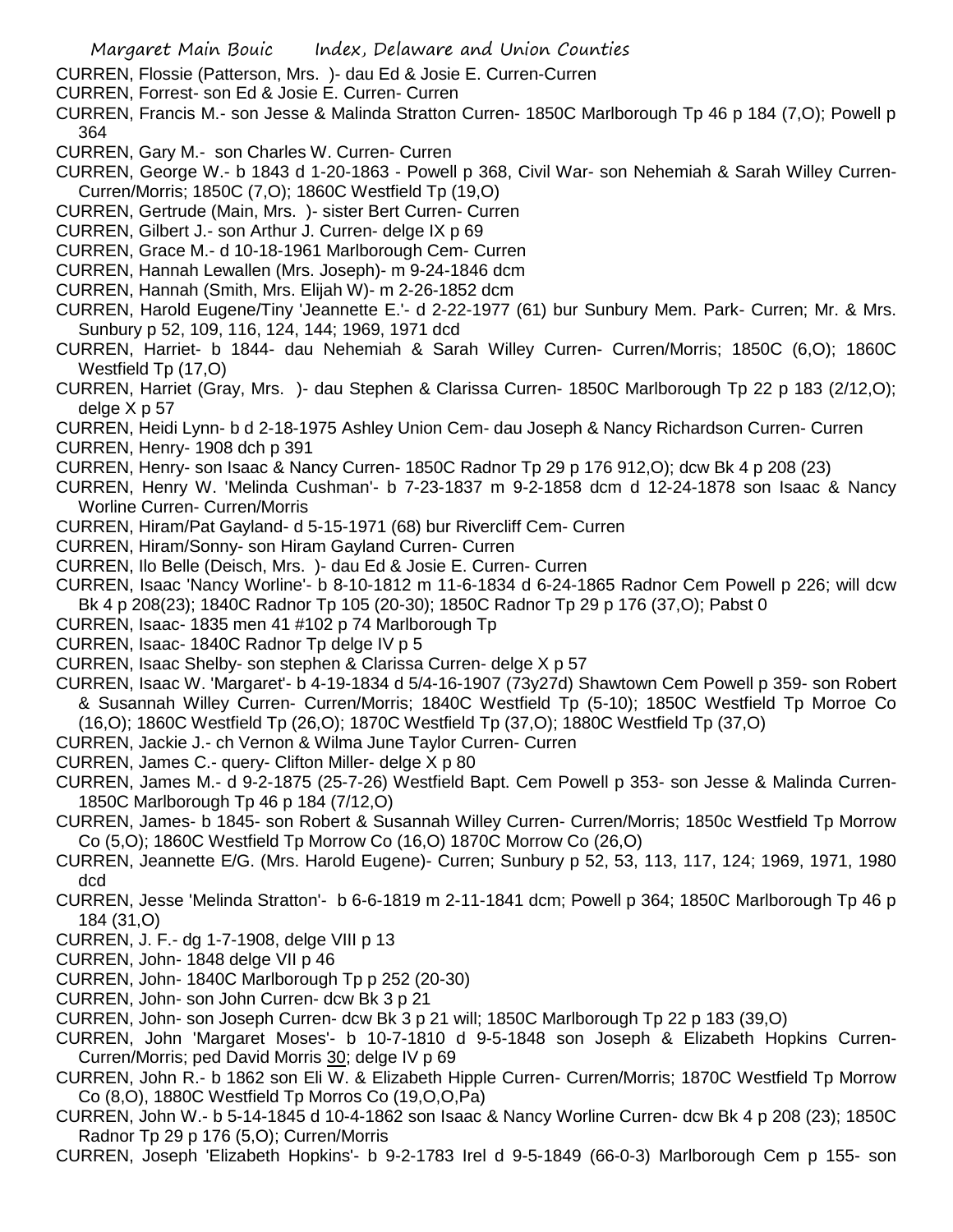CURREN, Flossie (Patterson, Mrs. )- dau Ed & Josie E. Curren-Curren

CURREN, Forrest- son Ed & Josie E. Curren- Curren

CURREN, Francis M.- son Jesse & Malinda Stratton Curren- 1850C Marlborough Tp 46 p 184 (7,O); Powell p 364

CURREN, Gary M.- son Charles W. Curren- Curren

CURREN, George W.- b 1843 d 1-20-1863 - Powell p 368, Civil War- son Nehemiah & Sarah Willey Curren- Curren/Morris; 1850C (7,O); 1860C Westfield Tp (19,O)

CURREN, Gertrude (Main, Mrs. )- sister Bert Curren- Curren

CURREN, Gilbert J.- son Arthur J. Curren- delge IX p 69

CURREN, Grace M.- d 10-18-1961 Marlborough Cem- Curren

CURREN, Hannah Lewallen (Mrs. Joseph)- m 9-24-1846 dcm

CURREN, Hannah (Smith, Mrs. Elijah W)- m 2-26-1852 dcm

CURREN, Harold Eugene/Tiny 'Jeannette E.'- d 2-22-1977 (61) bur Sunbury Mem. Park- Curren; Mr. & Mrs. Sunbury p 52, 109, 116, 124, 144; 1969, 1971 dcd

CURREN, Harriet- b 1844- dau Nehemiah & Sarah Willey Curren- Curren/Morris; 1850C (6,O); 1860C Westfield Tp (17,O)

CURREN, Harriet (Gray, Mrs. )- dau Stephen & Clarissa Curren- 1850C Marlborough Tp 22 p 183 (2/12,O); delge X p 57

CURREN, Heidi Lynn- b d 2-18-1975 Ashley Union Cem- dau Joseph & Nancy Richardson Curren- Curren

CURREN, Henry- 1908 dch p 391

CURREN, Henry- son Isaac & Nancy Curren- 1850C Radnor Tp 29 p 176 912,O); dcw Bk 4 p 208 (23)

CURREN, Henry W. 'Melinda Cushman'- b 7-23-1837 m 9-2-1858 dcm d 12-24-1878 son Isaac & Nancy Worline Curren- Curren/Morris

CURREN, Hiram/Pat Gayland- d 5-15-1971 (68) bur Rivercliff Cem- Curren

CURREN, Hiram/Sonny- son Hiram Gayland Curren- Curren

CURREN, Ilo Belle (Deisch, Mrs. )- dau Ed & Josie E. Curren- Curren

CURREN, Isaac 'Nancy Worline'- b 8-10-1812 m 11-6-1834 d 6-24-1865 Radnor Cem Powell p 226; will dcw Bk 4 p 208(23); 1840C Radnor Tp 105 (20-30); 1850C Radnor Tp 29 p 176 (37,O); Pabst 0

CURREN, Isaac- 1835 men 41 #102 p 74 Marlborough Tp

CURREN, Isaac- 1840C Radnor Tp delge IV p 5

CURREN, Isaac Shelby- son stephen & Clarissa Curren- delge X p 57

CURREN, Isaac W. 'Margaret'- b 4-19-1834 d 5/4-16-1907 (73y27d) Shawtown Cem Powell p 359- son Robert & Susannah Willey Curren- Curren/Morris; 1840C Westfield Tp (5-10); 1850C Westfield Tp Morroe Co (16,O); 1860C Westfield Tp (26,O); 1870C Westfield Tp (37,O); 1880C Westfield Tp (37,O)

CURREN, Jackie J.- ch Vernon & Wilma June Taylor Curren- Curren

CURREN, James C.- query- Clifton Miller- delge X p 80

CURREN, James M.- d 9-2-1875 (25-7-26) Westfield Bapt. Cem Powell p 353- son Jesse & Malinda Curren- 1850C Marlborough Tp 46 p 184 (7/12,O)

CURREN, James- b 1845- son Robert & Susannah Willey Curren- Curren/Morris; 1850c Westfield Tp Morrow Co (5,O); 1860C Westfield Tp Morrow Co (16,O) 1870C Morrow Co (26,O)

CURREN, Jeannette E/G. (Mrs. Harold Eugene)- Curren; Sunbury p 52, 53, 113, 117, 124; 1969, 1971, 1980 dcd

CURREN, Jesse 'Melinda Stratton'- b 6-6-1819 m 2-11-1841 dcm; Powell p 364; 1850C Marlborough Tp 46 p 184 (31,O)

CURREN, J. F.- dg 1-7-1908, delge VIII p 13

CURREN, John- 1848 delge VII p 46

CURREN, John- 1840C Marlborough Tp p 252 (20-30)

CURREN, John- son John Curren- dcw Bk 3 p 21

CURREN, John- son Joseph Curren- dcw Bk 3 p 21 will; 1850C Marlborough Tp 22 p 183 (39,O)

CURREN, John 'Margaret Moses'- b 10-7-1810 d 9-5-1848 son Joseph & Elizabeth Hopkins Curren- Curren/Morris; ped David Morris 30; delge IV p 69

CURREN, John R.- b 1862 son Eli W. & Elizabeth Hipple Curren- Curren/Morris; 1870C Westfield Tp Morrow Co (8,O), 1880C Westfield Tp Morros Co (19,O,O,Pa)

CURREN, John W.- b 5-14-1845 d 10-4-1862 son Isaac & Nancy Worline Curren- dcw Bk 4 p 208 (23); 1850C Radnor Tp 29 p 176 (5,O); Curren/Morris

CURREN, Joseph 'Elizabeth Hopkins'- b 9-2-1783 Irel d 9-5-1849 (66-0-3) Marlborough Cem p 155- son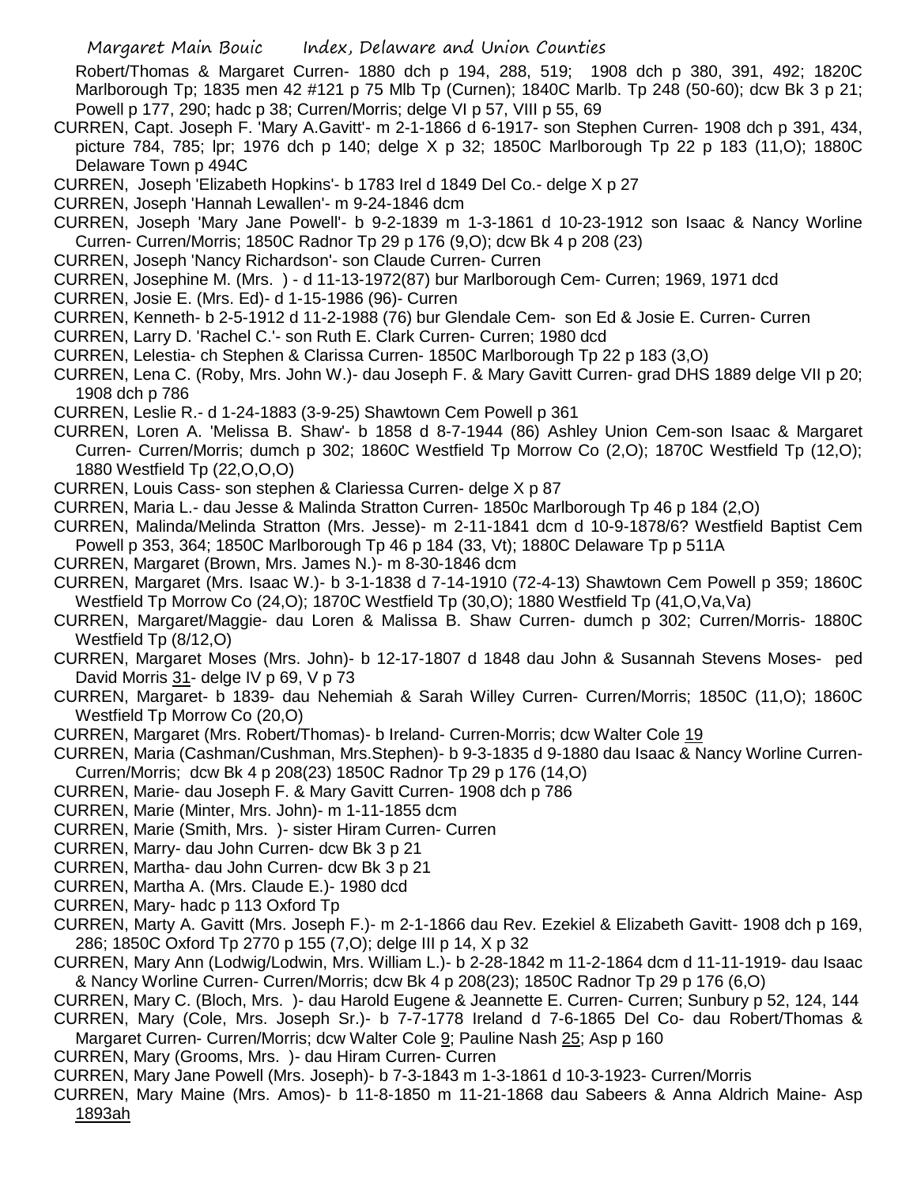Robert/Thomas & Margaret Curren- 1880 dch p 194, 288, 519; 1908 dch p 380, 391, 492; 1820C Marlborough Tp; 1835 men 42 #121 p 75 Mlb Tp (Curnen); 1840C Marlb. Tp 248 (50-60); dcw Bk 3 p 21; Powell p 177, 290; hadc p 38; Curren/Morris; delge VI p 57, VIII p 55, 69

CURREN, Capt. Joseph F. 'Mary A.Gavitt'- m 2-1-1866 d 6-1917- son Stephen Curren- 1908 dch p 391, 434, picture 784, 785; lpr; 1976 dch p 140; delge X p 32; 1850C Marlborough Tp 22 p 183 (11,O); 1880C Delaware Town p 494C

CURREN, Joseph 'Elizabeth Hopkins'- b 1783 Irel d 1849 Del Co.- delge X p 27

CURREN, Joseph 'Hannah Lewallen'- m 9-24-1846 dcm

CURREN, Joseph 'Mary Jane Powell'- b 9-2-1839 m 1-3-1861 d 10-23-1912 son Isaac & Nancy Worline Curren- Curren/Morris; 1850C Radnor Tp 29 p 176 (9,O); dcw Bk 4 p 208 (23)

CURREN, Joseph 'Nancy Richardson'- son Claude Curren- Curren

CURREN, Josephine M. (Mrs. ) - d 11-13-1972(87) bur Marlborough Cem- Curren; 1969, 1971 dcd

CURREN, Josie E. (Mrs. Ed)- d 1-15-1986 (96)- Curren

CURREN, Kenneth- b 2-5-1912 d 11-2-1988 (76) bur Glendale Cem- son Ed & Josie E. Curren- Curren

CURREN, Larry D. 'Rachel C.'- son Ruth E. Clark Curren- Curren; 1980 dcd

CURREN, Lelestia- ch Stephen & Clarissa Curren- 1850C Marlborough Tp 22 p 183 (3,O)

CURREN, Lena C. (Roby, Mrs. John W.)- dau Joseph F. & Mary Gavitt Curren- grad DHS 1889 delge VII p 20; 1908 dch p 786

CURREN, Leslie R.- d 1-24-1883 (3-9-25) Shawtown Cem Powell p 361

CURREN, Loren A. 'Melissa B. Shaw'- b 1858 d 8-7-1944 (86) Ashley Union Cem-son Isaac & Margaret Curren- Curren/Morris; dumch p 302; 1860C Westfield Tp Morrow Co (2,O); 1870C Westfield Tp (12,O); 1880 Westfield Tp (22,O,O,O)

CURREN, Louis Cass- son stephen & Clariessa Curren- delge X p 87

CURREN, Maria L.- dau Jesse & Malinda Stratton Curren- 1850c Marlborough Tp 46 p 184 (2,O)

CURREN, Malinda/Melinda Stratton (Mrs. Jesse)- m 2-11-1841 dcm d 10-9-1878/6? Westfield Baptist Cem Powell p 353, 364; 1850C Marlborough Tp 46 p 184 (33, Vt); 1880C Delaware Tp p 511A

CURREN, Margaret (Brown, Mrs. James N.)- m 8-30-1846 dcm

CURREN, Margaret (Mrs. Isaac W.)- b 3-1-1838 d 7-14-1910 (72-4-13) Shawtown Cem Powell p 359; 1860C Westfield Tp Morrow Co (24,O); 1870C Westfield Tp (30,O); 1880 Westfield Tp (41,O,Va,Va)

CURREN, Margaret/Maggie- dau Loren & Malissa B. Shaw Curren- dumch p 302; Curren/Morris- 1880C Westfield Tp (8/12,O)

CURREN, Margaret Moses (Mrs. John)- b 12-17-1807 d 1848 dau John & Susannah Stevens Moses- ped David Morris 31- delge IV p 69, V p 73

CURREN, Margaret- b 1839- dau Nehemiah & Sarah Willey Curren- Curren/Morris; 1850C (11,O); 1860C Westfield Tp Morrow Co (20,O)

CURREN, Margaret (Mrs. Robert/Thomas)- b Ireland- Curren-Morris; dcw Walter Cole 19

CURREN, Maria (Cashman/Cushman, Mrs.Stephen)- b 9-3-1835 d 9-1880 dau Isaac & Nancy Worline Curren- Curren/Morris; dcw Bk 4 p 208(23) 1850C Radnor Tp 29 p 176 (14,O)

CURREN, Marie- dau Joseph F. & Mary Gavitt Curren- 1908 dch p 786

CURREN, Marie (Minter, Mrs. John)- m 1-11-1855 dcm

CURREN, Marie (Smith, Mrs. )- sister Hiram Curren- Curren

CURREN, Marry- dau John Curren- dcw Bk 3 p 21

CURREN, Martha- dau John Curren- dcw Bk 3 p 21

CURREN, Martha A. (Mrs. Claude E.)- 1980 dcd

CURREN, Mary- hadc p 113 Oxford Tp

CURREN, Marty A. Gavitt (Mrs. Joseph F.)- m 2-1-1866 dau Rev. Ezekiel & Elizabeth Gavitt- 1908 dch p 169, 286; 1850C Oxford Tp 2770 p 155 (7,O); delge III p 14, X p 32

CURREN, Mary Ann (Lodwig/Lodwin, Mrs. William L.)- b 2-28-1842 m 11-2-1864 dcm d 11-11-1919- dau Isaac & Nancy Worline Curren- Curren/Morris; dcw Bk 4 p 208(23); 1850C Radnor Tp 29 p 176 (6,O)

CURREN, Mary C. (Bloch, Mrs. )- dau Harold Eugene & Jeannette E. Curren- Curren; Sunbury p 52, 124, 144

CURREN, Mary (Cole, Mrs. Joseph Sr.)- b 7-7-1778 Ireland d 7-6-1865 Del Co- dau Robert/Thomas & Margaret Curren- Curren/Morris; dcw Walter Cole 9; Pauline Nash 25; Asp p 160

CURREN, Mary (Grooms, Mrs. )- dau Hiram Curren- Curren

CURREN, Mary Jane Powell (Mrs. Joseph)- b 7-3-1843 m 1-3-1861 d 10-3-1923- Curren/Morris

CURREN, Mary Maine (Mrs. Amos)- b 11-8-1850 m 11-21-1868 dau Sabeers & Anna Aldrich Maine- Asp 1893ah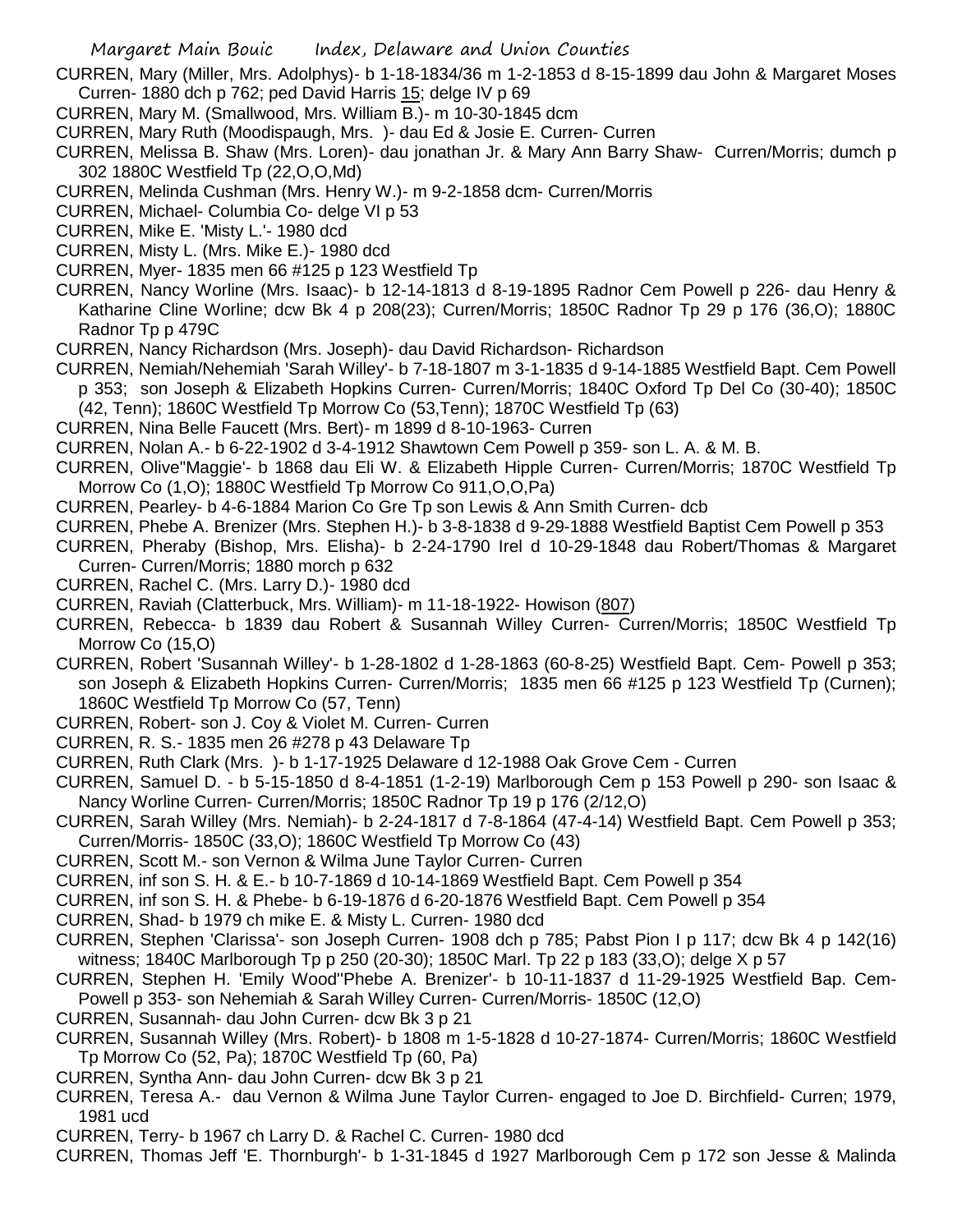CURREN, Mary (Miller, Mrs. Adolphys)- b 1-18-1834/36 m 1-2-1853 d 8-15-1899 dau John & Margaret Moses Curren- 1880 dch p 762; ped David Harris 15; delge IV p 69

CURREN, Mary M. (Smallwood, Mrs. William B.)- m 10-30-1845 dcm

CURREN, Mary Ruth (Moodispaugh, Mrs. )- dau Ed & Josie E. Curren- Curren

CURREN, Melissa B. Shaw (Mrs. Loren)- dau jonathan Jr. & Mary Ann Barry Shaw- Curren/Morris; dumch p 302 1880C Westfield Tp (22,O,O,Md)

CURREN, Melinda Cushman (Mrs. Henry W.)- m 9-2-1858 dcm- Curren/Morris

CURREN, Michael- Columbia Co- delge VI p 53

CURREN, Mike E. 'Misty L.'- 1980 dcd

CURREN, Misty L. (Mrs. Mike E.)- 1980 dcd

CURREN, Myer- 1835 men 66 #125 p 123 Westfield Tp

CURREN, Nancy Worline (Mrs. Isaac)- b 12-14-1813 d 8-19-1895 Radnor Cem Powell p 226- dau Henry & Katharine Cline Worline; dcw Bk 4 p 208(23); Curren/Morris; 1850C Radnor Tp 29 p 176 (36,O); 1880C Radnor Tp p 479C

CURREN, Nancy Richardson (Mrs. Joseph)- dau David Richardson- Richardson

CURREN, Nemiah/Nehemiah 'Sarah Willey'- b 7-18-1807 m 3-1-1835 d 9-14-1885 Westfield Bapt. Cem Powell p 353; son Joseph & Elizabeth Hopkins Curren- Curren/Morris; 1840C Oxford Tp Del Co (30-40); 1850C (42, Tenn); 1860C Westfield Tp Morrow Co (53,Tenn); 1870C Westfield Tp (63)

CURREN, Nina Belle Faucett (Mrs. Bert)- m 1899 d 8-10-1963- Curren

CURREN, Nolan A.- b 6-22-1902 d 3-4-1912 Shawtown Cem Powell p 359- son L. A. & M. B.

CURREN, Olive"Maggie'- b 1868 dau Eli W. & Elizabeth Hipple Curren- Curren/Morris; 1870C Westfield Tp Morrow Co (1,O); 1880C Westfield Tp Morrow Co 911,O,O,Pa)

CURREN, Pearley- b 4-6-1884 Marion Co Gre Tp son Lewis & Ann Smith Curren- dcb

CURREN, Phebe A. Brenizer (Mrs. Stephen H.)- b 3-8-1838 d 9-29-1888 Westfield Baptist Cem Powell p 353

CURREN, Pheraby (Bishop, Mrs. Elisha)- b 2-24-1790 Irel d 10-29-1848 dau Robert/Thomas & Margaret Curren- Curren/Morris; 1880 morch p 632

CURREN, Rachel C. (Mrs. Larry D.)- 1980 dcd

CURREN, Raviah (Clatterbuck, Mrs. William)- m 11-18-1922- Howison (807)

CURREN, Rebecca- b 1839 dau Robert & Susannah Willey Curren- Curren/Morris; 1850C Westfield Tp Morrow Co (15,O)

CURREN, Robert 'Susannah Willey'- b 1-28-1802 d 1-28-1863 (60-8-25) Westfield Bapt. Cem- Powell p 353; son Joseph & Elizabeth Hopkins Curren- Curren/Morris; 1835 men 66 #125 p 123 Westfield Tp (Curnen); 1860C Westfield Tp Morrow Co (57, Tenn)

CURREN, Robert- son J. Coy & Violet M. Curren- Curren

CURREN, R. S.- 1835 men 26 #278 p 43 Delaware Tp

CURREN, Ruth Clark (Mrs. )- b 1-17-1925 Delaware d 12-1988 Oak Grove Cem - Curren

CURREN, Samuel D. - b 5-15-1850 d 8-4-1851 (1-2-19) Marlborough Cem p 153 Powell p 290- son Isaac & Nancy Worline Curren- Curren/Morris; 1850C Radnor Tp 19 p 176 (2/12,O)

CURREN, Sarah Willey (Mrs. Nemiah)- b 2-24-1817 d 7-8-1864 (47-4-14) Westfield Bapt. Cem Powell p 353; Curren/Morris- 1850C (33,O); 1860C Westfield Tp Morrow Co (43)

CURREN, Scott M.- son Vernon & Wilma June Taylor Curren- Curren

CURREN, inf son S. H. & E.- b 10-7-1869 d 10-14-1869 Westfield Bapt. Cem Powell p 354

CURREN, inf son S. H. & Phebe- b 6-19-1876 d 6-20-1876 Westfield Bapt. Cem Powell p 354

CURREN, Shad- b 1979 ch mike E. & Misty L. Curren- 1980 dcd

CURREN, Stephen 'Clarissa'- son Joseph Curren- 1908 dch p 785; Pabst Pion I p 117; dcw Bk 4 p 142(16) witness; 1840C Marlborough Tp p 250 (20-30); 1850C Marl. Tp 22 p 183 (33,O); delge X p 57

CURREN, Stephen H. 'Emily Wood''Phebe A. Brenizer'- b 10-11-1837 d 11-29-1925 Westfield Bap. Cem- Powell p 353- son Nehemiah & Sarah Willey Curren- Curren/Morris- 1850C (12,O)

CURREN, Susannah- dau John Curren- dcw Bk 3 p 21

CURREN, Susannah Willey (Mrs. Robert)- b 1808 m 1-5-1828 d 10-27-1874- Curren/Morris; 1860C Westfield Tp Morrow Co (52, Pa); 1870C Westfield Tp (60, Pa)

CURREN, Syntha Ann- dau John Curren- dcw Bk 3 p 21

CURREN, Teresa A.- dau Vernon & Wilma June Taylor Curren- engaged to Joe D. Birchfield- Curren; 1979, 1981 ucd

CURREN, Terry- b 1967 ch Larry D. & Rachel C. Curren- 1980 dcd

CURREN, Thomas Jeff 'E. Thornburgh'- b 1-31-1845 d 1927 Marlborough Cem p 172 son Jesse & Malinda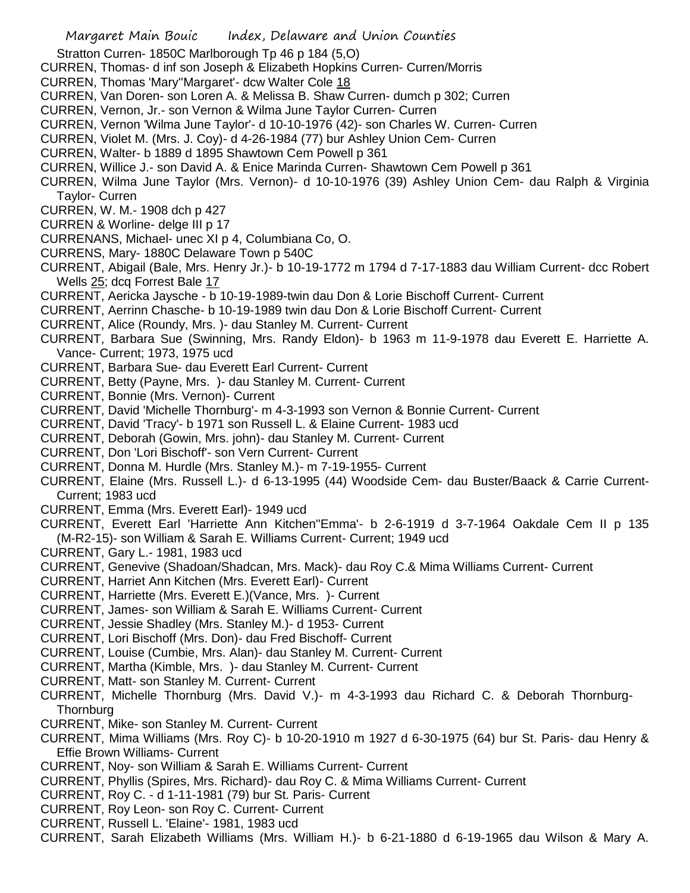Stratton Curren- 1850C Marlborough Tp 46 p 184 (5,O)

CURREN, Thomas- d inf son Joseph & Elizabeth Hopkins Curren- Curren/Morris

CURREN, Thomas 'Mary''Margaret'- dcw Walter Cole 18

CURREN, Van Doren- son Loren A. & Melissa B. Shaw Curren- dumch p 302; Curren

CURREN, Vernon, Jr.- son Vernon & Wilma June Taylor Curren- Curren

CURREN, Vernon 'Wilma June Taylor'- d 10-10-1976 (42)- son Charles W. Curren- Curren

CURREN, Violet M. (Mrs. J. Coy)- d 4-26-1984 (77) bur Ashley Union Cem- Curren

CURREN, Walter- b 1889 d 1895 Shawtown Cem Powell p 361

CURREN, Willice J.- son David A. & Enice Marinda Curren- Shawtown Cem Powell p 361

CURREN, Wilma June Taylor (Mrs. Vernon)- d 10-10-1976 (39) Ashley Union Cem- dau Ralph & Virginia Taylor- Curren

CURREN, W. M.- 1908 dch p 427

CURREN & Worline- delge III p 17

CURRENANS, Michael- unec XI p 4, Columbiana Co, O.

CURRENS, Mary- 1880C Delaware Town p 540C

CURRENT, Abigail (Bale, Mrs. Henry Jr.)- b 10-19-1772 m 1794 d 7-17-1883 dau William Current- dcc Robert Wells 25; dcq Forrest Bale 17

CURRENT, Aericka Jaysche - b 10-19-1989-twin dau Don & Lorie Bischoff Current- Current

CURRENT, Aerrinn Chasche- b 10-19-1989 twin dau Don & Lorie Bischoff Current- Current

CURRENT, Alice (Roundy, Mrs. )- dau Stanley M. Current- Current

CURRENT, Barbara Sue (Swinning, Mrs. Randy Eldon)- b 1963 m 11-9-1978 dau Everett E. Harriette A. Vance- Current; 1973, 1975 ucd

CURRENT, Barbara Sue- dau Everett Earl Current- Current

CURRENT, Betty (Payne, Mrs. )- dau Stanley M. Current- Current

CURRENT, Bonnie (Mrs. Vernon)- Current

CURRENT, David 'Michelle Thornburg'- m 4-3-1993 son Vernon & Bonnie Current- Current

CURRENT, David 'Tracy'- b 1971 son Russell L. & Elaine Current- 1983 ucd

CURRENT, Deborah (Gowin, Mrs. john)- dau Stanley M. Current- Current

CURRENT, Don 'Lori Bischoff'- son Vern Current- Current

CURRENT, Donna M. Hurdle (Mrs. Stanley M.)- m 7-19-1955- Current

CURRENT, Elaine (Mrs. Russell L.)- d 6-13-1995 (44) Woodside Cem- dau Buster/Baack & Carrie Current- Current; 1983 ucd

CURRENT, Emma (Mrs. Everett Earl)- 1949 ucd

CURRENT, Everett Earl 'Harriette Ann Kitchen''Emma'- b 2-6-1919 d 3-7-1964 Oakdale Cem II p 135 (M-R2-15)- son William & Sarah E. Williams Current- Current; 1949 ucd

CURRENT, Gary L.- 1981, 1983 ucd

CURRENT, Genevive (Shadoan/Shadcan, Mrs. Mack)- dau Roy C.& Mima Williams Current- Current

CURRENT, Harriet Ann Kitchen (Mrs. Everett Earl)- Current

CURRENT, Harriette (Mrs. Everett E.)(Vance, Mrs. )- Current

CURRENT, James- son William & Sarah E. Williams Current- Current

CURRENT, Jessie Shadley (Mrs. Stanley M.)- d 1953- Current

CURRENT, Lori Bischoff (Mrs. Don)- dau Fred Bischoff- Current

CURRENT, Louise (Cumbie, Mrs. Alan)- dau Stanley M. Current- Current

CURRENT, Martha (Kimble, Mrs. )- dau Stanley M. Current- Current

CURRENT, Matt- son Stanley M. Current- Current

CURRENT, Michelle Thornburg (Mrs. David V.)- m 4-3-1993 dau Richard C. & Deborah Thornburg- Thornburg

CURRENT, Mike- son Stanley M. Current- Current

CURRENT, Mima Williams (Mrs. Roy C)- b 10-20-1910 m 1927 d 6-30-1975 (64) bur St. Paris- dau Henry & Effie Brown Williams- Current

CURRENT, Noy- son William & Sarah E. Williams Current- Current

CURRENT, Phyllis (Spires, Mrs. Richard)- dau Roy C. & Mima Williams Current- Current

CURRENT, Roy C. - d 1-11-1981 (79) bur St. Paris- Current

CURRENT, Roy Leon- son Roy C. Current- Current

CURRENT, Russell L. 'Elaine'- 1981, 1983 ucd

CURRENT, Sarah Elizabeth Williams (Mrs. William H.)- b 6-21-1880 d 6-19-1965 dau Wilson & Mary A.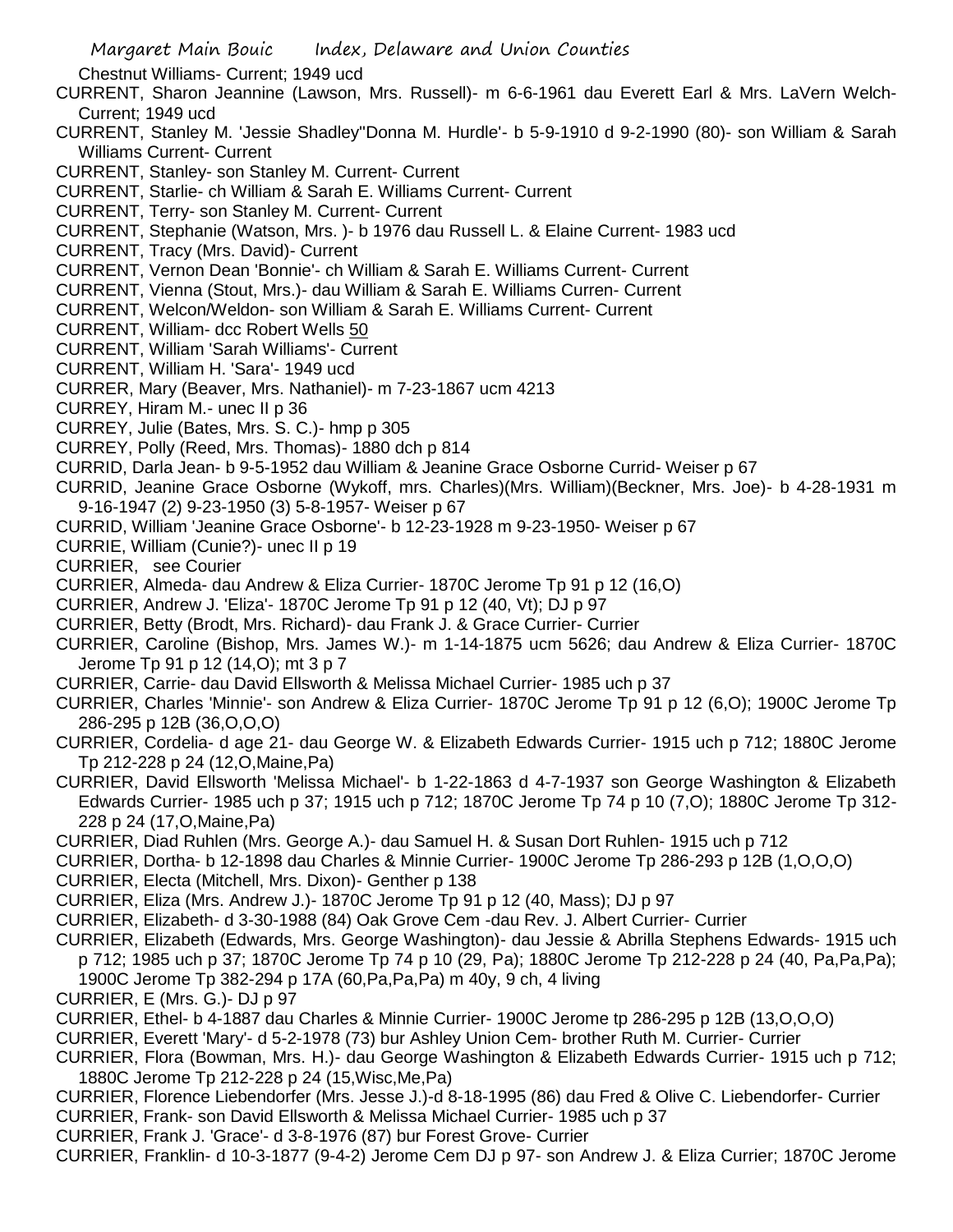Chestnut Williams- Current; 1949 ucd

CURRENT, Sharon Jeannine (Lawson, Mrs. Russell)- m 6-6-1961 dau Everett Earl & Mrs. LaVern Welch- Current; 1949 ucd

CURRENT, Stanley M. 'Jessie Shadley''Donna M. Hurdle'- b 5-9-1910 d 9-2-1990 (80)- son William & Sarah Williams Current- Current

CURRENT, Stanley- son Stanley M. Current- Current

CURRENT, Starlie- ch William & Sarah E. Williams Current- Current

CURRENT, Terry- son Stanley M. Current- Current

CURRENT, Stephanie (Watson, Mrs. )- b 1976 dau Russell L. & Elaine Current- 1983 ucd

CURRENT, Tracy (Mrs. David)- Current

CURRENT, Vernon Dean 'Bonnie'- ch William & Sarah E. Williams Current- Current

CURRENT, Vienna (Stout, Mrs.)- dau William & Sarah E. Williams Curren- Current

CURRENT, Welcon/Weldon- son William & Sarah E. Williams Current- Current

CURRENT, William- dcc Robert Wells 50

CURRENT, William 'Sarah Williams'- Current

CURRENT, William H. 'Sara'- 1949 ucd

CURRER, Mary (Beaver, Mrs. Nathaniel)- m 7-23-1867 ucm 4213

CURREY, Hiram M.- unec II p 36

CURREY, Julie (Bates, Mrs. S. C.)- hmp p 305

CURREY, Polly (Reed, Mrs. Thomas)- 1880 dch p 814

CURRID, Darla Jean- b 9-5-1952 dau William & Jeanine Grace Osborne Currid- Weiser p 67

CURRID, Jeanine Grace Osborne (Wykoff, mrs. Charles)(Mrs. William)(Beckner, Mrs. Joe)- b 4-28-1931 m 9-16-1947 (2) 9-23-1950 (3) 5-8-1957- Weiser p 67

CURRID, William 'Jeanine Grace Osborne'- b 12-23-1928 m 9-23-1950- Weiser p 67

CURRIE, William (Cunie?)- unec II p 19

CURRIER, see Courier

CURRIER, Almeda- dau Andrew & Eliza Currier- 1870C Jerome Tp 91 p 12 (16,O)

CURRIER, Andrew J. 'Eliza'- 1870C Jerome Tp 91 p 12 (40, Vt); DJ p 97

CURRIER, Betty (Brodt, Mrs. Richard)- dau Frank J. & Grace Currier- Currier

CURRIER, Caroline (Bishop, Mrs. James W.)- m 1-14-1875 ucm 5626; dau Andrew & Eliza Currier- 1870C Jerome Tp 91 p 12 (14,O); mt 3 p 7

CURRIER, Carrie- dau David Ellsworth & Melissa Michael Currier- 1985 uch p 37

CURRIER, Charles 'Minnie'- son Andrew & Eliza Currier- 1870C Jerome Tp 91 p 12 (6,O); 1900C Jerome Tp 286-295 p 12B (36,O,O,O)

CURRIER, Cordelia- d age 21- dau George W. & Elizabeth Edwards Currier- 1915 uch p 712; 1880C Jerome Tp 212-228 p 24 (12,O,Maine,Pa)

CURRIER, David Ellsworth 'Melissa Michael'- b 1-22-1863 d 4-7-1937 son George Washington & Elizabeth Edwards Currier- 1985 uch p 37; 1915 uch p 712; 1870C Jerome Tp 74 p 10 (7,O); 1880C Jerome Tp 312-228 p 24 (17,O,Maine,Pa)

CURRIER, Diad Ruhlen (Mrs. George A.)- dau Samuel H. & Susan Dort Ruhlen- 1915 uch p 712

CURRIER, Dortha- b 12-1898 dau Charles & Minnie Currier- 1900C Jerome Tp 286-293 p 12B (1,O,O,O)

CURRIER, Electa (Mitchell, Mrs. Dixon)- Genther p 138

CURRIER, Eliza (Mrs. Andrew J.)- 1870C Jerome Tp 91 p 12 (40, Mass); DJ p 97

CURRIER, Elizabeth- d 3-30-1988 (84) Oak Grove Cem -dau Rev. J. Albert Currier- Currier

CURRIER, Elizabeth (Edwards, Mrs. George Washington)- dau Jessie & Abrilla Stephens Edwards- 1915 uch p 712; 1985 uch p 37; 1870C Jerome Tp 74 p 10 (29, Pa); 1880C Jerome Tp 212-228 p 24 (40, Pa,Pa,Pa); 1900C Jerome Tp 382-294 p 17A (60,Pa,Pa,Pa) m 40y, 9 ch, 4 living

CURRIER, E (Mrs. G.)- DJ p 97

CURRIER, Ethel- b 4-1887 dau Charles & Minnie Currier- 1900C Jerome tp 286-295 p 12B (13,O,O,O)

CURRIER, Everett 'Mary'- d 5-2-1978 (73) bur Ashley Union Cem- brother Ruth M. Currier- Currier

CURRIER, Flora (Bowman, Mrs. H.)- dau George Washington & Elizabeth Edwards Currier- 1915 uch p 712; 1880C Jerome Tp 212-228 p 24 (15,Wisc,Me,Pa)

CURRIER, Florence Liebendorfer (Mrs. Jesse J.)-d 8-18-1995 (86) dau Fred & Olive C. Liebendorfer- Currier

CURRIER, Frank- son David Ellsworth & Melissa Michael Currier- 1985 uch p 37

CURRIER, Frank J. 'Grace'- d 3-8-1976 (87) bur Forest Grove- Currier

CURRIER, Franklin- d 10-3-1877 (9-4-2) Jerome Cem DJ p 97- son Andrew J. & Eliza Currier; 1870C Jerome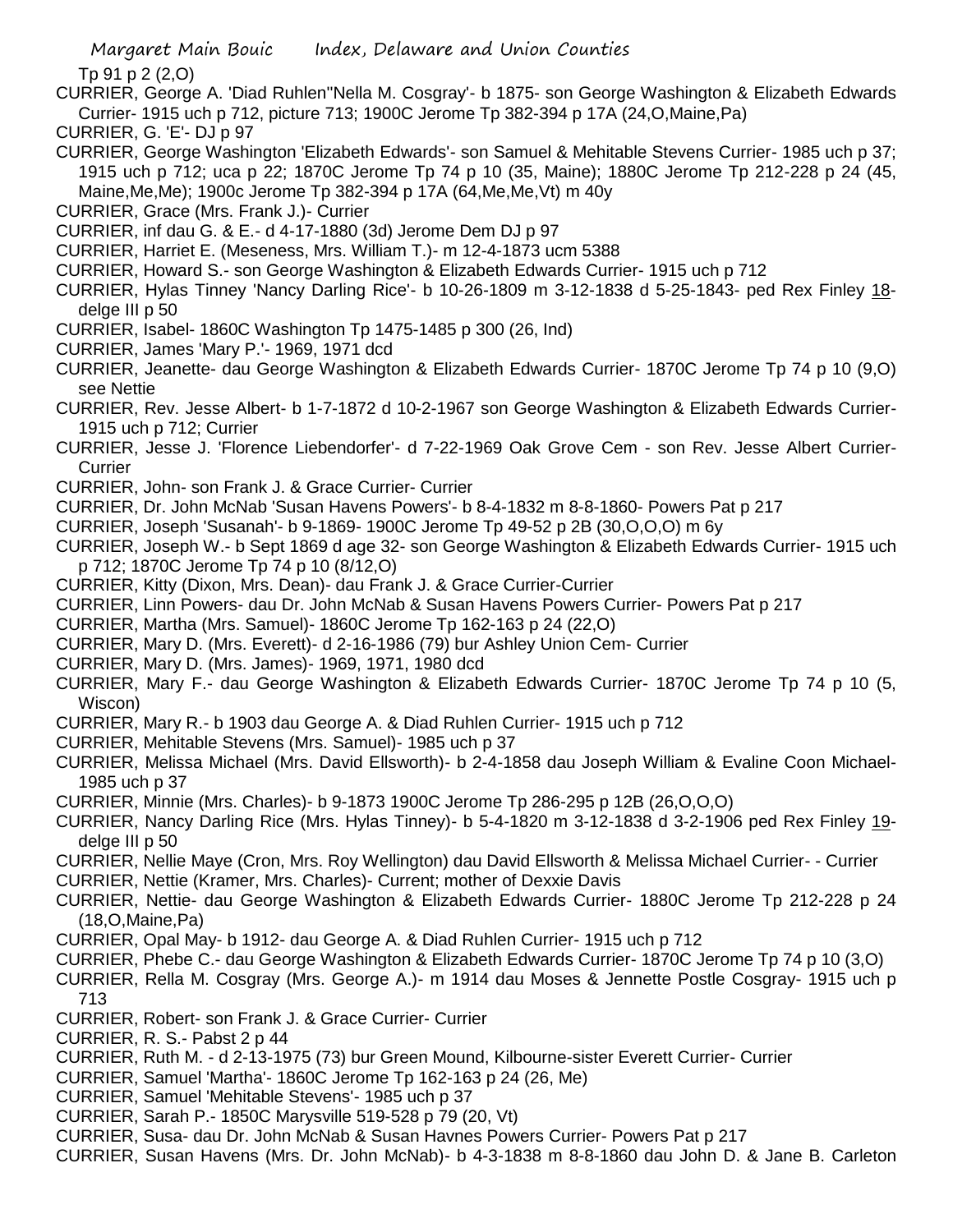Tp 91 p 2 (2,O)

CURRIER, George A. 'Diad Ruhlen''Nella M. Cosgray'- b 1875- son George Washington & Elizabeth Edwards Currier- 1915 uch p 712, picture 713; 1900C Jerome Tp 382-394 p 17A (24,O,Maine,Pa)

CURRIER, G. 'E'- DJ p 97

CURRIER, George Washington 'Elizabeth Edwards'- son Samuel & Mehitable Stevens Currier- 1985 uch p 37; 1915 uch p 712; uca p 22; 1870C Jerome Tp 74 p 10 (35, Maine); 1880C Jerome Tp 212-228 p 24 (45, Maine,Me,Me); 1900c Jerome Tp 382-394 p 17A (64,Me,Me,Vt) m 40y

CURRIER, Grace (Mrs. Frank J.)- Currier

CURRIER, inf dau G. & E.- d 4-17-1880 (3d) Jerome Dem DJ p 97

CURRIER, Harriet E. (Meseness, Mrs. William T.)- m 12-4-1873 ucm 5388

CURRIER, Howard S.- son George Washington & Elizabeth Edwards Currier- 1915 uch p 712

CURRIER, Hylas Tinney 'Nancy Darling Rice'- b 10-26-1809 m 3-12-1838 d 5-25-1843- ped Rex Finley 18-delge III p 50

CURRIER, Isabel- 1860C Washington Tp 1475-1485 p 300 (26, Ind)

CURRIER, James 'Mary P.'- 1969, 1971 dcd

CURRIER, Jeanette- dau George Washington & Elizabeth Edwards Currier- 1870C Jerome Tp 74 p 10 (9,O) see Nettie

CURRIER, Rev. Jesse Albert- b 1-7-1872 d 10-2-1967 son George Washington & Elizabeth Edwards Currier- 1915 uch p 712; Currier

CURRIER, Jesse J. 'Florence Liebendorfer'- d 7-22-1969 Oak Grove Cem - son Rev. Jesse Albert Currier- Currier

CURRIER, John- son Frank J. & Grace Currier- Currier

CURRIER, Dr. John McNab 'Susan Havens Powers'- b 8-4-1832 m 8-8-1860- Powers Pat p 217

CURRIER, Joseph 'Susanah'- b 9-1869- 1900C Jerome Tp 49-52 p 2B (30,O,O,O) m 6y

CURRIER, Joseph W.- b Sept 1869 d age 32- son George Washington & Elizabeth Edwards Currier- 1915 uch p 712; 1870C Jerome Tp 74 p 10 (8/12,O)

CURRIER, Kitty (Dixon, Mrs. Dean)- dau Frank J. & Grace Currier-Currier

CURRIER, Linn Powers- dau Dr. John McNab & Susan Havens Powers Currier- Powers Pat p 217

CURRIER, Martha (Mrs. Samuel)- 1860C Jerome Tp 162-163 p 24 (22,O)

CURRIER, Mary D. (Mrs. Everett)- d 2-16-1986 (79) bur Ashley Union Cem- Currier

CURRIER, Mary D. (Mrs. James)- 1969, 1971, 1980 dcd

CURRIER, Mary F.- dau George Washington & Elizabeth Edwards Currier- 1870C Jerome Tp 74 p 10 (5, Wiscon)

CURRIER, Mary R.- b 1903 dau George A. & Diad Ruhlen Currier- 1915 uch p 712

CURRIER, Mehitable Stevens (Mrs. Samuel)- 1985 uch p 37

CURRIER, Melissa Michael (Mrs. David Ellsworth)- b 2-4-1858 dau Joseph William & Evaline Coon Michael- 1985 uch p 37

CURRIER, Minnie (Mrs. Charles)- b 9-1873 1900C Jerome Tp 286-295 p 12B (26,O,O,O)

CURRIER, Nancy Darling Rice (Mrs. Hylas Tinney)- b 5-4-1820 m 3-12-1838 d 3-2-1906 ped Rex Finley 19-delge III p 50

CURRIER, Nellie Maye (Cron, Mrs. Roy Wellington) dau David Ellsworth & Melissa Michael Currier- - Currier

CURRIER, Nettie (Kramer, Mrs. Charles)- Current; mother of Dexxie Davis

CURRIER, Nettie- dau George Washington & Elizabeth Edwards Currier- 1880C Jerome Tp 212-228 p 24 (18,O,Maine,Pa)

CURRIER, Opal May- b 1912- dau George A. & Diad Ruhlen Currier- 1915 uch p 712

CURRIER, Phebe C.- dau George Washington & Elizabeth Edwards Currier- 1870C Jerome Tp 74 p 10 (3,O)

CURRIER, Rella M. Cosgray (Mrs. George A.)- m 1914 dau Moses & Jennette Postle Cosgray- 1915 uch p 713

CURRIER, Robert- son Frank J. & Grace Currier- Currier

CURRIER, R. S.- Pabst 2 p 44

CURRIER, Ruth M. - d 2-13-1975 (73) bur Green Mound, Kilbourne-sister Everett Currier- Currier

CURRIER, Samuel 'Martha'- 1860C Jerome Tp 162-163 p 24 (26, Me)

CURRIER, Samuel 'Mehitable Stevens'- 1985 uch p 37

CURRIER, Sarah P.- 1850C Marysville 519-528 p 79 (20, Vt)

CURRIER, Susa- dau Dr. John McNab & Susan Havnes Powers Currier- Powers Pat p 217

CURRIER, Susan Havens (Mrs. Dr. John McNab)- b 4-3-1838 m 8-8-1860 dau John D. & Jane B. Carleton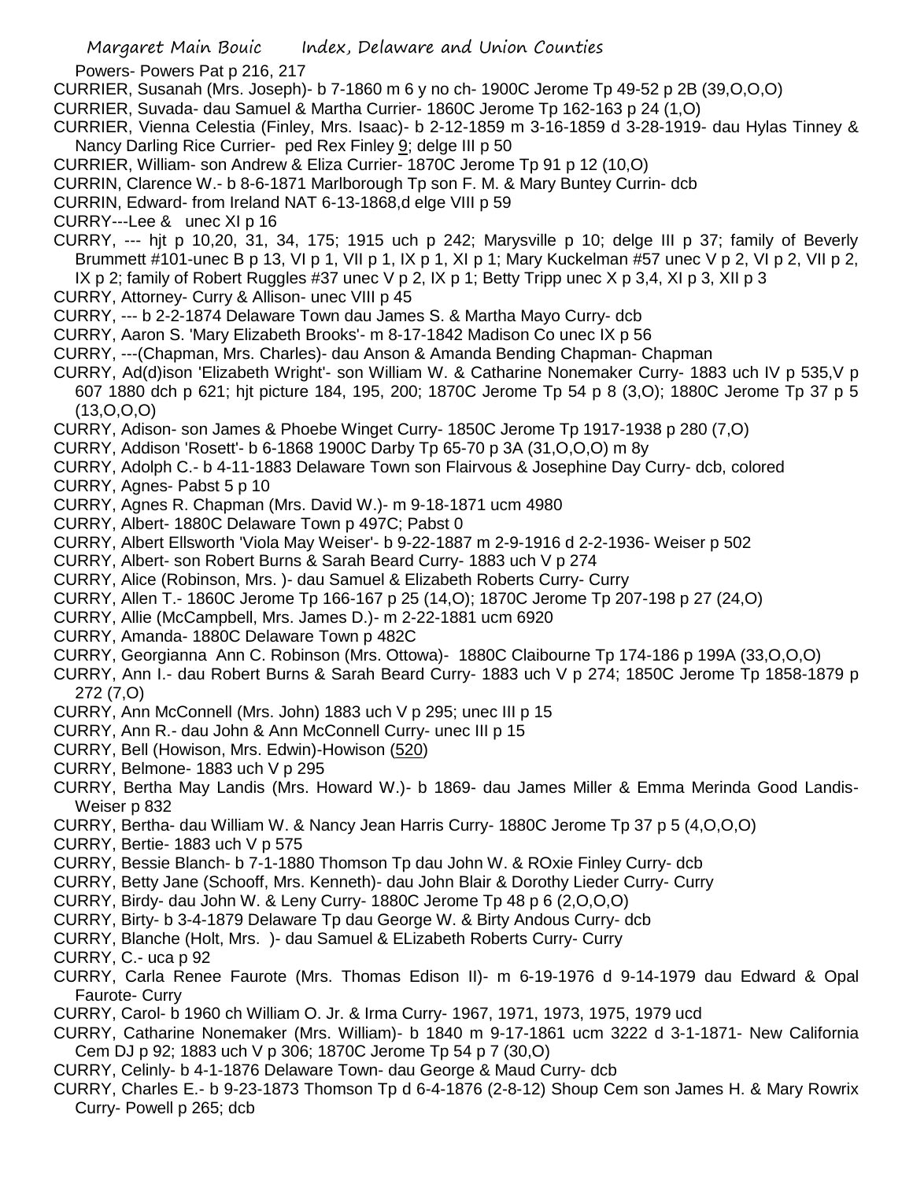Powers- Powers Pat p 216, 217

CURRIER, Susanah (Mrs. Joseph)- b 7-1860 m 6 y no ch- 1900C Jerome Tp 49-52 p 2B (39,O,O,O)

CURRIER, Suvada- dau Samuel & Martha Currier- 1860C Jerome Tp 162-163 p 24 (1,O)

CURRIER, Vienna Celestia (Finley, Mrs. Isaac)- b 2-12-1859 m 3-16-1859 d 3-28-1919- dau Hylas Tinney & Nancy Darling Rice Currier- ped Rex Finley 9; delge III p 50

CURRIER, William- son Andrew & Eliza Currier- 1870C Jerome Tp 91 p 12 (10,O)

CURRIN, Clarence W.- b 8-6-1871 Marlborough Tp son F. M. & Mary Buntey Currin- dcb

CURRIN, Edward- from Ireland NAT 6-13-1868,d elge VIII p 59

CURRY---Lee & unec XI p 16

CURRY, --- hjt p 10,20, 31, 34, 175; 1915 uch p 242; Marysville p 10; delge III p 37; family of Beverly Brummett #101-unec B p 13, VI p 1, VII p 1, IX p 1, XI p 1; Mary Kuckelman #57 unec V p 2, VI p 2, VII p 2, IX p 2; family of Robert Ruggles #37 unec V p 2, IX p 1; Betty Tripp unec X p 3,4, XI p 3, XII p 3

CURRY, Attorney- Curry & Allison- unec VIII p 45

CURRY, --- b 2-2-1874 Delaware Town dau James S. & Martha Mayo Curry- dcb

CURRY, Aaron S. 'Mary Elizabeth Brooks'- m 8-17-1842 Madison Co unec IX p 56

CURRY, ---(Chapman, Mrs. Charles)- dau Anson & Amanda Bending Chapman- Chapman

CURRY, Ad(d)ison 'Elizabeth Wright'- son William W. & Catharine Nonemaker Curry- 1883 uch IV p 535,V p 607 1880 dch p 621; hjt picture 184, 195, 200; 1870C Jerome Tp 54 p 8 (3,O); 1880C Jerome Tp 37 p 5 (13,O,O,O)

CURRY, Adison- son James & Phoebe Winget Curry- 1850C Jerome Tp 1917-1938 p 280 (7,O)

CURRY, Addison 'Rosett'- b 6-1868 1900C Darby Tp 65-70 p 3A (31,O,O,O) m 8y

CURRY, Adolph C.- b 4-11-1883 Delaware Town son Flairvous & Josephine Day Curry- dcb, colored

CURRY, Agnes- Pabst 5 p 10

CURRY, Agnes R. Chapman (Mrs. David W.)- m 9-18-1871 ucm 4980

CURRY, Albert- 1880C Delaware Town p 497C; Pabst 0

CURRY, Albert Ellsworth 'Viola May Weiser'- b 9-22-1887 m 2-9-1916 d 2-2-1936- Weiser p 502

CURRY, Albert- son Robert Burns & Sarah Beard Curry- 1883 uch V p 274

CURRY, Alice (Robinson, Mrs. )- dau Samuel & Elizabeth Roberts Curry- Curry

CURRY, Allen T.- 1860C Jerome Tp 166-167 p 25 (14,O); 1870C Jerome Tp 207-198 p 27 (24,O)

CURRY, Allie (McCampbell, Mrs. James D.)- m 2-22-1881 ucm 6920

CURRY, Amanda- 1880C Delaware Town p 482C

CURRY, Georgianna Ann C. Robinson (Mrs. Ottowa)- 1880C Claibourne Tp 174-186 p 199A (33,O,O,O)

CURRY, Ann I.- dau Robert Burns & Sarah Beard Curry- 1883 uch V p 274; 1850C Jerome Tp 1858-1879 p 272 (7,O)

CURRY, Ann McConnell (Mrs. John) 1883 uch V p 295; unec III p 15

CURRY, Ann R.- dau John & Ann McConnell Curry- unec III p 15

CURRY, Bell (Howison, Mrs. Edwin)-Howison (520)

CURRY, Belmone- 1883 uch V p 295

CURRY, Bertha May Landis (Mrs. Howard W.)- b 1869- dau James Miller & Emma Merinda Good Landis- Weiser p 832

CURRY, Bertha- dau William W. & Nancy Jean Harris Curry- 1880C Jerome Tp 37 p 5 (4,O,O,O)

CURRY, Bertie- 1883 uch V p 575

CURRY, Bessie Blanch- b 7-1-1880 Thomson Tp dau John W. & ROxie Finley Curry- dcb

CURRY, Betty Jane (Schooff, Mrs. Kenneth)- dau John Blair & Dorothy Lieder Curry- Curry

CURRY, Birdy- dau John W. & Leny Curry- 1880C Jerome Tp 48 p 6 (2,O,O,O)

CURRY, Birty- b 3-4-1879 Delaware Tp dau George W. & Birty Andous Curry- dcb

CURRY, Blanche (Holt, Mrs. )- dau Samuel & ELizabeth Roberts Curry- Curry

CURRY, C.- uca p 92

CURRY, Carla Renee Faurote (Mrs. Thomas Edison II)- m 6-19-1976 d 9-14-1979 dau Edward & Opal Faurote- Curry

CURRY, Carol- b 1960 ch William O. Jr. & Irma Curry- 1967, 1971, 1973, 1975, 1979 ucd

CURRY, Catharine Nonemaker (Mrs. William)- b 1840 m 9-17-1861 ucm 3222 d 3-1-1871- New California Cem DJ p 92; 1883 uch V p 306; 1870C Jerome Tp 54 p 7 (30,O)

CURRY, Celinly- b 4-1-1876 Delaware Town- dau George & Maud Curry- dcb

CURRY, Charles E.- b 9-23-1873 Thomson Tp d 6-4-1876 (2-8-12) Shoup Cem son James H. & Mary Rowrix Curry- Powell p 265; dcb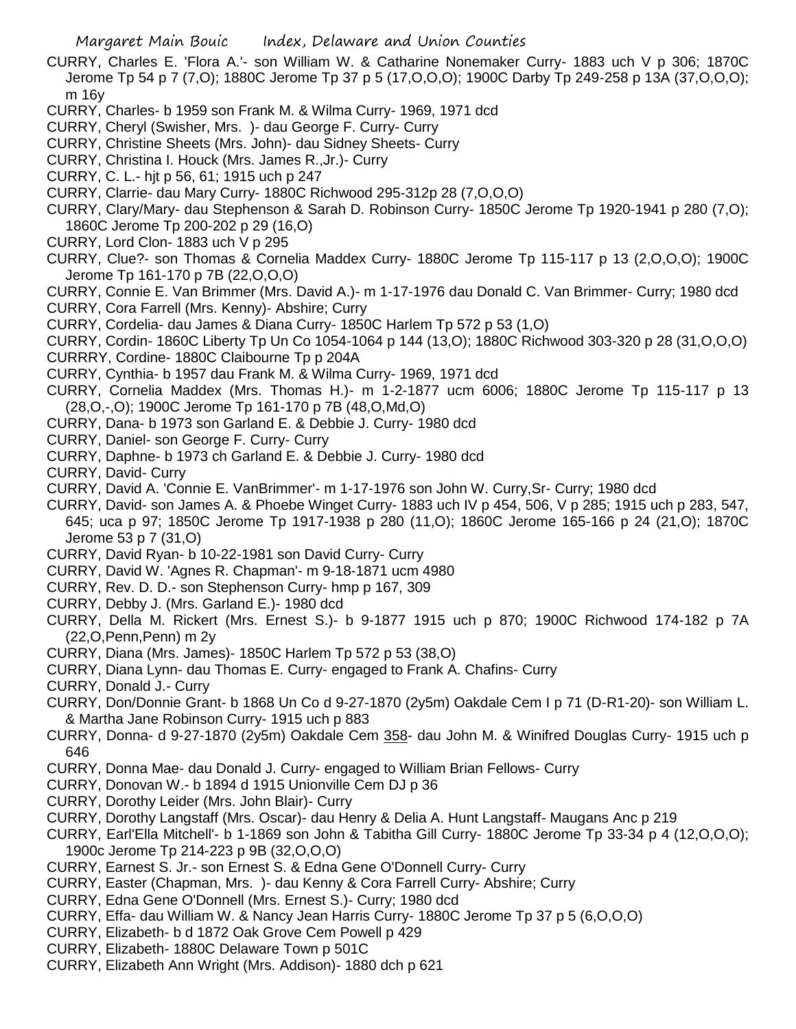CURRY, Charles E. 'Flora A.'- son William W. & Catharine Nonemaker Curry- 1883 uch V p 306; 1870C Jerome Tp 54 p 7 (7,O); 1880C Jerome Tp 37 p 5 (17,O,O,O); 1900C Darby Tp 249-258 p 13A (37,O,O,O); m 16y

CURRY, Charles- b 1959 son Frank M. & Wilma Curry- 1969, 1971 dcd

CURRY, Cheryl (Swisher, Mrs. )- dau George F. Curry- Curry

CURRY, Christine Sheets (Mrs. John)- dau Sidney Sheets- Curry

CURRY, Christina I. Houck (Mrs. James R.,Jr.)- Curry

CURRY, C. L.- hjt p 56, 61; 1915 uch p 247

CURRY, Clarrie- dau Mary Curry- 1880C Richwood 295-312p 28 (7,O,O,O)

CURRY, Clary/Mary- dau Stephenson & Sarah D. Robinson Curry- 1850C Jerome Tp 1920-1941 p 280 (7,O); 1860C Jerome Tp 200-202 p 29 (16,O)

CURRY, Lord Clon- 1883 uch V p 295

CURRY, Clue?- son Thomas & Cornelia Maddex Curry- 1880C Jerome Tp 115-117 p 13 (2,O,O,O); 1900C Jerome Tp 161-170 p 7B (22,O,O,O)

CURRY, Connie E. Van Brimmer (Mrs. David A.)- m 1-17-1976 dau Donald C. Van Brimmer- Curry; 1980 dcd

CURRY, Cora Farrell (Mrs. Kenny)- Abshire; Curry

CURRY, Cordelia- dau James & Diana Curry- 1850C Harlem Tp 572 p 53 (1,O)

CURRY, Cordin- 1860C Liberty Tp Un Co 1054-1064 p 144 (13,O); 1880C Richwood 303-320 p 28 (31,O,O,O)

CURRRY, Cordine- 1880C Claibourne Tp p 204A

CURRY, Cynthia- b 1957 dau Frank M. & Wilma Curry- 1969, 1971 dcd

CURRY, Cornelia Maddex (Mrs. Thomas H.)- m 1-2-1877 ucm 6006; 1880C Jerome Tp 115-117 p 13 (28,O,-,O); 1900C Jerome Tp 161-170 p 7B (48,O,Md,O)

CURRY, Dana- b 1973 son Garland E. & Debbie J. Curry- 1980 dcd

CURRY, Daniel- son George F. Curry- Curry

CURRY, Daphne- b 1973 ch Garland E. & Debbie J. Curry- 1980 dcd

CURRY, David- Curry

CURRY, David A. 'Connie E. VanBrimmer'- m 1-17-1976 son John W. Curry,Sr- Curry; 1980 dcd

CURRY, David- son James A. & Phoebe Winget Curry- 1883 uch IV p 454, 506, V p 285; 1915 uch p 283, 547, 645; uca p 97; 1850C Jerome Tp 1917-1938 p 280 (11,O); 1860C Jerome 165-166 p 24 (21,O); 1870C Jerome 53 p 7 (31,O)

CURRY, David Ryan- b 10-22-1981 son David Curry- Curry

CURRY, David W. 'Agnes R. Chapman'- m 9-18-1871 ucm 4980

CURRY, Rev. D. D.- son Stephenson Curry- hmp p 167, 309

CURRY, Debby J. (Mrs. Garland E.)- 1980 dcd

CURRY, Della M. Rickert (Mrs. Ernest S.)- b 9-1877 1915 uch p 870; 1900C Richwood 174-182 p 7A (22,O,Penn,Penn) m 2y

CURRY, Diana (Mrs. James)- 1850C Harlem Tp 572 p 53 (38,O)

CURRY, Diana Lynn- dau Thomas E. Curry- engaged to Frank A. Chafins- Curry

CURRY, Donald J.- Curry

CURRY, Don/Donnie Grant- b 1868 Un Co d 9-27-1870 (2y5m) Oakdale Cem I p 71 (D-R1-20)- son William L. & Martha Jane Robinson Curry- 1915 uch p 883

CURRY, Donna- d 9-27-1870 (2y5m) Oakdale Cem 358- dau John M. & Winifred Douglas Curry- 1915 uch p 646

CURRY, Donna Mae- dau Donald J. Curry- engaged to William Brian Fellows- Curry

CURRY, Donovan W.- b 1894 d 1915 Unionville Cem DJ p 36

CURRY, Dorothy Leider (Mrs. John Blair)- Curry

CURRY, Dorothy Langstaff (Mrs. Oscar)- dau Henry & Delia A. Hunt Langstaff- Maugans Anc p 219

CURRY, Earl'Ella Mitchell'- b 1-1869 son John & Tabitha Gill Curry- 1880C Jerome Tp 33-34 p 4 (12,O,O,O); 1900c Jerome Tp 214-223 p 9B (32,O,O,O)

CURRY, Earnest S. Jr.- son Ernest S. & Edna Gene O'Donnell Curry- Curry

CURRY, Easter (Chapman, Mrs. )- dau Kenny & Cora Farrell Curry- Abshire; Curry

CURRY, Edna Gene O'Donnell (Mrs. Ernest S.)- Curry; 1980 dcd

CURRY, Effa- dau William W. & Nancy Jean Harris Curry- 1880C Jerome Tp 37 p 5 (6,O,O,O)

CURRY, Elizabeth- b d 1872 Oak Grove Cem Powell p 429

CURRY, Elizabeth- 1880C Delaware Town p 501C

CURRY, Elizabeth Ann Wright (Mrs. Addison)- 1880 dch p 621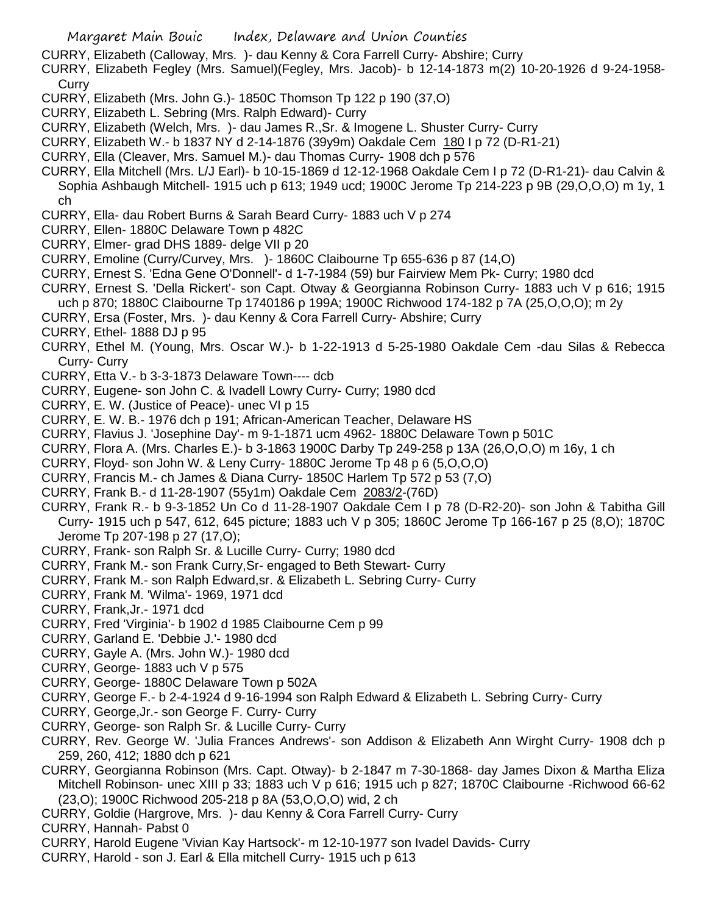CURRY, Elizabeth (Calloway, Mrs. )- dau Kenny & Cora Farrell Curry- Abshire; Curry

CURRY, Elizabeth Fegley (Mrs. Samuel)(Fegley, Mrs. Jacob)- b 12-14-1873 m(2) 10-20-1926 d 9-24-1958- Curry

CURRY, Elizabeth (Mrs. John G.)- 1850C Thomson Tp 122 p 190 (37,O)

CURRY, Elizabeth L. Sebring (Mrs. Ralph Edward)- Curry

CURRY, Elizabeth (Welch, Mrs. )- dau James R.,Sr. & Imogene L. Shuster Curry- Curry

CURRY, Elizabeth W.- b 1837 NY d 2-14-1876 (39y9m) Oakdale Cem 180 I p 72 (D-R1-21)

CURRY, Ella (Cleaver, Mrs. Samuel M.)- dau Thomas Curry- 1908 dch p 576

CURRY, Ella Mitchell (Mrs. L/J Earl)- b 10-15-1869 d 12-12-1968 Oakdale Cem I p 72 (D-R1-21)- dau Calvin & Sophia Ashbaugh Mitchell- 1915 uch p 613; 1949 ucd; 1900C Jerome Tp 214-223 p 9B (29,O,O,O) m 1y, 1 ch

CURRY, Ella- dau Robert Burns & Sarah Beard Curry- 1883 uch V p 274

CURRY, Ellen- 1880C Delaware Town p 482C

CURRY, Elmer- grad DHS 1889- delge VII p 20

CURRY, Emoline (Curry/Curvey, Mrs. )- 1860C Claibourne Tp 655-636 p 87 (14,O)

CURRY, Ernest S. 'Edna Gene O'Donnell'- d 1-7-1984 (59) bur Fairview Mem Pk- Curry; 1980 dcd

CURRY, Ernest S. 'Della Rickert'- son Capt. Otway & Georgianna Robinson Curry- 1883 uch V p 616; 1915 uch p 870; 1880C Claibourne Tp 1740186 p 199A; 1900C Richwood 174-182 p 7A (25,O,O,O); m 2y

CURRY, Ersa (Foster, Mrs. )- dau Kenny & Cora Farrell Curry- Abshire; Curry

CURRY, Ethel- 1888 DJ p 95

CURRY, Ethel M. (Young, Mrs. Oscar W.)- b 1-22-1913 d 5-25-1980 Oakdale Cem -dau Silas & Rebecca Curry- Curry

CURRY, Etta V.- b 3-3-1873 Delaware Town---- dcb

CURRY, Eugene- son John C. & Ivadell Lowry Curry- Curry; 1980 dcd

CURRY, E. W. (Justice of Peace)- unec VI p 15

CURRY, E. W. B.- 1976 dch p 191; African-American Teacher, Delaware HS

CURRY, Flavius J. 'Josephine Day'- m 9-1-1871 ucm 4962- 1880C Delaware Town p 501C

CURRY, Flora A. (Mrs. Charles E.)- b 3-1863 1900C Darby Tp 249-258 p 13A (26,O,O,O) m 16y, 1 ch

CURRY, Floyd- son John W. & Leny Curry- 1880C Jerome Tp 48 p 6 (5,O,O,O)

CURRY, Francis M.- ch James & Diana Curry- 1850C Harlem Tp 572 p 53 (7,O)

CURRY, Frank B.- d 11-28-1907 (55y1m) Oakdale Cem 2083/2-(76D)

CURRY, Frank R.- b 9-3-1852 Un Co d 11-28-1907 Oakdale Cem I p 78 (D-R2-20)- son John & Tabitha Gill Curry- 1915 uch p 547, 612, 645 picture; 1883 uch V p 305; 1860C Jerome Tp 166-167 p 25 (8,O); 1870C Jerome Tp 207-198 p 27 (17,O);

CURRY, Frank- son Ralph Sr. & Lucille Curry- Curry; 1980 dcd

CURRY, Frank M.- son Frank Curry,Sr- engaged to Beth Stewart- Curry

CURRY, Frank M.- son Ralph Edward,sr. & Elizabeth L. Sebring Curry- Curry

CURRY, Frank M. 'Wilma'- 1969, 1971 dcd

CURRY, Frank,Jr.- 1971 dcd

CURRY, Fred 'Virginia'- b 1902 d 1985 Claibourne Cem p 99

CURRY, Garland E. 'Debbie J.'- 1980 dcd

CURRY, Gayle A. (Mrs. John W.)- 1980 dcd

CURRY, George- 1883 uch V p 575

CURRY, George- 1880C Delaware Town p 502A

CURRY, George F.- b 2-4-1924 d 9-16-1994 son Ralph Edward & Elizabeth L. Sebring Curry- Curry

CURRY, George,Jr.- son George F. Curry- Curry

CURRY, George- son Ralph Sr. & Lucille Curry- Curry

CURRY, Rev. George W. 'Julia Frances Andrews'- son Addison & Elizabeth Ann Wirght Curry- 1908 dch p 259, 260, 412; 1880 dch p 621

CURRY, Georgianna Robinson (Mrs. Capt. Otway)- b 2-1847 m 7-30-1868- day James Dixon & Martha Eliza Mitchell Robinson- unec XIII p 33; 1883 uch V p 616; 1915 uch p 827; 1870C Claibourne -Richwood 66-62 (23,O); 1900C Richwood 205-218 p 8A (53,O,O,O) wid, 2 ch

CURRY, Goldie (Hargrove, Mrs. )- dau Kenny & Cora Farrell Curry- Curry

CURRY, Hannah- Pabst 0

CURRY, Harold Eugene 'Vivian Kay Hartsock'- m 12-10-1977 son Ivadel Davids- Curry

CURRY, Harold - son J. Earl & Ella mitchell Curry- 1915 uch p 613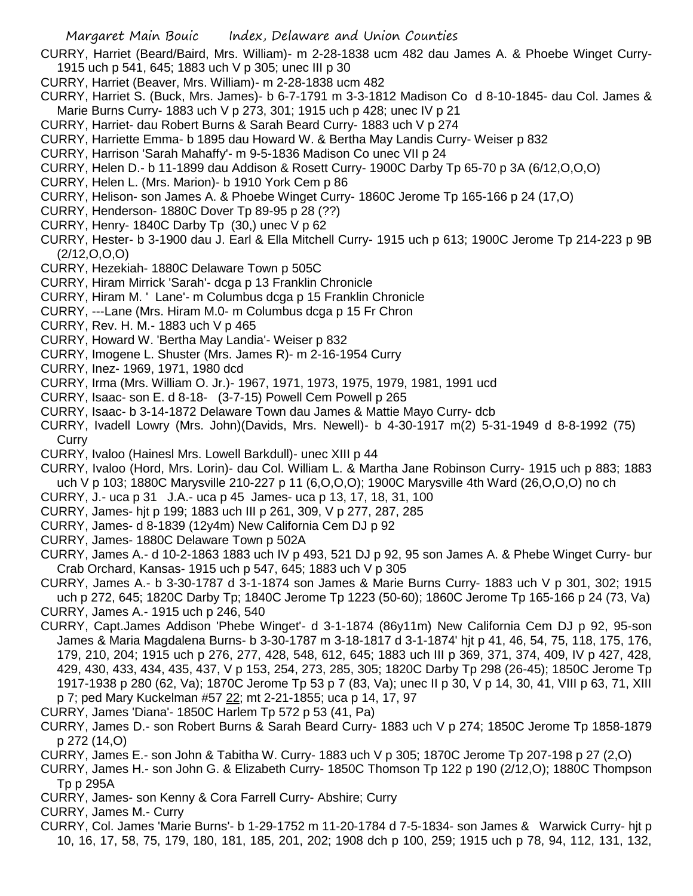CURRY, Harriet (Beard/Baird, Mrs. William)- m 2-28-1838 ucm 482 dau James A. & Phoebe Winget Curry- 1915 uch p 541, 645; 1883 uch V p 305; unec III p 30

CURRY, Harriet (Beaver, Mrs. William)- m 2-28-1838 ucm 482

CURRY, Harriet S. (Buck, Mrs. James)- b 6-7-1791 m 3-3-1812 Madison Co d 8-10-1845- dau Col. James & Marie Burns Curry- 1883 uch V p 273, 301; 1915 uch p 428; unec IV p 21

CURRY, Harriet- dau Robert Burns & Sarah Beard Curry- 1883 uch V p 274

CURRY, Harriette Emma- b 1895 dau Howard W. & Bertha May Landis Curry- Weiser p 832

CURRY, Harrison 'Sarah Mahaffy'- m 9-5-1836 Madison Co unec VII p 24

CURRY, Helen D.- b 11-1899 dau Addison & Rosett Curry- 1900C Darby Tp 65-70 p 3A (6/12,O,O,O)

CURRY, Helen L. (Mrs. Marion)- b 1910 York Cem p 86

CURRY, Helison- son James A. & Phoebe Winget Curry- 1860C Jerome Tp 165-166 p 24 (17,O)

CURRY, Henderson- 1880C Dover Tp 89-95 p 28 (??)

CURRY, Henry- 1840C Darby Tp (30,) unec V p 62

CURRY, Hester- b 3-1900 dau J. Earl & Ella Mitchell Curry- 1915 uch p 613; 1900C Jerome Tp 214-223 p 9B (2/12,O,O,O)

CURRY, Hezekiah- 1880C Delaware Town p 505C

CURRY, Hiram Mirrick 'Sarah'- dcga p 13 Franklin Chronicle

CURRY, Hiram M. ' Lane'- m Columbus dcga p 15 Franklin Chronicle

CURRY, ---Lane (Mrs. Hiram M.0- m Columbus dcga p 15 Fr Chron

CURRY, Rev. H. M.- 1883 uch V p 465

CURRY, Howard W. 'Bertha May Landia'- Weiser p 832

CURRY, Imogene L. Shuster (Mrs. James R)- m 2-16-1954 Curry

CURRY, Inez- 1969, 1971, 1980 dcd

CURRY, Irma (Mrs. William O. Jr.)- 1967, 1971, 1973, 1975, 1979, 1981, 1991 ucd

CURRY, Isaac- son E. d 8-18- (3-7-15) Powell Cem Powell p 265

CURRY, Isaac- b 3-14-1872 Delaware Town dau James & Mattie Mayo Curry- dcb

CURRY, Ivadell Lowry (Mrs. John)(Davids, Mrs. Newell)- b 4-30-1917 m(2) 5-31-1949 d 8-8-1992 (75) Curry

CURRY, Ivaloo (Hainesl Mrs. Lowell Barkdull)- unec XIII p 44

CURRY, Ivaloo (Hord, Mrs. Lorin)- dau Col. William L. & Martha Jane Robinson Curry- 1915 uch p 883; 1883 uch V p 103; 1880C Marysville 210-227 p 11 (6,O,O,O); 1900C Marysville 4th Ward (26,O,O,O) no ch

CURRY, J.- uca p 31 J.A.- uca p 45 James- uca p 13, 17, 18, 31, 100

CURRY, James- hjt p 199; 1883 uch III p 261, 309, V p 277, 287, 285

CURRY, James- d 8-1839 (12y4m) New California Cem DJ p 92

CURRY, James- 1880C Delaware Town p 502A

CURRY, James A.- d 10-2-1863 1883 uch IV p 493, 521 DJ p 92, 95 son James A. & Phebe Winget Curry- bur Crab Orchard, Kansas- 1915 uch p 547, 645; 1883 uch V p 305

CURRY, James A.- b 3-30-1787 d 3-1-1874 son James & Marie Burns Curry- 1883 uch V p 301, 302; 1915 uch p 272, 645; 1820C Darby Tp; 1840C Jerome Tp 1223 (50-60); 1860C Jerome Tp 165-166 p 24 (73, Va)

CURRY, James A.- 1915 uch p 246, 540

CURRY, Capt.James Addison 'Phebe Winget'- d 3-1-1874 (86y11m) New California Cem DJ p 92, 95-son James & Maria Magdalena Burns- b 3-30-1787 m 3-18-1817 d 3-1-1874' hjt p 41, 46, 54, 75, 118, 175, 176, 179, 210, 204; 1915 uch p 276, 277, 428, 548, 612, 645; 1883 uch III p 369, 371, 374, 409, IV p 427, 428, 429, 430, 433, 434, 435, 437, V p 153, 254, 273, 285, 305; 1820C Darby Tp 298 (26-45); 1850C Jerome Tp 1917-1938 p 280 (62, Va); 1870C Jerome Tp 53 p 7 (83, Va); unec II p 30, V p 14, 30, 41, VIII p 63, 71, XIII p 7; ped Mary Kuckelman #57 22; mt 2-21-1855; uca p 14, 17, 97

CURRY, James 'Diana'- 1850C Harlem Tp 572 p 53 (41, Pa)

CURRY, James D.- son Robert Burns & Sarah Beard Curry- 1883 uch V p 274; 1850C Jerome Tp 1858-1879 p 272 (14,O)

CURRY, James E.- son John & Tabitha W. Curry- 1883 uch V p 305; 1870C Jerome Tp 207-198 p 27 (2,O)

CURRY, James H.- son John G. & Elizabeth Curry- 1850C Thomson Tp 122 p 190 (2/12,O); 1880C Thompson Tp p 295A

CURRY, James- son Kenny & Cora Farrell Curry- Abshire; Curry

CURRY, James M.- Curry

CURRY, Col. James 'Marie Burns'- b 1-29-1752 m 11-20-1784 d 7-5-1834- son James & Warwick Curry- hjt p 10, 16, 17, 58, 75, 179, 180, 181, 185, 201, 202; 1908 dch p 100, 259; 1915 uch p 78, 94, 112, 131, 132,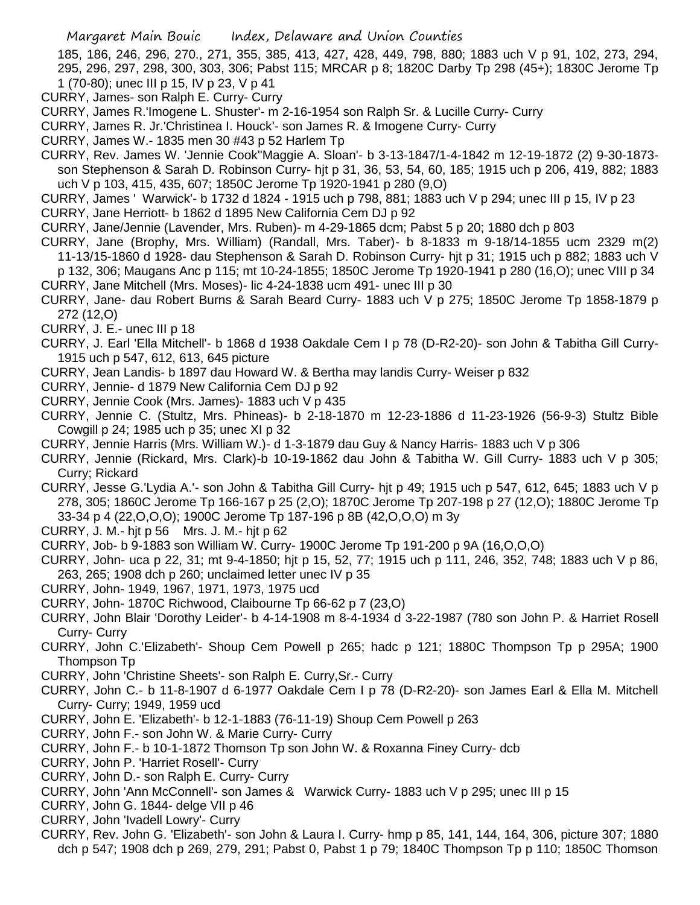185, 186, 246, 296, 270., 271, 355, 385, 413, 427, 428, 449, 798, 880; 1883 uch V p 91, 102, 273, 294, 295, 296, 297, 298, 300, 303, 306; Pabst 115; MRCAR p 8; 1820C Darby Tp 298 (45+); 1830C Jerome Tp 1 (70-80); unec III p 15, IV p 23, V p 41

CURRY, James- son Ralph E. Curry- Curry

CURRY, James R.'Imogene L. Shuster'- m 2-16-1954 son Ralph Sr. & Lucille Curry- Curry

CURRY, James R. Jr.'Christinea I. Houck'- son James R. & Imogene Curry- Curry

CURRY, James W.- 1835 men 30 #43 p 52 Harlem Tp

CURRY, Rev. James W. 'Jennie Cook''Maggie A. Sloan'- b 3-13-1847/1-4-1842 m 12-19-1872 (2) 9-30-1873- son Stephenson & Sarah D. Robinson Curry- hjt p 31, 36, 53, 54, 60, 185; 1915 uch p 206, 419, 882; 1883 uch V p 103, 415, 435, 607; 1850C Jerome Tp 1920-1941 p 280 (9,O)

CURRY, James ' Warwick'- b 1732 d 1824 - 1915 uch p 798, 881; 1883 uch V p 294; unec III p 15, IV p 23

CURRY, Jane Herriott- b 1862 d 1895 New California Cem DJ p 92

CURRY, Jane/Jennie (Lavender, Mrs. Ruben)- m 4-29-1865 dcm; Pabst 5 p 20; 1880 dch p 803

CURRY, Jane (Brophy, Mrs. William) (Randall, Mrs. Taber)- b 8-1833 m 9-18/14-1855 ucm 2329 m(2) 11-13/15-1860 d 1928- dau Stephenson & Sarah D. Robinson Curry- hjt p 31; 1915 uch p 882; 1883 uch V p 132, 306; Maugans Anc p 115; mt 10-24-1855; 1850C Jerome Tp 1920-1941 p 280 (16,O); unec VIII p 34

CURRY, Jane Mitchell (Mrs. Moses)- lic 4-24-1838 ucm 491- unec III p 30

CURRY, Jane- dau Robert Burns & Sarah Beard Curry- 1883 uch V p 275; 1850C Jerome Tp 1858-1879 p 272 (12,O)

CURRY, J. E.- unec III p 18

CURRY, J. Earl 'Ella Mitchell'- b 1868 d 1938 Oakdale Cem I p 78 (D-R2-20)- son John & Tabitha Gill Curry- 1915 uch p 547, 612, 613, 645 picture

CURRY, Jean Landis- b 1897 dau Howard W. & Bertha may landis Curry- Weiser p 832

CURRY, Jennie- d 1879 New California Cem DJ p 92

CURRY, Jennie Cook (Mrs. James)- 1883 uch V p 435

CURRY, Jennie C. (Stultz, Mrs. Phineas)- b 2-18-1870 m 12-23-1886 d 11-23-1926 (56-9-3) Stultz Bible Cowgill p 24; 1985 uch p 35; unec XI p 32

CURRY, Jennie Harris (Mrs. William W.)- d 1-3-1879 dau Guy & Nancy Harris- 1883 uch V p 306

CURRY, Jennie (Rickard, Mrs. Clark)-b 10-19-1862 dau John & Tabitha W. Gill Curry- 1883 uch V p 305; Curry; Rickard

CURRY, Jesse G.'Lydia A.'- son John & Tabitha Gill Curry- hjt p 49; 1915 uch p 547, 612, 645; 1883 uch V p 278, 305; 1860C Jerome Tp 166-167 p 25 (2,O); 1870C Jerome Tp 207-198 p 27 (12,O); 1880C Jerome Tp 33-34 p 4 (22,O,O,O); 1900C Jerome Tp 187-196 p 8B (42,O,O,O) m 3y

CURRY, J. M.- hjt p 56 Mrs. J. M.- hjt p 62

CURRY, Job- b 9-1883 son William W. Curry- 1900C Jerome Tp 191-200 p 9A (16,O,O,O)

CURRY, John- uca p 22, 31; mt 9-4-1850; hjt p 15, 52, 77; 1915 uch p 111, 246, 352, 748; 1883 uch V p 86, 263, 265; 1908 dch p 260; unclaimed letter unec IV p 35

CURRY, John- 1949, 1967, 1971, 1973, 1975 ucd

CURRY, John- 1870C Richwood, Claibourne Tp 66-62 p 7 (23,O)

CURRY, John Blair 'Dorothy Leider'- b 4-14-1908 m 8-4-1934 d 3-22-1987 (780 son John P. & Harriet Rosell Curry- Curry

CURRY, John C.'Elizabeth'- Shoup Cem Powell p 265; hadc p 121; 1880C Thompson Tp p 295A; 1900 Thompson Tp

CURRY, John 'Christine Sheets'- son Ralph E. Curry,Sr.- Curry

CURRY, John C.- b 11-8-1907 d 6-1977 Oakdale Cem I p 78 (D-R2-20)- son James Earl & Ella M. Mitchell Curry- Curry; 1949, 1959 ucd

CURRY, John E. 'Elizabeth'- b 12-1-1883 (76-11-19) Shoup Cem Powell p 263

CURRY, John F.- son John W. & Marie Curry- Curry

CURRY, John F.- b 10-1-1872 Thomson Tp son John W. & Roxanna Finey Curry- dcb

CURRY, John P. 'Harriet Rosell'- Curry

CURRY, John D.- son Ralph E. Curry- Curry

CURRY, John 'Ann McConnell'- son James & Warwick Curry- 1883 uch V p 295; unec III p 15

CURRY, John G. 1844- delge VII p 46

CURRY, John 'Ivadell Lowry'- Curry

CURRY, Rev. John G. 'Elizabeth'- son John & Laura I. Curry- hmp p 85, 141, 144, 164, 306, picture 307; 1880 dch p 547; 1908 dch p 269, 279, 291; Pabst 0, Pabst 1 p 79; 1840C Thompson Tp p 110; 1850C Thomson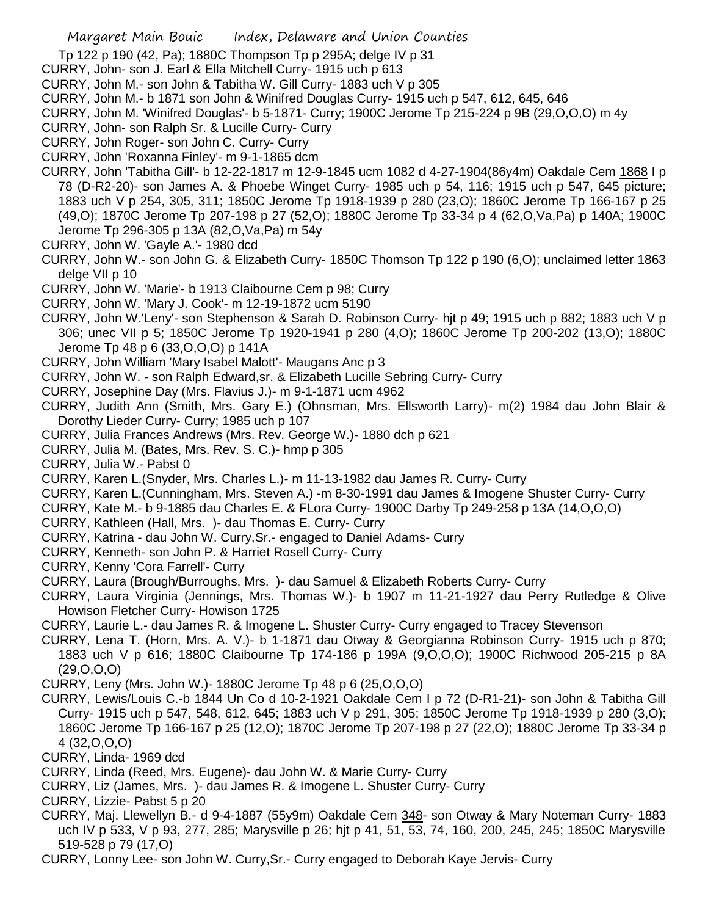Tp 122 p 190 (42, Pa); 1880C Thompson Tp p 295A; delge IV p 31

CURRY, John- son J. Earl & Ella Mitchell Curry- 1915 uch p 613

CURRY, John M.- son John & Tabitha W. Gill Curry- 1883 uch V p 305

CURRY, John M.- b 1871 son John & Winifred Douglas Curry- 1915 uch p 547, 612, 645, 646

CURRY, John M. 'Winifred Douglas'- b 5-1871- Curry; 1900C Jerome Tp 215-224 p 9B (29,O,O,O) m 4y

CURRY, John- son Ralph Sr. & Lucille Curry- Curry

CURRY, John Roger- son John C. Curry- Curry

CURRY, John 'Roxanna Finley'- m 9-1-1865 dcm

CURRY, John 'Tabitha Gill'- b 12-22-1817 m 12-9-1845 ucm 1082 d 4-27-1904(86y4m) Oakdale Cem 1868 I p 78 (D-R2-20)- son James A. & Phoebe Winget Curry- 1985 uch p 54, 116; 1915 uch p 547, 645 picture; 1883 uch V p 254, 305, 311; 1850C Jerome Tp 1918-1939 p 280 (23,O); 1860C Jerome Tp 166-167 p 25 (49,O); 1870C Jerome Tp 207-198 p 27 (52,O); 1880C Jerome Tp 33-34 p 4 (62,O,Va,Pa) p 140A; 1900C Jerome Tp 296-305 p 13A (82,O,Va,Pa) m 54y

CURRY, John W. 'Gayle A.'- 1980 dcd

CURRY, John W.- son John G. & Elizabeth Curry- 1850C Thomson Tp 122 p 190 (6,O); unclaimed letter 1863 delge VII p 10

CURRY, John W. 'Marie'- b 1913 Claibourne Cem p 98; Curry

CURRY, John W. 'Mary J. Cook'- m 12-19-1872 ucm 5190

CURRY, John W.'Leny'- son Stephenson & Sarah D. Robinson Curry- hjt p 49; 1915 uch p 882; 1883 uch V p 306; unec VII p 5; 1850C Jerome Tp 1920-1941 p 280 (4,O); 1860C Jerome Tp 200-202 (13,O); 1880C Jerome Tp 48 p 6 (33,O,O,O) p 141A

CURRY, John William 'Mary Isabel Malott'- Maugans Anc p 3

CURRY, John W. - son Ralph Edward,sr. & Elizabeth Lucille Sebring Curry- Curry

CURRY, Josephine Day (Mrs. Flavius J.)- m 9-1-1871 ucm 4962

CURRY, Judith Ann (Smith, Mrs. Gary E.) (Ohnsman, Mrs. Ellsworth Larry)- m(2) 1984 dau John Blair & Dorothy Lieder Curry- Curry; 1985 uch p 107

CURRY, Julia Frances Andrews (Mrs. Rev. George W.)- 1880 dch p 621

CURRY, Julia M. (Bates, Mrs. Rev. S. C.)- hmp p 305

CURRY, Julia W.- Pabst 0

CURRY, Karen L.(Snyder, Mrs. Charles L.)- m 11-13-1982 dau James R. Curry- Curry

CURRY, Karen L.(Cunningham, Mrs. Steven A.) -m 8-30-1991 dau James & Imogene Shuster Curry- Curry

CURRY, Kate M.- b 9-1885 dau Charles E. & FLora Curry- 1900C Darby Tp 249-258 p 13A (14,O,O,O)

CURRY, Kathleen (Hall, Mrs. )- dau Thomas E. Curry- Curry

CURRY, Katrina - dau John W. Curry,Sr.- engaged to Daniel Adams- Curry

CURRY, Kenneth- son John P. & Harriet Rosell Curry- Curry

CURRY, Kenny 'Cora Farrell'- Curry

CURRY, Laura (Brough/Burroughs, Mrs. )- dau Samuel & Elizabeth Roberts Curry- Curry

CURRY, Laura Virginia (Jennings, Mrs. Thomas W.)- b 1907 m 11-21-1927 dau Perry Rutledge & Olive Howison Fletcher Curry- Howison 1725

CURRY, Laurie L.- dau James R. & Imogene L. Shuster Curry- Curry engaged to Tracey Stevenson

CURRY, Lena T. (Horn, Mrs. A. V.)- b 1-1871 dau Otway & Georgianna Robinson Curry- 1915 uch p 870; 1883 uch V p 616; 1880C Claibourne Tp 174-186 p 199A (9,O,O,O); 1900C Richwood 205-215 p 8A (29,O,O,O)

CURRY, Leny (Mrs. John W.)- 1880C Jerome Tp 48 p 6 (25,O,O,O)

CURRY, Lewis/Louis C.-b 1844 Un Co d 10-2-1921 Oakdale Cem I p 72 (D-R1-21)- son John & Tabitha Gill Curry- 1915 uch p 547, 548, 612, 645; 1883 uch V p 291, 305; 1850C Jerome Tp 1918-1939 p 280 (3,O); 1860C Jerome Tp 166-167 p 25 (12,O); 1870C Jerome Tp 207-198 p 27 (22,O); 1880C Jerome Tp 33-34 p 4 (32,O,O,O)

CURRY, Linda- 1969 dcd

CURRY, Linda (Reed, Mrs. Eugene)- dau John W. & Marie Curry- Curry

CURRY, Liz (James, Mrs. )- dau James R. & Imogene L. Shuster Curry- Curry

CURRY, Lizzie- Pabst 5 p 20

CURRY, Maj. Llewellyn B.- d 9-4-1887 (55y9m) Oakdale Cem 348- son Otway & Mary Noteman Curry- 1883 uch IV p 533, V p 93, 277, 285; Marysville p 26; hjt p 41, 51, 53, 74, 160, 200, 245, 245; 1850C Marysville 519-528 p 79 (17,O)

CURRY, Lonny Lee- son John W. Curry,Sr.- Curry engaged to Deborah Kaye Jervis- Curry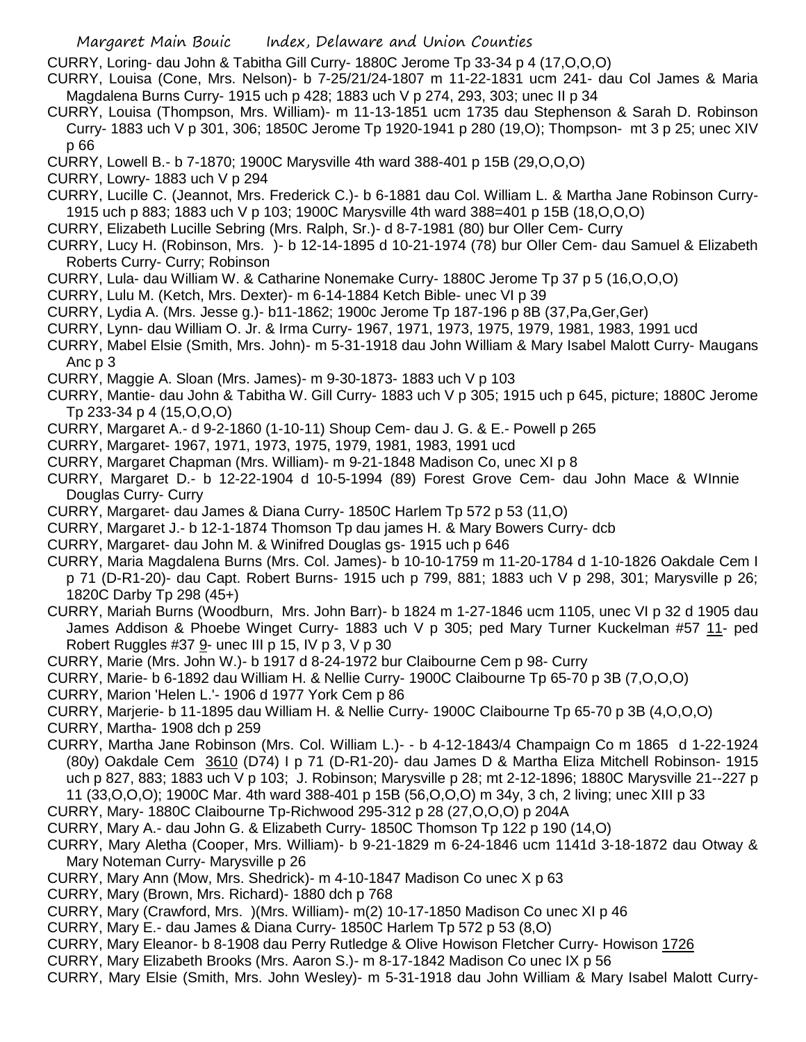CURRY, Loring- dau John & Tabitha Gill Curry- 1880C Jerome Tp 33-34 p 4 (17,O,O,O)

CURRY, Louisa (Cone, Mrs. Nelson)- b 7-25/21/24-1807 m 11-22-1831 ucm 241- dau Col James & Maria Magdalena Burns Curry- 1915 uch p 428; 1883 uch V p 274, 293, 303; unec II p 34

CURRY, Louisa (Thompson, Mrs. William)- m 11-13-1851 ucm 1735 dau Stephenson & Sarah D. Robinson Curry- 1883 uch V p 301, 306; 1850C Jerome Tp 1920-1941 p 280 (19,O); Thompson- mt 3 p 25; unec XIV p 66

CURRY, Lowell B.- b 7-1870; 1900C Marysville 4th ward 388-401 p 15B (29,O,O,O)

CURRY, Lowry- 1883 uch V p 294

CURRY, Lucille C. (Jeannot, Mrs. Frederick C.)- b 6-1881 dau Col. William L. & Martha Jane Robinson Curry- 1915 uch p 883; 1883 uch V p 103; 1900C Marysville 4th ward 388=401 p 15B (18,O,O,O)

CURRY, Elizabeth Lucille Sebring (Mrs. Ralph, Sr.)- d 8-7-1981 (80) bur Oller Cem- Curry

CURRY, Lucy H. (Robinson, Mrs. )- b 12-14-1895 d 10-21-1974 (78) bur Oller Cem- dau Samuel & Elizabeth Roberts Curry- Curry; Robinson

CURRY, Lula- dau William W. & Catharine Nonemake Curry- 1880C Jerome Tp 37 p 5 (16,O,O,O)

CURRY, Lulu M. (Ketch, Mrs. Dexter)- m 6-14-1884 Ketch Bible- unec VI p 39

CURRY, Lydia A. (Mrs. Jesse g.)- b11-1862; 1900c Jerome Tp 187-196 p 8B (37,Pa,Ger,Ger)

CURRY, Lynn- dau William O. Jr. & Irma Curry- 1967, 1971, 1973, 1975, 1979, 1981, 1983, 1991 ucd

CURRY, Mabel Elsie (Smith, Mrs. John)- m 5-31-1918 dau John William & Mary Isabel Malott Curry- Maugans Anc p 3

CURRY, Maggie A. Sloan (Mrs. James)- m 9-30-1873- 1883 uch V p 103

CURRY, Mantie- dau John & Tabitha W. Gill Curry- 1883 uch V p 305; 1915 uch p 645, picture; 1880C Jerome Tp 233-34 p 4 (15,O,O,O)

CURRY, Margaret A.- d 9-2-1860 (1-10-11) Shoup Cem- dau J. G. & E.- Powell p 265

CURRY, Margaret- 1967, 1971, 1973, 1975, 1979, 1981, 1983, 1991 ucd

CURRY, Margaret Chapman (Mrs. William)- m 9-21-1848 Madison Co, unec XI p 8

CURRY, Margaret D.- b 12-22-1904 d 10-5-1994 (89) Forest Grove Cem- dau John Mace & WInnie Douglas Curry- Curry

CURRY, Margaret- dau James & Diana Curry- 1850C Harlem Tp 572 p 53 (11,O)

CURRY, Margaret J.- b 12-1-1874 Thomson Tp dau james H. & Mary Bowers Curry- dcb

CURRY, Margaret- dau John M. & Winifred Douglas gs- 1915 uch p 646

CURRY, Maria Magdalena Burns (Mrs. Col. James)- b 10-10-1759 m 11-20-1784 d 1-10-1826 Oakdale Cem I p 71 (D-R1-20)- dau Capt. Robert Burns- 1915 uch p 799, 881; 1883 uch V p 298, 301; Marysville p 26; 1820C Darby Tp 298 (45+)

CURRY, Mariah Burns (Woodburn, Mrs. John Barr)- b 1824 m 1-27-1846 ucm 1105, unec VI p 32 d 1905 dau James Addison & Phoebe Winget Curry- 1883 uch V p 305; ped Mary Turner Kuckelman #57 11- ped Robert Ruggles #37 9- unec III p 15, IV p 3, V p 30

CURRY, Marie (Mrs. John W.)- b 1917 d 8-24-1972 bur Claibourne Cem p 98- Curry

CURRY, Marie- b 6-1892 dau William H. & Nellie Curry- 1900C Claibourne Tp 65-70 p 3B (7,O,O,O)

CURRY, Marion 'Helen L.'- 1906 d 1977 York Cem p 86

CURRY, Marjerie- b 11-1895 dau William H. & Nellie Curry- 1900C Claibourne Tp 65-70 p 3B (4,O,O,O)

CURRY, Martha- 1908 dch p 259

CURRY, Martha Jane Robinson (Mrs. Col. William L.)- - b 4-12-1843/4 Champaign Co m 1865 d 1-22-1924 (80y) Oakdale Cem 3610 (D74) I p 71 (D-R1-20)- dau James D & Martha Eliza Mitchell Robinson- 1915 uch p 827, 883; 1883 uch V p 103; J. Robinson; Marysville p 28; mt 2-12-1896; 1880C Marysville 21--227 p 11 (33,O,O,O); 1900C Mar. 4th ward 388-401 p 15B (56,O,O,O) m 34y, 3 ch, 2 living; unec XIII p 33

CURRY, Mary- 1880C Claibourne Tp-Richwood 295-312 p 28 (27,O,O,O) p 204A

CURRY, Mary A.- dau John G. & Elizabeth Curry- 1850C Thomson Tp 122 p 190 (14,O)

CURRY, Mary Aletha (Cooper, Mrs. William)- b 9-21-1829 m 6-24-1846 ucm 1141d 3-18-1872 dau Otway & Mary Noteman Curry- Marysville p 26

CURRY, Mary Ann (Mow, Mrs. Shedrick)- m 4-10-1847 Madison Co unec X p 63

CURRY, Mary (Brown, Mrs. Richard)- 1880 dch p 768

CURRY, Mary (Crawford, Mrs. )(Mrs. William)- m(2) 10-17-1850 Madison Co unec XI p 46

CURRY, Mary E.- dau James & Diana Curry- 1850C Harlem Tp 572 p 53 (8,O)

CURRY, Mary Eleanor- b 8-1908 dau Perry Rutledge & Olive Howison Fletcher Curry- Howison 1726

CURRY, Mary Elizabeth Brooks (Mrs. Aaron S.)- m 8-17-1842 Madison Co unec IX p 56

CURRY, Mary Elsie (Smith, Mrs. John Wesley)- m 5-31-1918 dau John William & Mary Isabel Malott Curry-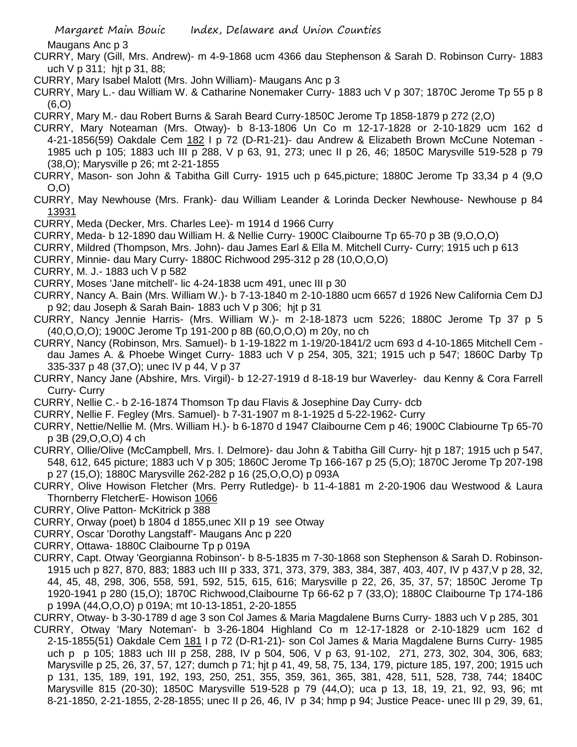Maugans Anc p 3

CURRY, Mary (Gill, Mrs. Andrew)- m 4-9-1868 ucm 4366 dau Stephenson & Sarah D. Robinson Curry- 1883 uch V p 311; hjt p 31, 88;

CURRY, Mary Isabel Malott (Mrs. John William)- Maugans Anc p 3

CURRY, Mary L.- dau William W. & Catharine Nonemaker Curry- 1883 uch V p 307; 1870C Jerome Tp 55 p 8 (6,O)

CURRY, Mary M.- dau Robert Burns & Sarah Beard Curry-1850C Jerome Tp 1858-1879 p 272 (2,O)

CURRY, Mary Noteaman (Mrs. Otway)- b 8-13-1806 Un Co m 12-17-1828 or 2-10-1829 ucm 162 d 4-21-1856(59) Oakdale Cem 182 I p 72 (D-R1-21)- dau Andrew & Elizabeth Brown McCune Noteman - 1985 uch p 105; 1883 uch III p 288, V p 63, 91, 273; unec II p 26, 46; 1850C Marysville 519-528 p 79 (38,O); Marysville p 26; mt 2-21-1855

CURRY, Mason- son John & Tabitha Gill Curry- 1915 uch p 645,picture; 1880C Jerome Tp 33,34 p 4 (9,O O,O)

CURRY, May Newhouse (Mrs. Frank)- dau William Leander & Lorinda Decker Newhouse- Newhouse p 84 13931

CURRY, Meda (Decker, Mrs. Charles Lee)- m 1914 d 1966 Curry

CURRY, Meda- b 12-1890 dau William H. & Nellie Curry- 1900C Claibourne Tp 65-70 p 3B (9,O,O,O)

CURRY, Mildred (Thompson, Mrs. John)- dau James Earl & Ella M. Mitchell Curry- Curry; 1915 uch p 613

CURRY, Minnie- dau Mary Curry- 1880C Richwood 295-312 p 28 (10,O,O,O)

CURRY, M. J.- 1883 uch V p 582

CURRY, Moses 'Jane mitchell'- lic 4-24-1838 ucm 491, unec III p 30

CURRY, Nancy A. Bain (Mrs. William W.)- b 7-13-1840 m 2-10-1880 ucm 6657 d 1926 New California Cem DJ p 92; dau Joseph & Sarah Bain- 1883 uch V p 306; hjt p 31

CURRY, Nancy Jennie Harris- (Mrs. William W.)- m 2-18-1873 ucm 5226; 1880C Jerome Tp 37 p 5 (40,O,O,O); 1900C Jerome Tp 191-200 p 8B (60,O,O,O) m 20y, no ch

CURRY, Nancy (Robinson, Mrs. Samuel)- b 1-19-1822 m 1-19/20-1841/2 ucm 693 d 4-10-1865 Mitchell Cem - dau James A. & Phoebe Winget Curry- 1883 uch V p 254, 305, 321; 1915 uch p 547; 1860C Darby Tp 335-337 p 48 (37,O); unec IV p 44, V p 37

CURRY, Nancy Jane (Abshire, Mrs. Virgil)- b 12-27-1919 d 8-18-19 bur Waverley- dau Kenny & Cora Farrell Curry- Curry

CURRY, Nellie C.- b 2-16-1874 Thomson Tp dau Flavis & Josephine Day Curry- dcb

CURRY, Nellie F. Fegley (Mrs. Samuel)- b 7-31-1907 m 8-1-1925 d 5-22-1962- Curry

CURRY, Nettie/Nellie M. (Mrs. William H.)- b 6-1870 d 1947 Claibourne Cem p 46; 1900C Clabiourne Tp 65-70 p 3B (29,O,O,O) 4 ch

CURRY, Ollie/Olive (McCampbell, Mrs. I. Delmore)- dau John & Tabitha Gill Curry- hjt p 187; 1915 uch p 547, 548, 612, 645 picture; 1883 uch V p 305; 1860C Jerome Tp 166-167 p 25 (5,O); 1870C Jerome Tp 207-198 p 27 (15,O); 1880C Marysville 262-282 p 16 (25,O,O,O) p 093A

CURRY, Olive Howison Fletcher (Mrs. Perry Rutledge)- b 11-4-1881 m 2-20-1906 dau Westwood & Laura Thornberry FletcherE- Howison 1066

CURRY, Olive Patton- McKitrick p 388

CURRY, Orway (poet) b 1804 d 1855,unec XII p 19 see Otway

CURRY, Oscar 'Dorothy Langstaff'- Maugans Anc p 220

CURRY, Ottawa- 1880C Claibourne Tp p 019A

CURRY, Capt. Otway 'Georgianna Robinson'- b 8-5-1835 m 7-30-1868 son Stephenson & Sarah D. Robinson- 1915 uch p 827, 870, 883; 1883 uch III p 333, 371, 373, 379, 383, 384, 387, 403, 407, IV p 437,V p 28, 32, 44, 45, 48, 298, 306, 558, 591, 592, 515, 615, 616; Marysville p 22, 26, 35, 37, 57; 1850C Jerome Tp 1920-1941 p 280 (15,O); 1870C Richwood,Claibourne Tp 66-62 p 7 (33,O); 1880C Claibourne Tp 174-186 p 199A (44,O,O,O) p 019A; mt 10-13-1851, 2-20-1855

CURRY, Otway- b 3-30-1789 d age 3 son Col James & Maria Magdalene Burns Curry- 1883 uch V p 285, 301

CURRY, Otway 'Mary Noteman'- b 3-26-1804 Highland Co m 12-17-1828 or 2-10-1829 ucm 162 d 2-15-1855(51) Oakdale Cem 181 I p 72 (D-R1-21)- son Col James & Maria Magdalene Burns Curry- 1985 uch p p 105; 1883 uch III p 258, 288, IV p 504, 506, V p 63, 91-102, 271, 273, 302, 304, 306, 683; Marysville p 25, 26, 37, 57, 127; dumch p 71; hjt p 41, 49, 58, 75, 134, 179, picture 185, 197, 200; 1915 uch p 131, 135, 189, 191, 192, 193, 250, 251, 355, 359, 361, 365, 381, 428, 511, 528, 738, 744; 1840C Marysville 815 (20-30); 1850C Marysville 519-528 p 79 (44,O); uca p 13, 18, 19, 21, 92, 93, 96; mt 8-21-1850, 2-21-1855, 2-28-1855; unec II p 26, 46, IV p 34; hmp p 94; Justice Peace- unec III p 29, 39, 61,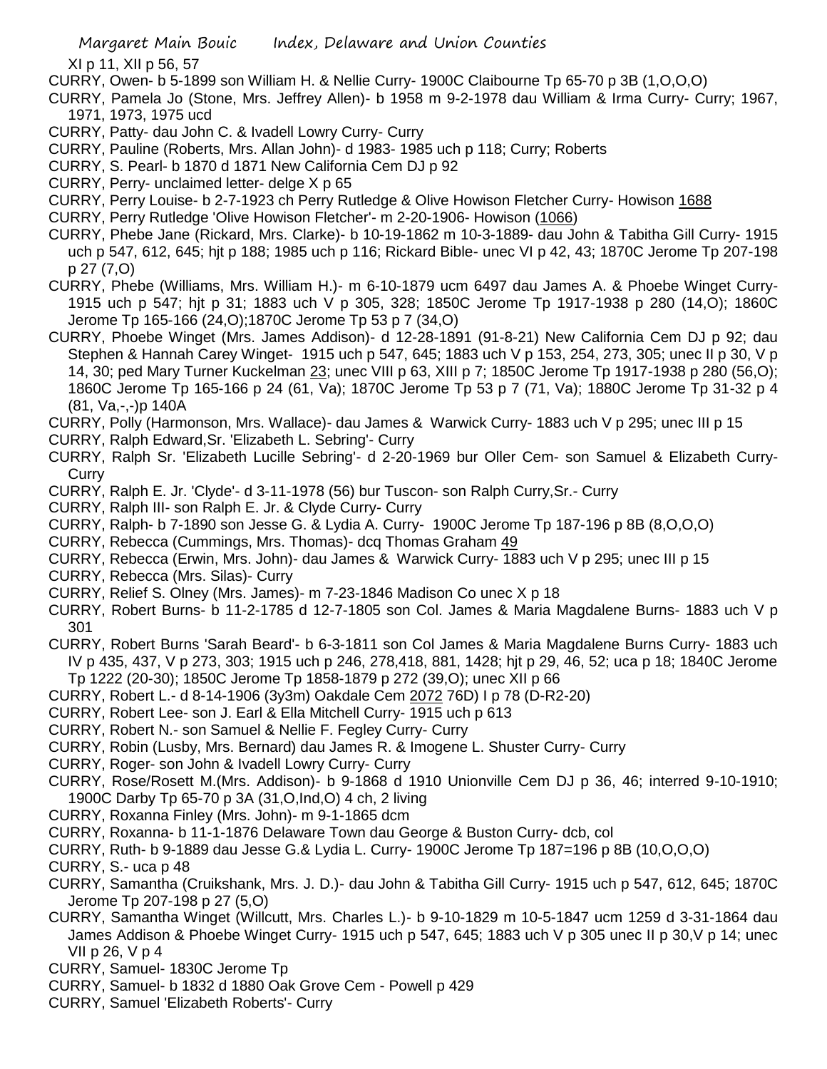XI p 11, XII p 56, 57

CURRY, Owen- b 5-1899 son William H. & Nellie Curry- 1900C Claibourne Tp 65-70 p 3B (1,O,O,O)

CURRY, Pamela Jo (Stone, Mrs. Jeffrey Allen)- b 1958 m 9-2-1978 dau William & Irma Curry- Curry; 1967, 1971, 1973, 1975 ucd

CURRY, Patty- dau John C. & Ivadell Lowry Curry- Curry

CURRY, Pauline (Roberts, Mrs. Allan John)- d 1983- 1985 uch p 118; Curry; Roberts

CURRY, S. Pearl- b 1870 d 1871 New California Cem DJ p 92

CURRY, Perry- unclaimed letter- delge X p 65

CURRY, Perry Louise- b 2-7-1923 ch Perry Rutledge & Olive Howison Fletcher Curry- Howison 1688

CURRY, Perry Rutledge 'Olive Howison Fletcher'- m 2-20-1906- Howison (1066)

CURRY, Phebe Jane (Rickard, Mrs. Clarke)- b 10-19-1862 m 10-3-1889- dau John & Tabitha Gill Curry- 1915 uch p 547, 612, 645; hjt p 188; 1985 uch p 116; Rickard Bible- unec VI p 42, 43; 1870C Jerome Tp 207-198 p 27 (7,O)

CURRY, Phebe (Williams, Mrs. William H.)- m 6-10-1879 ucm 6497 dau James A. & Phoebe Winget Curry- 1915 uch p 547; hjt p 31; 1883 uch V p 305, 328; 1850C Jerome Tp 1917-1938 p 280 (14,O); 1860C Jerome Tp 165-166 (24,O);1870C Jerome Tp 53 p 7 (34,O)

CURRY, Phoebe Winget (Mrs. James Addison)- d 12-28-1891 (91-8-21) New California Cem DJ p 92; dau Stephen & Hannah Carey Winget- 1915 uch p 547, 645; 1883 uch V p 153, 254, 273, 305; unec II p 30, V p 14, 30; ped Mary Turner Kuckelman 23; unec VIII p 63, XIII p 7; 1850C Jerome Tp 1917-1938 p 280 (56,O); 1860C Jerome Tp 165-166 p 24 (61, Va); 1870C Jerome Tp 53 p 7 (71, Va); 1880C Jerome Tp 31-32 p 4 (81, Va,-,-)p 140A

CURRY, Polly (Harmonson, Mrs. Wallace)- dau James & Warwick Curry- 1883 uch V p 295; unec III p 15

CURRY, Ralph Edward,Sr. 'Elizabeth L. Sebring'- Curry

CURRY, Ralph Sr. 'Elizabeth Lucille Sebring'- d 2-20-1969 bur Oller Cem- son Samuel & Elizabeth Curry- Curry

CURRY, Ralph E. Jr. 'Clyde'- d 3-11-1978 (56) bur Tuscon- son Ralph Curry,Sr.- Curry

CURRY, Ralph III- son Ralph E. Jr. & Clyde Curry- Curry

CURRY, Ralph- b 7-1890 son Jesse G. & Lydia A. Curry- 1900C Jerome Tp 187-196 p 8B (8,O,O,O)

CURRY, Rebecca (Cummings, Mrs. Thomas)- dcq Thomas Graham 49

CURRY, Rebecca (Erwin, Mrs. John)- dau James & Warwick Curry- 1883 uch V p 295; unec III p 15

CURRY, Rebecca (Mrs. Silas)- Curry

CURRY, Relief S. Olney (Mrs. James)- m 7-23-1846 Madison Co unec X p 18

CURRY, Robert Burns- b 11-2-1785 d 12-7-1805 son Col. James & Maria Magdalene Burns- 1883 uch V p 301

CURRY, Robert Burns 'Sarah Beard'- b 6-3-1811 son Col James & Maria Magdalene Burns Curry- 1883 uch IV p 435, 437, V p 273, 303; 1915 uch p 246, 278,418, 881, 1428; hjt p 29, 46, 52; uca p 18; 1840C Jerome Tp 1222 (20-30); 1850C Jerome Tp 1858-1879 p 272 (39,O); unec XII p 66

CURRY, Robert L.- d 8-14-1906 (3y3m) Oakdale Cem 2072 76D) I p 78 (D-R2-20)

CURRY, Robert Lee- son J. Earl & Ella Mitchell Curry- 1915 uch p 613

CURRY, Robert N.- son Samuel & Nellie F. Fegley Curry- Curry

CURRY, Robin (Lusby, Mrs. Bernard) dau James R. & Imogene L. Shuster Curry- Curry

CURRY, Roger- son John & Ivadell Lowry Curry- Curry

CURRY, Rose/Rosett M.(Mrs. Addison)- b 9-1868 d 1910 Unionville Cem DJ p 36, 46; interred 9-10-1910; 1900C Darby Tp 65-70 p 3A (31,O,Ind,O) 4 ch, 2 living

CURRY, Roxanna Finley (Mrs. John)- m 9-1-1865 dcm

CURRY, Roxanna- b 11-1-1876 Delaware Town dau George & Buston Curry- dcb, col

CURRY, Ruth- b 9-1889 dau Jesse G.& Lydia L. Curry- 1900C Jerome Tp 187=196 p 8B (10,O,O,O)

CURRY, S.- uca p 48

CURRY, Samantha (Cruikshank, Mrs. J. D.)- dau John & Tabitha Gill Curry- 1915 uch p 547, 612, 645; 1870C Jerome Tp 207-198 p 27 (5,O)

CURRY, Samantha Winget (Willcutt, Mrs. Charles L.)- b 9-10-1829 m 10-5-1847 ucm 1259 d 3-31-1864 dau James Addison & Phoebe Winget Curry- 1915 uch p 547, 645; 1883 uch V p 305 unec II p 30,V p 14; unec VII p 26, V p 4

CURRY, Samuel- 1830C Jerome Tp

CURRY, Samuel- b 1832 d 1880 Oak Grove Cem - Powell p 429

CURRY, Samuel 'Elizabeth Roberts'- Curry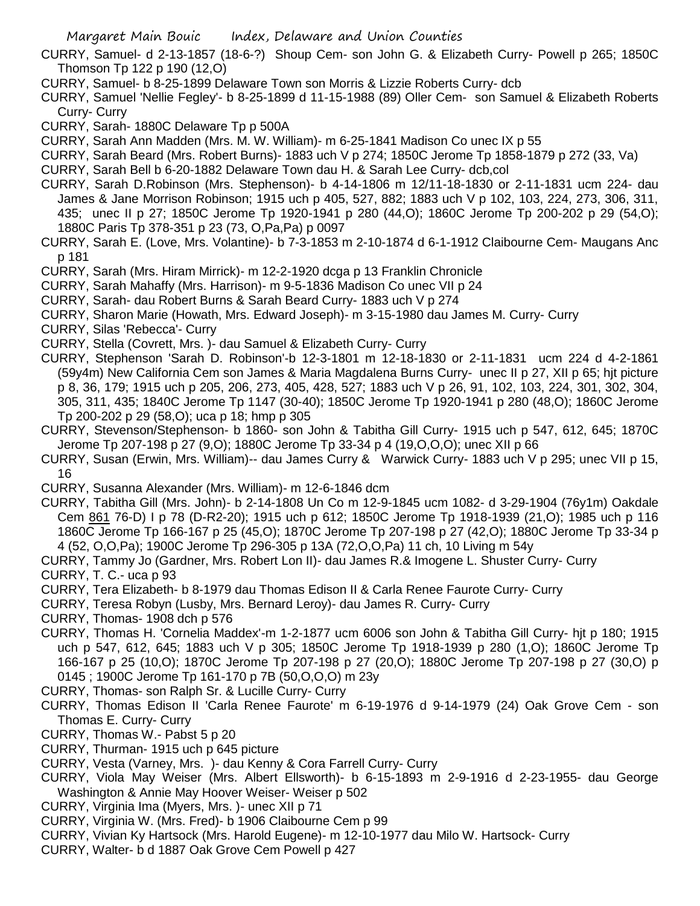CURRY, Samuel- d 2-13-1857 (18-6-?) Shoup Cem- son John G. & Elizabeth Curry- Powell p 265; 1850C Thomson Tp 122 p 190 (12,O)

CURRY, Samuel- b 8-25-1899 Delaware Town son Morris & Lizzie Roberts Curry- dcb

CURRY, Samuel 'Nellie Fegley'- b 8-25-1899 d 11-15-1988 (89) Oller Cem- son Samuel & Elizabeth Roberts Curry- Curry

CURRY, Sarah- 1880C Delaware Tp p 500A

CURRY, Sarah Ann Madden (Mrs. M. W. William)- m 6-25-1841 Madison Co unec IX p 55

CURRY, Sarah Beard (Mrs. Robert Burns)- 1883 uch V p 274; 1850C Jerome Tp 1858-1879 p 272 (33, Va)

CURRY, Sarah Bell b 6-20-1882 Delaware Town dau H. & Sarah Lee Curry- dcb,col

CURRY, Sarah D.Robinson (Mrs. Stephenson)- b 4-14-1806 m 12/11-18-1830 or 2-11-1831 ucm 224- dau James & Jane Morrison Robinson; 1915 uch p 405, 527, 882; 1883 uch V p 102, 103, 224, 273, 306, 311, 435; unec II p 27; 1850C Jerome Tp 1920-1941 p 280 (44,O); 1860C Jerome Tp 200-202 p 29 (54,O); 1880C Paris Tp 378-351 p 23 (73, O,Pa,Pa) p 0097

CURRY, Sarah E. (Love, Mrs. Volantine)- b 7-3-1853 m 2-10-1874 d 6-1-1912 Claibourne Cem- Maugans Anc p 181

CURRY, Sarah (Mrs. Hiram Mirrick)- m 12-2-1920 dcga p 13 Franklin Chronicle

CURRY, Sarah Mahaffy (Mrs. Harrison)- m 9-5-1836 Madison Co unec VII p 24

CURRY, Sarah- dau Robert Burns & Sarah Beard Curry- 1883 uch V p 274

CURRY, Sharon Marie (Howath, Mrs. Edward Joseph)- m 3-15-1980 dau James M. Curry- Curry

CURRY, Silas 'Rebecca'- Curry

CURRY, Stella (Covrett, Mrs. )- dau Samuel & Elizabeth Curry- Curry

CURRY, Stephenson 'Sarah D. Robinson'-b 12-3-1801 m 12-18-1830 or 2-11-1831 ucm 224 d 4-2-1861 (59y4m) New California Cem son James & Maria Magdalena Burns Curry- unec II p 27, XII p 65; hjt picture p 8, 36, 179; 1915 uch p 205, 206, 273, 405, 428, 527; 1883 uch V p 26, 91, 102, 103, 224, 301, 302, 304, 305, 311, 435; 1840C Jerome Tp 1147 (30-40); 1850C Jerome Tp 1920-1941 p 280 (48,O); 1860C Jerome Tp 200-202 p 29 (58,O); uca p 18; hmp p 305

CURRY, Stevenson/Stephenson- b 1860- son John & Tabitha Gill Curry- 1915 uch p 547, 612, 645; 1870C Jerome Tp 207-198 p 27 (9,O); 1880C Jerome Tp 33-34 p 4 (19,O,O,O); unec XII p 66

CURRY, Susan (Erwin, Mrs. William)-- dau James Curry & Warwick Curry- 1883 uch V p 295; unec VII p 15, 16

CURRY, Susanna Alexander (Mrs. William)- m 12-6-1846 dcm

CURRY, Tabitha Gill (Mrs. John)- b 2-14-1808 Un Co m 12-9-1845 ucm 1082- d 3-29-1904 (76y1m) Oakdale Cem 861 76-D) I p 78 (D-R2-20); 1915 uch p 612; 1850C Jerome Tp 1918-1939 (21,O); 1985 uch p 116 1860C Jerome Tp 166-167 p 25 (45,O); 1870C Jerome Tp 207-198 p 27 (42,O); 1880C Jerome Tp 33-34 p 4 (52, O,O,Pa); 1900C Jerome Tp 296-305 p 13A (72,O,O,Pa) 11 ch, 10 Living m 54y

CURRY, Tammy Jo (Gardner, Mrs. Robert Lon II)- dau James R.& Imogene L. Shuster Curry- Curry

CURRY, T. C.- uca p 93

CURRY, Tera Elizabeth- b 8-1979 dau Thomas Edison II & Carla Renee Faurote Curry- Curry

CURRY, Teresa Robyn (Lusby, Mrs. Bernard Leroy)- dau James R. Curry- Curry

CURRY, Thomas- 1908 dch p 576

CURRY, Thomas H. 'Cornelia Maddex'-m 1-2-1877 ucm 6006 son John & Tabitha Gill Curry- hjt p 180; 1915 uch p 547, 612, 645; 1883 uch V p 305; 1850C Jerome Tp 1918-1939 p 280 (1,O); 1860C Jerome Tp 166-167 p 25 (10,O); 1870C Jerome Tp 207-198 p 27 (20,O); 1880C Jerome Tp 207-198 p 27 (30,O) p 0145 ; 1900C Jerome Tp 161-170 p 7B (50,O,O,O) m 23y

CURRY, Thomas- son Ralph Sr. & Lucille Curry- Curry

CURRY, Thomas Edison II 'Carla Renee Faurote' m 6-19-1976 d 9-14-1979 (24) Oak Grove Cem - son Thomas E. Curry- Curry

CURRY, Thomas W.- Pabst 5 p 20

CURRY, Thurman- 1915 uch p 645 picture

CURRY, Vesta (Varney, Mrs. )- dau Kenny & Cora Farrell Curry- Curry

CURRY, Viola May Weiser (Mrs. Albert Ellsworth)- b 6-15-1893 m 2-9-1916 d 2-23-1955- dau George Washington & Annie May Hoover Weiser- Weiser p 502

CURRY, Virginia Ima (Myers, Mrs. )- unec XII p 71

CURRY, Virginia W. (Mrs. Fred)- b 1906 Claibourne Cem p 99

CURRY, Vivian Ky Hartsock (Mrs. Harold Eugene)- m 12-10-1977 dau Milo W. Hartsock- Curry

CURRY, Walter- b d 1887 Oak Grove Cem Powell p 427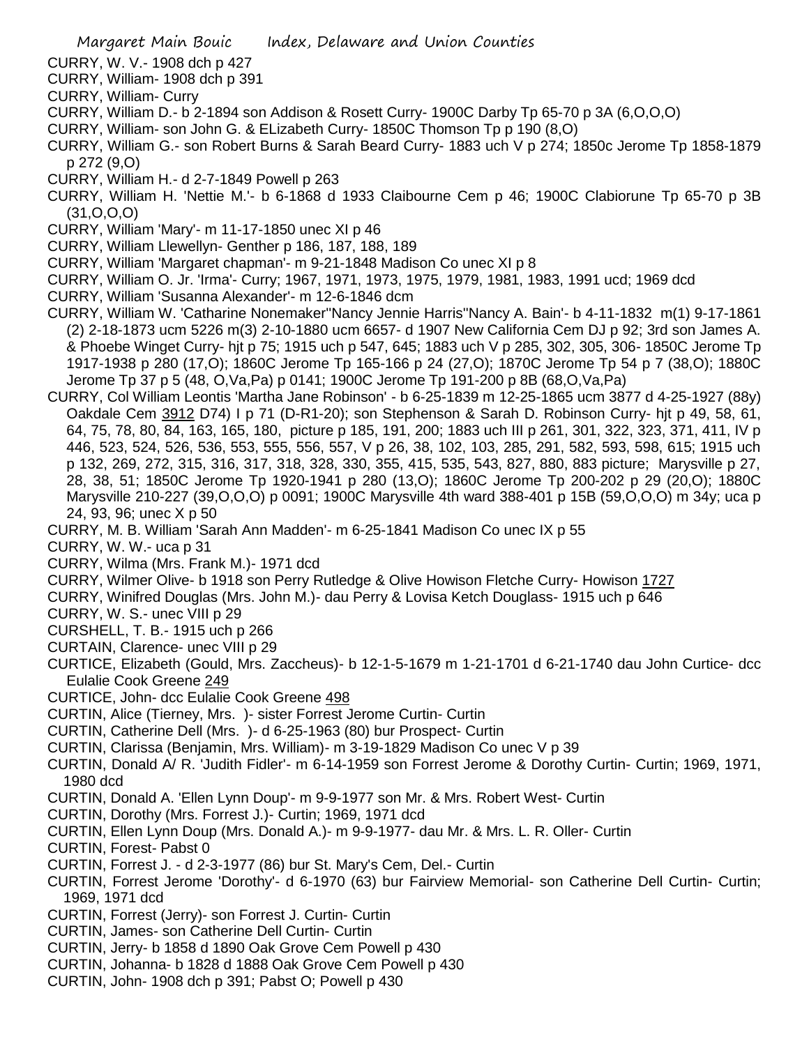CURRY, W. V.- 1908 dch p 427
CURRY, William- 1908 dch p 391
CURRY, William- Curry
CURRY, William D.- b 2-1894 son Addison & Rosett Curry- 1900C Darby Tp 65-70 p 3A (6,O,O,O)
CURRY, William- son John G. & ELizabeth Curry- 1850C Thomson Tp p 190 (8,O)
CURRY, William G.- son Robert Burns & Sarah Beard Curry- 1883 uch V p 274; 1850c Jerome Tp 1858-1879 p 272 (9,O)
CURRY, William H.- d 2-7-1849 Powell p 263
CURRY, William H. 'Nettie M.'- b 6-1868 d 1933 Claibourne Cem p 46; 1900C Clabiorune Tp 65-70 p 3B (31,O,O,O)
CURRY, William 'Mary'- m 11-17-1850 unec XI p 46
CURRY, William Llewellyn- Genther p 186, 187, 188, 189
CURRY, William 'Margaret chapman'- m 9-21-1848 Madison Co unec XI p 8
CURRY, William O. Jr. 'Irma'- Curry; 1967, 1971, 1973, 1975, 1979, 1981, 1983, 1991 ucd; 1969 dcd
CURRY, William 'Susanna Alexander'- m 12-6-1846 dcm
CURRY, William W. 'Catharine Nonemaker''Nancy Jennie Harris''Nancy A. Bain'- b 4-11-1832 m(1) 9-17-1861 (2) 2-18-1873 ucm 5226 m(3) 2-10-1880 ucm 6657- d 1907 New California Cem DJ p 92; 3rd son James A. & Phoebe Winget Curry- hjt p 75; 1915 uch p 547, 645; 1883 uch V p 285, 302, 305, 306- 1850C Jerome Tp 1917-1938 p 280 (17,O); 1860C Jerome Tp 165-166 p 24 (27,O); 1870C Jerome Tp 54 p 7 (38,O); 1880C Jerome Tp 37 p 5 (48, O,Va,Pa) p 0141; 1900C Jerome Tp 191-200 p 8B (68,O,Va,Pa)
CURRY, Col William Leontis 'Martha Jane Robinson' - b 6-25-1839 m 12-25-1865 ucm 3877 d 4-25-1927 (88y) Oakdale Cem 3912 D74) I p 71 (D-R1-20); son Stephenson & Sarah D. Robinson Curry- hjt p 49, 58, 61, 64, 75, 78, 80, 84, 163, 165, 180, picture p 185, 191, 200; 1883 uch III p 261, 301, 322, 323, 371, 411, IV p 446, 523, 524, 526, 536, 553, 555, 556, 557, V p 26, 38, 102, 103, 285, 291, 582, 593, 598, 615; 1915 uch p 132, 269, 272, 315, 316, 317, 318, 328, 330, 355, 415, 535, 543, 827, 880, 883 picture; Marysville p 27, 28, 38, 51; 1850C Jerome Tp 1920-1941 p 280 (13,O); 1860C Jerome Tp 200-202 p 29 (20,O); 1880C Marysville 210-227 (39,O,O,O) p 0091; 1900C Marysville 4th ward 388-401 p 15B (59,O,O,O) m 34y; uca p 24, 93, 96; unec X p 50
CURRY, M. B. William 'Sarah Ann Madden'- m 6-25-1841 Madison Co unec IX p 55
CURRY, W. W.- uca p 31
CURRY, Wilma (Mrs. Frank M.)- 1971 dcd
CURRY, Wilmer Olive- b 1918 son Perry Rutledge & Olive Howison Fletche Curry- Howison 1727
CURRY, Winifred Douglas (Mrs. John M.)- dau Perry & Lovisa Ketch Douglass- 1915 uch p 646
CURRY, W. S.- unec VIII p 29
CURSHELL, T. B.- 1915 uch p 266
CURTAIN, Clarence- unec VIII p 29
CURTICE, Elizabeth (Gould, Mrs. Zaccheus)- b 12-1-5-1679 m 1-21-1701 d 6-21-1740 dau John Curtice- dcc Eulalie Cook Greene 249
CURTICE, John- dcc Eulalie Cook Greene 498
CURTIN, Alice (Tierney, Mrs. )- sister Forrest Jerome Curtin- Curtin
CURTIN, Catherine Dell (Mrs. )- d 6-25-1963 (80) bur Prospect- Curtin
CURTIN, Clarissa (Benjamin, Mrs. William)- m 3-19-1829 Madison Co unec V p 39
CURTIN, Donald A/ R. 'Judith Fidler'- m 6-14-1959 son Forrest Jerome & Dorothy Curtin- Curtin; 1969, 1971, 1980 dcd
CURTIN, Donald A. 'Ellen Lynn Doup'- m 9-9-1977 son Mr. & Mrs. Robert West- Curtin
CURTIN, Dorothy (Mrs. Forrest J.)- Curtin; 1969, 1971 dcd
CURTAIN, Ellen Lynn Doup (Mrs. Donald A.)- m 9-9-1977- dau Mr. & Mrs. L. R. Oller- Curtin
CURTIN, Forest- Pabst 0
CURTIN, Forrest J. - d 2-3-1977 (86) bur St. Mary's Cem, Del.- Curtin
CURTIN, Forrest Jerome 'Dorothy'- d 6-1970 (63) bur Fairview Memorial- son Catherine Dell Curtin- Curtin; 1969, 1971 dcd
CURTIN, Forrest (Jerry)- son Forrest J. Curtin- Curtin
CURTIN, James- son Catherine Dell Curtin- Curtin
CURTIN, Jerry- b 1858 d 1890 Oak Grove Cem Powell p 430
CURTIN, Johanna- b 1828 d 1888 Oak Grove Cem Powell p 430
CURTIN, John- 1908 dch p 391; Pabst O; Powell p 430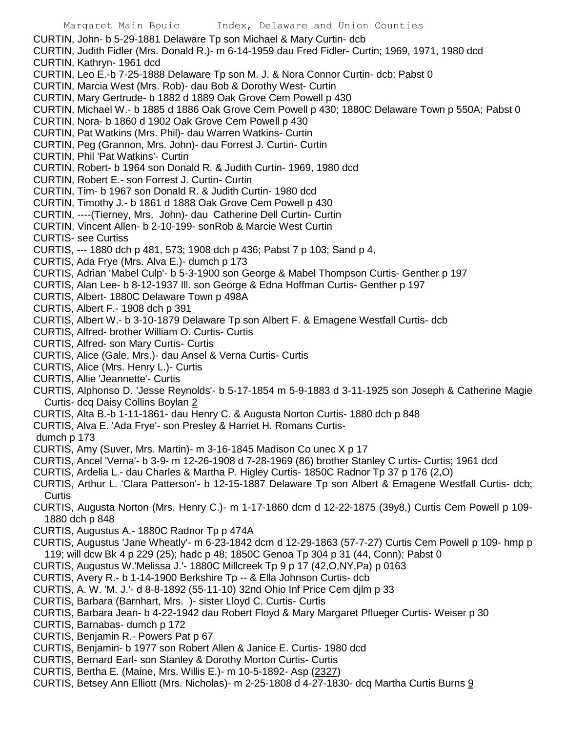CURTIN, John- b 5-29-1881 Delaware Tp son Michael & Mary Curtin- dcb

CURTIN, Judith Fidler (Mrs. Donald R.)- m 6-14-1959 dau Fred Fidler- Curtin; 1969, 1971, 1980 dcd

CURTIN, Kathryn- 1961 dcd

CURTIN, Leo E.-b 7-25-1888 Delaware Tp son M. J. & Nora Connor Curtin- dcb; Pabst 0

CURTIN, Marcia West (Mrs. Rob)- dau Bob & Dorothy West- Curtin

CURTIN, Mary Gertrude- b 1882 d 1889 Oak Grove Cem Powell p 430

CURTIN, Michael W.- b 1885 d 1886 Oak Grove Cem Powell p 430; 1880C Delaware Town p 550A; Pabst 0

CURTIN, Nora- b 1860 d 1902 Oak Grove Cem Powell p 430

CURTIN, Pat Watkins (Mrs. Phil)- dau Warren Watkins- Curtin

CURTIN, Peg (Grannon, Mrs. John)- dau Forrest J. Curtin- Curtin

CURTIN, Phil 'Pat Watkins'- Curtin

CURTIN, Robert- b 1964 son Donald R. & Judith Curtin- 1969, 1980 dcd

CURTIN, Robert E.- son Forrest J. Curtin- Curtin

CURTIN, Tim- b 1967 son Donald R. & Judith Curtin- 1980 dcd

CURTIN, Timothy J.- b 1861 d 1888 Oak Grove Cem Powell p 430

CURTIN, ----(Tierney, Mrs. John)- dau Catherine Dell Curtin- Curtin

CURTIN, Vincent Allen- b 2-10-199- sonRob & Marcie West Curtin

CURTIS- see Curtiss

CURTIS, --- 1880 dch p 481, 573; 1908 dch p 436; Pabst 7 p 103; Sand p 4,

CURTIS, Ada Frye (Mrs. Alva E.)- dumch p 173

CURTIS, Adrian 'Mabel Culp'- b 5-3-1900 son George & Mabel Thompson Curtis- Genther p 197

CURTIS, Alan Lee- b 8-12-1937 Ill. son George & Edna Hoffman Curtis- Genther p 197

CURTIS, Albert- 1880C Delaware Town p 498A

CURTIS, Albert F.- 1908 dch p 391

CURTIS, Albert W.- b 3-10-1879 Delaware Tp son Albert F. & Emagene Westfall Curtis- dcb

CURTIS, Alfred- brother William O. Curtis- Curtis

CURTIS, Alfred- son Mary Curtis- Curtis

CURTIS, Alice (Gale, Mrs.)- dau Ansel & Verna Curtis- Curtis

CURTIS, Alice (Mrs. Henry L.)- Curtis

CURTIS, Allie 'Jeannette'- Curtis

CURTIS, Alphonso D. 'Jesse Reynolds'- b 5-17-1854 m 5-9-1883 d 3-11-1925 son Joseph & Catherine Magie Curtis- dcq Daisy Collins Boylan 2

CURTIS, Alta B.-b 1-11-1861- dau Henry C. & Augusta Norton Curtis- 1880 dch p 848

CURTIS, Alva E. 'Ada Frye'- son Presley & Harriet H. Romans Curtis- dumch p 173

CURTIS, Amy (Suver, Mrs. Martin)- m 3-16-1845 Madison Co unec X p 17

CURTIS, Ancel 'Verna'- b 3-9- m 12-26-1908 d 7-28-1969 (86) brother Stanley C urtis- Curtis; 1961 dcd

CURTIS, Ardelia L.- dau Charles & Martha P. Higley Curtis- 1850C Radnor Tp 37 p 176 (2,O)

CURTIS, Arthur L. 'Clara Patterson'- b 12-15-1887 Delaware Tp son Albert & Emagene Westfall Curtis- dcb; Curtis

CURTIS, Augusta Norton (Mrs. Henry C.)- m 1-17-1860 dcm d 12-22-1875 (39y8,) Curtis Cem Powell p 109- 1880 dch p 848

CURTIS, Augustus A.- 1880C Radnor Tp p 474A

CURTIS, Augustus 'Jane Wheatly'- m 6-23-1842 dcm d 12-29-1863 (57-7-27) Curtis Cem Powell p 109- hmp p 119; will dcw Bk 4 p 229 (25); hadc p 48; 1850C Genoa Tp 304 p 31 (44, Conn); Pabst 0

CURTIS, Augustus W.'Melissa J.'- 1880C Millcreek Tp 9 p 17 (42,O,NY,Pa) p 0163

CURTIS, Avery R.- b 1-14-1900 Berkshire Tp -- & Ella Johnson Curtis- dcb

CURTIS, A. W. 'M. J.'- d 8-8-1892 (55-11-10) 32nd Ohio Inf Price Cem djlm p 33

CURTIS, Barbara (Barnhart, Mrs. )- sister Lloyd C. Curtis- Curtis

CURTIS, Barbara Jean- b 4-22-1942 dau Robert Floyd & Mary Margaret Pflueger Curtis- Weiser p 30

CURTIS, Barnabas- dumch p 172

CURTIS, Benjamin R.- Powers Pat p 67

CURTIS, Benjamin- b 1977 son Robert Allen & Janice E. Curtis- 1980 dcd

CURTIS, Bernard Earl- son Stanley & Dorothy Morton Curtis- Curtis

CURTIS, Bertha E. (Maine, Mrs. Willis E.)- m 10-5-1892- Asp (2327)

CURTIS, Betsey Ann Elliott (Mrs. Nicholas)- m 2-25-1808 d 4-27-1830- dcq Martha Curtis Burns 9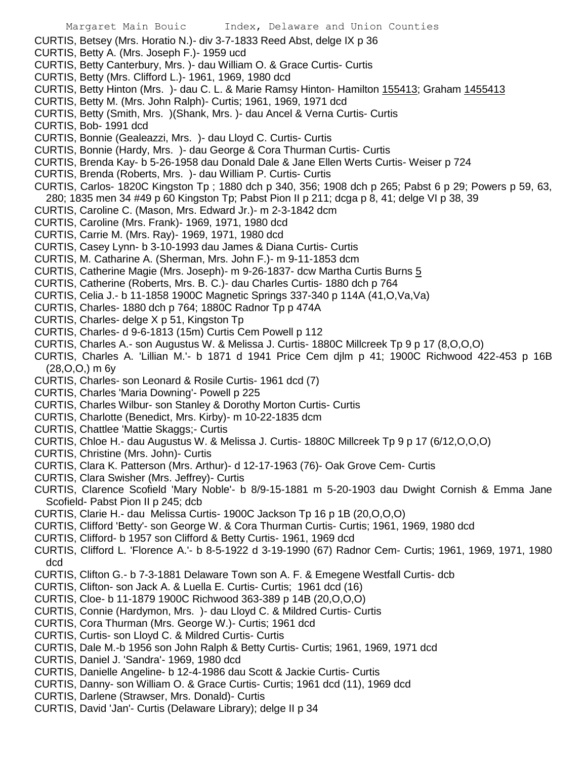CURTIS, Betsey (Mrs. Horatio N.)- div 3-7-1833 Reed Abst, delge IX p 36

CURTIS, Betty A. (Mrs. Joseph F.)- 1959 ucd

CURTIS, Betty Canterbury, Mrs. )- dau William O. & Grace Curtis- Curtis

CURTIS, Betty (Mrs. Clifford L.)- 1961, 1969, 1980 dcd

CURTIS, Betty Hinton (Mrs. )- dau C. L. & Marie Ramsy Hinton- Hamilton 155413; Graham 1455413

CURTIS, Betty M. (Mrs. John Ralph)- Curtis; 1961, 1969, 1971 dcd

CURTIS, Betty (Smith, Mrs. )(Shank, Mrs. )- dau Ancel & Verna Curtis- Curtis

CURTIS, Bob- 1991 dcd

CURTIS, Bonnie (Gealeazzi, Mrs. )- dau Lloyd C. Curtis- Curtis

CURTIS, Bonnie (Hardy, Mrs. )- dau George & Cora Thurman Curtis- Curtis

CURTIS, Brenda Kay- b 5-26-1958 dau Donald Dale & Jane Ellen Werts Curtis- Weiser p 724

CURTIS, Brenda (Roberts, Mrs. )- dau William P. Curtis- Curtis

CURTIS, Carlos- 1820C Kingston Tp ; 1880 dch p 340, 356; 1908 dch p 265; Pabst 6 p 29; Powers p 59, 63, 280; 1835 men 34 #49 p 60 Kingston Tp; Pabst Pion II p 211; dcga p 8, 41; delge VI p 38, 39

CURTIS, Caroline C. (Mason, Mrs. Edward Jr.)- m 2-3-1842 dcm

CURTIS, Caroline (Mrs. Frank)- 1969, 1971, 1980 dcd

CURTIS, Carrie M. (Mrs. Ray)- 1969, 1971, 1980 dcd

CURTIS, Casey Lynn- b 3-10-1993 dau James & Diana Curtis- Curtis

CURTIS, M. Catharine A. (Sherman, Mrs. John F.)- m 9-11-1853 dcm

CURTIS, Catherine Magie (Mrs. Joseph)- m 9-26-1837- dcw Martha Curtis Burns 5

CURTIS, Catherine (Roberts, Mrs. B. C.)- dau Charles Curtis- 1880 dch p 764

CURTIS, Celia J.- b 11-1858 1900C Magnetic Springs 337-340 p 114A (41,O,Va,Va)

CURTIS, Charles- 1880 dch p 764; 1880C Radnor Tp p 474A

CURTIS, Charles- delge X p 51, Kingston Tp

CURTIS, Charles- d 9-6-1813 (15m) Curtis Cem Powell p 112

CURTIS, Charles A.- son Augustus W. & Melissa J. Curtis- 1880C Millcreek Tp 9 p 17 (8,O,O,O)

CURTIS, Charles A. 'Lillian M.'- b 1871 d 1941 Price Cem djlm p 41; 1900C Richwood 422-453 p 16B (28,O,O,) m 6y

CURTIS, Charles- son Leonard & Rosile Curtis- 1961 dcd (7)

CURTIS, Charles 'Maria Downing'- Powell p 225

CURTIS, Charles Wilbur- son Stanley & Dorothy Morton Curtis- Curtis

CURTIS, Charlotte (Benedict, Mrs. Kirby)- m 10-22-1835 dcm

CURTIS, Chattlee 'Mattie Skaggs;- Curtis

CURTIS, Chloe H.- dau Augustus W. & Melissa J. Curtis- 1880C Millcreek Tp 9 p 17 (6/12,O,O,O)

CURTIS, Christine (Mrs. John)- Curtis

CURTIS, Clara K. Patterson (Mrs. Arthur)- d 12-17-1963 (76)- Oak Grove Cem- Curtis

CURTIS, Clara Swisher (Mrs. Jeffrey)- Curtis

CURTIS, Clarence Scofield 'Mary Noble'- b 8/9-15-1881 m 5-20-1903 dau Dwight Cornish & Emma Jane Scofield- Pabst Pion II p 245; dcb

CURTIS, Clarie H.- dau Melissa Curtis- 1900C Jackson Tp 16 p 1B (20,O,O,O)

CURTIS, Clifford 'Betty'- son George W. & Cora Thurman Curtis- Curtis; 1961, 1969, 1980 dcd

CURTIS, Clifford- b 1957 son Clifford & Betty Curtis- 1961, 1969 dcd

CURTIS, Clifford L. 'Florence A.'- b 8-5-1922 d 3-19-1990 (67) Radnor Cem- Curtis; 1961, 1969, 1971, 1980 dcd

CURTIS, Clifton G.- b 7-3-1881 Delaware Town son A. F. & Emegene Westfall Curtis- dcb

CURTIS, Clifton- son Jack A. & Luella E. Curtis- Curtis; 1961 dcd (16)

CURTIS, Cloe- b 11-1879 1900C Richwood 363-389 p 14B (20,O,O,O)

CURTIS, Connie (Hardymon, Mrs. )- dau Lloyd C. & Mildred Curtis- Curtis

CURTIS, Cora Thurman (Mrs. George W.)- Curtis; 1961 dcd

CURTIS, Curtis- son Lloyd C. & Mildred Curtis- Curtis

CURTIS, Dale M.-b 1956 son John Ralph & Betty Curtis- Curtis; 1961, 1969, 1971 dcd

CURTIS, Daniel J. 'Sandra'- 1969, 1980 dcd

CURTIS, Danielle Angeline- b 12-4-1986 dau Scott & Jackie Curtis- Curtis

CURTIS, Danny- son William O. & Grace Curtis- Curtis; 1961 dcd (11), 1969 dcd

CURTIS, Darlene (Strawser, Mrs. Donald)- Curtis

CURTIS, David 'Jan'- Curtis (Delaware Library); delge II p 34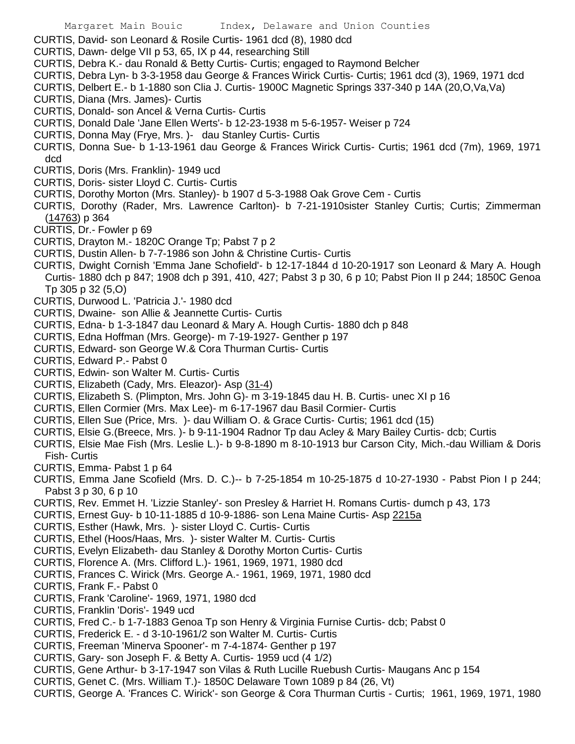CURTIS, David- son Leonard & Rosile Curtis- 1961 dcd (8), 1980 dcd

CURTIS, Dawn- delge VII p 53, 65, IX p 44, researching Still

CURTIS, Debra K.- dau Ronald & Betty Curtis- Curtis; engaged to Raymond Belcher

CURTIS, Debra Lyn- b 3-3-1958 dau George & Frances Wirick Curtis- Curtis; 1961 dcd (3), 1969, 1971 dcd

CURTIS, Delbert E.- b 1-1880 son Clia J. Curtis- 1900C Magnetic Springs 337-340 p 14A (20,O,Va,Va)

CURTIS, Diana (Mrs. James)- Curtis

CURTIS, Donald- son Ancel & Verna Curtis- Curtis

CURTIS, Donald Dale 'Jane Ellen Werts'- b 12-23-1938 m 5-6-1957- Weiser p 724

CURTIS, Donna May (Frye, Mrs. )- dau Stanley Curtis- Curtis

CURTIS, Donna Sue- b 1-13-1961 dau George & Frances Wirick Curtis- Curtis; 1961 dcd (7m), 1969, 1971 dcd

CURTIS, Doris (Mrs. Franklin)- 1949 ucd

CURTIS, Doris- sister Lloyd C. Curtis- Curtis

CURTIS, Dorothy Morton (Mrs. Stanley)- b 1907 d 5-3-1988 Oak Grove Cem - Curtis

CURTIS, Dorothy (Rader, Mrs. Lawrence Carlton)- b 7-21-1910sister Stanley Curtis; Curtis; Zimmerman (14763) p 364

CURTIS, Dr.- Fowler p 69

CURTIS, Drayton M.- 1820C Orange Tp; Pabst 7 p 2

CURTIS, Dustin Allen- b 7-7-1986 son John & Christine Curtis- Curtis

CURTIS, Dwight Cornish 'Emma Jane Schofield'- b 12-17-1844 d 10-20-1917 son Leonard & Mary A. Hough Curtis- 1880 dch p 847; 1908 dch p 391, 410, 427; Pabst 3 p 30, 6 p 10; Pabst Pion II p 244; 1850C Genoa Tp 305 p 32 (5,O)

CURTIS, Durwood L. 'Patricia J.'- 1980 dcd

CURTIS, Dwaine- son Allie & Jeannette Curtis- Curtis

CURTIS, Edna- b 1-3-1847 dau Leonard & Mary A. Hough Curtis- 1880 dch p 848

CURTIS, Edna Hoffman (Mrs. George)- m 7-19-1927- Genther p 197

CURTIS, Edward- son George W.& Cora Thurman Curtis- Curtis

CURTIS, Edward P.- Pabst 0

CURTIS, Edwin- son Walter M. Curtis- Curtis

CURTIS, Elizabeth (Cady, Mrs. Eleazor)- Asp (31-4)

CURTIS, Elizabeth S. (Plimpton, Mrs. John G)- m 3-19-1845 dau H. B. Curtis- unec XI p 16

CURTIS, Ellen Cormier (Mrs. Max Lee)- m 6-17-1967 dau Basil Cormier- Curtis

CURTIS, Ellen Sue (Price, Mrs. )- dau William O. & Grace Curtis- Curtis; 1961 dcd (15)

CURTIS, Elsie G.(Breece, Mrs. )- b 9-11-1904 Radnor Tp dau Acley & Mary Bailey Curtis- dcb; Curtis

CURTIS, Elsie Mae Fish (Mrs. Leslie L.)- b 9-8-1890 m 8-10-1913 bur Carson City, Mich.-dau William & Doris Fish- Curtis

CURTIS, Emma- Pabst 1 p 64

CURTIS, Emma Jane Scofield (Mrs. D. C.)-- b 7-25-1854 m 10-25-1875 d 10-27-1930 - Pabst Pion I p 244; Pabst 3 p 30, 6 p 10

CURTIS, Rev. Emmet H. 'Lizzie Stanley'- son Presley & Harriet H. Romans Curtis- dumch p 43, 173

CURTIS, Ernest Guy- b 10-11-1885 d 10-9-1886- son Lena Maine Curtis- Asp 2215a

CURTIS, Esther (Hawk, Mrs. )- sister Lloyd C. Curtis- Curtis

CURTIS, Ethel (Hoos/Haas, Mrs. )- sister Walter M. Curtis- Curtis

CURTIS, Evelyn Elizabeth- dau Stanley & Dorothy Morton Curtis- Curtis

CURTIS, Florence A. (Mrs. Clifford L.)- 1961, 1969, 1971, 1980 dcd

CURTIS, Frances C. Wirick (Mrs. George A.- 1961, 1969, 1971, 1980 dcd

CURTIS, Frank F.- Pabst 0

CURTIS, Frank 'Caroline'- 1969, 1971, 1980 dcd

CURTIS, Franklin 'Doris'- 1949 ucd

CURTIS, Fred C.- b 1-7-1883 Genoa Tp son Henry & Virginia Furnise Curtis- dcb; Pabst 0

CURTIS, Frederick E. - d 3-10-1961/2 son Walter M. Curtis- Curtis

CURTIS, Freeman 'Minerva Spooner'- m 7-4-1874- Genther p 197

CURTIS, Gary- son Joseph F. & Betty A. Curtis- 1959 ucd (4 1/2)

CURTIS, Gene Arthur- b 3-17-1947 son Vilas & Ruth Lucille Ruebush Curtis- Maugans Anc p 154

CURTIS, Genet C. (Mrs. William T.)- 1850C Delaware Town 1089 p 84 (26, Vt)

CURTIS, George A. 'Frances C. Wirick'- son George & Cora Thurman Curtis - Curtis; 1961, 1969, 1971, 1980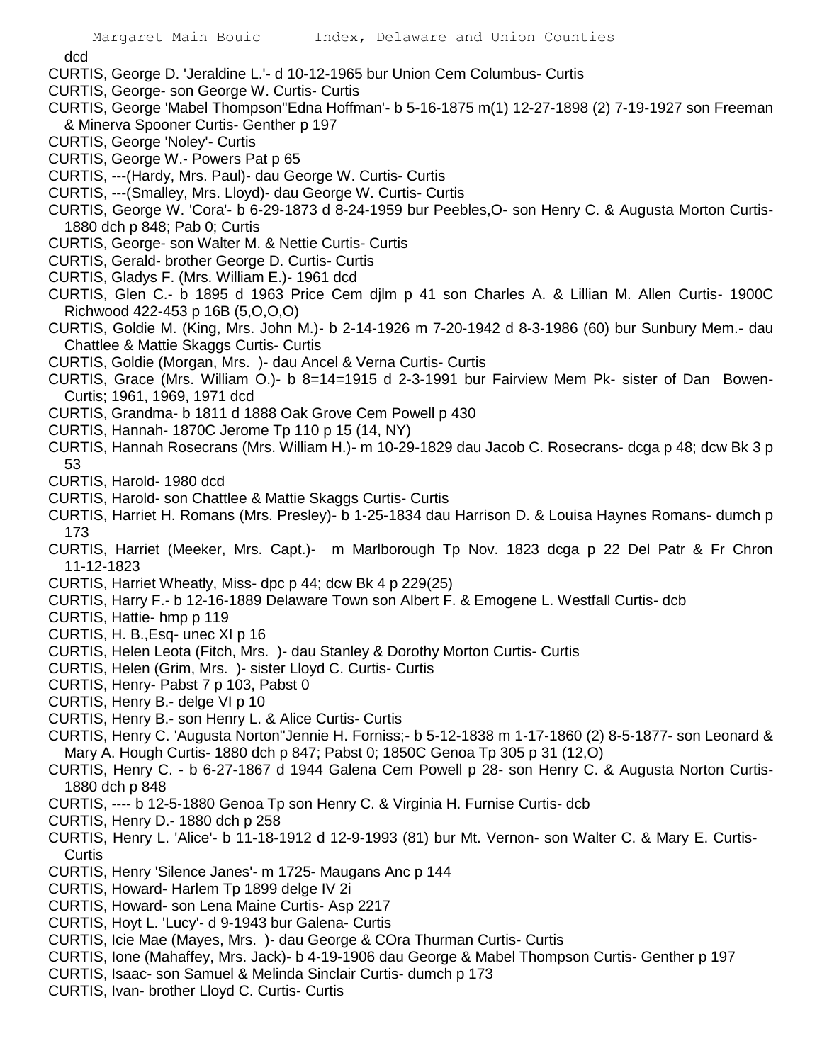dcd

CURTIS, George D. 'Jeraldine L.'- d 10-12-1965 bur Union Cem Columbus- Curtis

CURTIS, George- son George W. Curtis- Curtis

CURTIS, George 'Mabel Thompson''Edna Hoffman'- b 5-16-1875 m(1) 12-27-1898 (2) 7-19-1927 son Freeman & Minerva Spooner Curtis- Genther p 197

CURTIS, George 'Noley'- Curtis

CURTIS, George W.- Powers Pat p 65

CURTIS, ---(Hardy, Mrs. Paul)- dau George W. Curtis- Curtis

CURTIS, ---(Smalley, Mrs. Lloyd)- dau George W. Curtis- Curtis

CURTIS, George W. 'Cora'- b 6-29-1873 d 8-24-1959 bur Peebles,O- son Henry C. & Augusta Morton Curtis- 1880 dch p 848; Pab 0; Curtis

CURTIS, George- son Walter M. & Nettie Curtis- Curtis

CURTIS, Gerald- brother George D. Curtis- Curtis

CURTIS, Gladys F. (Mrs. William E.)- 1961 dcd

CURTIS, Glen C.- b 1895 d 1963 Price Cem djlm p 41 son Charles A. & Lillian M. Allen Curtis- 1900C Richwood 422-453 p 16B (5,O,O,O)

CURTIS, Goldie M. (King, Mrs. John M.)- b 2-14-1926 m 7-20-1942 d 8-3-1986 (60) bur Sunbury Mem.- dau Chattlee & Mattie Skaggs Curtis- Curtis

CURTIS, Goldie (Morgan, Mrs. )- dau Ancel & Verna Curtis- Curtis

CURTIS, Grace (Mrs. William O.)- b 8=14=1915 d 2-3-1991 bur Fairview Mem Pk- sister of Dan Bowen- Curtis; 1961, 1969, 1971 dcd

CURTIS, Grandma- b 1811 d 1888 Oak Grove Cem Powell p 430

CURTIS, Hannah- 1870C Jerome Tp 110 p 15 (14, NY)

CURTIS, Hannah Rosecrans (Mrs. William H.)- m 10-29-1829 dau Jacob C. Rosecrans- dcga p 48; dcw Bk 3 p 53

CURTIS, Harold- 1980 dcd

CURTIS, Harold- son Chattlee & Mattie Skaggs Curtis- Curtis

CURTIS, Harriet H. Romans (Mrs. Presley)- b 1-25-1834 dau Harrison D. & Louisa Haynes Romans- dumch p 173

CURTIS, Harriet (Meeker, Mrs. Capt.)- m Marlborough Tp Nov. 1823 dcga p 22 Del Patr & Fr Chron 11-12-1823

CURTIS, Harriet Wheatly, Miss- dpc p 44; dcw Bk 4 p 229(25)

CURTIS, Harry F.- b 12-16-1889 Delaware Town son Albert F. & Emogene L. Westfall Curtis- dcb

CURTIS, Hattie- hmp p 119

CURTIS, H. B.,Esq- unec XI p 16

CURTIS, Helen Leota (Fitch, Mrs. )- dau Stanley & Dorothy Morton Curtis- Curtis

CURTIS, Helen (Grim, Mrs. )- sister Lloyd C. Curtis- Curtis

CURTIS, Henry- Pabst 7 p 103, Pabst 0

CURTIS, Henry B.- delge VI p 10

CURTIS, Henry B.- son Henry L. & Alice Curtis- Curtis

CURTIS, Henry C. 'Augusta Norton''Jennie H. Forniss;- b 5-12-1838 m 1-17-1860 (2) 8-5-1877- son Leonard & Mary A. Hough Curtis- 1880 dch p 847; Pabst 0; 1850C Genoa Tp 305 p 31 (12,O)

CURTIS, Henry C. - b 6-27-1867 d 1944 Galena Cem Powell p 28- son Henry C. & Augusta Norton Curtis- 1880 dch p 848

CURTIS, ---- b 12-5-1880 Genoa Tp son Henry C. & Virginia H. Furnise Curtis- dcb

CURTIS, Henry D.- 1880 dch p 258

CURTIS, Henry L. 'Alice'- b 11-18-1912 d 12-9-1993 (81) bur Mt. Vernon- son Walter C. & Mary E. Curtis- Curtis

CURTIS, Henry 'Silence Janes'- m 1725- Maugans Anc p 144

CURTIS, Howard- Harlem Tp 1899 delge IV 2i

CURTIS, Howard- son Lena Maine Curtis- Asp 2217

CURTIS, Hoyt L. 'Lucy'- d 9-1943 bur Galena- Curtis

CURTIS, Icie Mae (Mayes, Mrs. )- dau George & COra Thurman Curtis- Curtis

CURTIS, Ione (Mahaffey, Mrs. Jack)- b 4-19-1906 dau George & Mabel Thompson Curtis- Genther p 197

CURTIS, Isaac- son Samuel & Melinda Sinclair Curtis- dumch p 173

CURTIS, Ivan- brother Lloyd C. Curtis- Curtis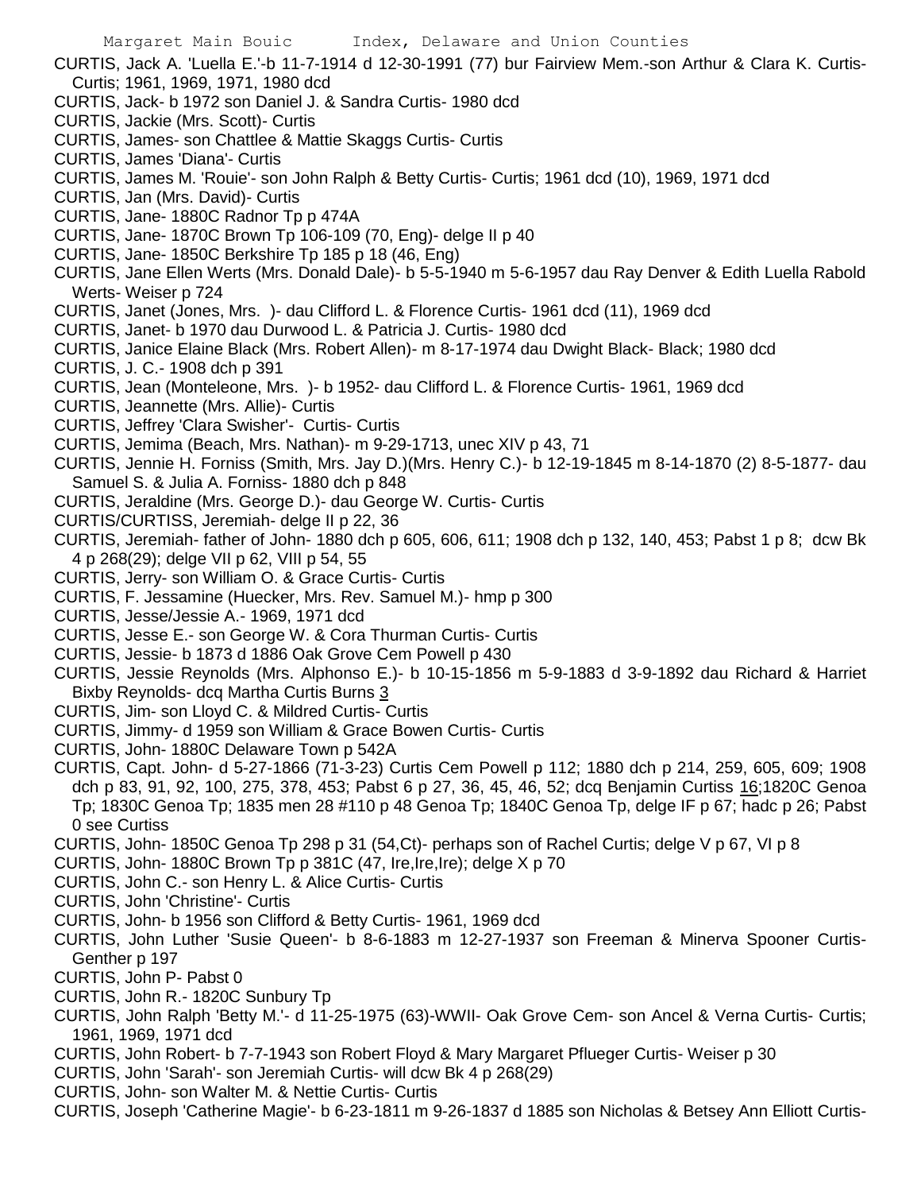CURTIS, Jack A. 'Luella E.'-b 11-7-1914 d 12-30-1991 (77) bur Fairview Mem.-son Arthur & Clara K. Curtis- Curtis; 1961, 1969, 1971, 1980 dcd

CURTIS, Jack- b 1972 son Daniel J. & Sandra Curtis- 1980 dcd

CURTIS, Jackie (Mrs. Scott)- Curtis

CURTIS, James- son Chattlee & Mattie Skaggs Curtis- Curtis

CURTIS, James 'Diana'- Curtis

CURTIS, James M. 'Rouie'- son John Ralph & Betty Curtis- Curtis; 1961 dcd (10), 1969, 1971 dcd

CURTIS, Jan (Mrs. David)- Curtis

CURTIS, Jane- 1880C Radnor Tp p 474A

CURTIS, Jane- 1870C Brown Tp 106-109 (70, Eng)- delge II p 40

CURTIS, Jane- 1850C Berkshire Tp 185 p 18 (46, Eng)

CURTIS, Jane Ellen Werts (Mrs. Donald Dale)- b 5-5-1940 m 5-6-1957 dau Ray Denver & Edith Luella Rabold Werts- Weiser p 724

CURTIS, Janet (Jones, Mrs. )- dau Clifford L. & Florence Curtis- 1961 dcd (11), 1969 dcd

CURTIS, Janet- b 1970 dau Durwood L. & Patricia J. Curtis- 1980 dcd

CURTIS, Janice Elaine Black (Mrs. Robert Allen)- m 8-17-1974 dau Dwight Black- Black; 1980 dcd

CURTIS, J. C.- 1908 dch p 391

CURTIS, Jean (Monteleone, Mrs. )- b 1952- dau Clifford L. & Florence Curtis- 1961, 1969 dcd

CURTIS, Jeannette (Mrs. Allie)- Curtis

CURTIS, Jeffrey 'Clara Swisher'- Curtis- Curtis

CURTIS, Jemima (Beach, Mrs. Nathan)- m 9-29-1713, unec XIV p 43, 71

CURTIS, Jennie H. Forniss (Smith, Mrs. Jay D.)(Mrs. Henry C.)- b 12-19-1845 m 8-14-1870 (2) 8-5-1877- dau Samuel S. & Julia A. Forniss- 1880 dch p 848

CURTIS, Jeraldine (Mrs. George D.)- dau George W. Curtis- Curtis

CURTIS/CURTISS, Jeremiah- delge II p 22, 36

CURTIS, Jeremiah- father of John- 1880 dch p 605, 606, 611; 1908 dch p 132, 140, 453; Pabst 1 p 8; dcw Bk 4 p 268(29); delge VII p 62, VIII p 54, 55

CURTIS, Jerry- son William O. & Grace Curtis- Curtis

CURTIS, F. Jessamine (Huecker, Mrs. Rev. Samuel M.)- hmp p 300

CURTIS, Jesse/Jessie A.- 1969, 1971 dcd

CURTIS, Jesse E.- son George W. & Cora Thurman Curtis- Curtis

CURTIS, Jessie- b 1873 d 1886 Oak Grove Cem Powell p 430

CURTIS, Jessie Reynolds (Mrs. Alphonso E.)- b 10-15-1856 m 5-9-1883 d 3-9-1892 dau Richard & Harriet Bixby Reynolds- dcq Martha Curtis Burns 3

CURTIS, Jim- son Lloyd C. & Mildred Curtis- Curtis

CURTIS, Jimmy- d 1959 son William & Grace Bowen Curtis- Curtis

CURTIS, John- 1880C Delaware Town p 542A

CURTIS, Capt. John- d 5-27-1866 (71-3-23) Curtis Cem Powell p 112; 1880 dch p 214, 259, 605, 609; 1908 dch p 83, 91, 92, 100, 275, 378, 453; Pabst 6 p 27, 36, 45, 46, 52; dcq Benjamin Curtiss 16;1820C Genoa Tp; 1830C Genoa Tp; 1835 men 28 #110 p 48 Genoa Tp; 1840C Genoa Tp, delge IF p 67; hadc p 26; Pabst 0 see Curtiss

CURTIS, John- 1850C Genoa Tp 298 p 31 (54,Ct)- perhaps son of Rachel Curtis; delge V p 67, VI p 8

CURTIS, John- 1880C Brown Tp p 381C (47, Ire,Ire,Ire); delge X p 70

CURTIS, John C.- son Henry L. & Alice Curtis- Curtis

CURTIS, John 'Christine'- Curtis

CURTIS, John- b 1956 son Clifford & Betty Curtis- 1961, 1969 dcd

CURTIS, John Luther 'Susie Queen'- b 8-6-1883 m 12-27-1937 son Freeman & Minerva Spooner Curtis- Genther p 197

CURTIS, John P- Pabst 0

CURTIS, John R.- 1820C Sunbury Tp

CURTIS, John Ralph 'Betty M.'- d 11-25-1975 (63)-WWII- Oak Grove Cem- son Ancel & Verna Curtis- Curtis; 1961, 1969, 1971 dcd

CURTIS, John Robert- b 7-7-1943 son Robert Floyd & Mary Margaret Pflueger Curtis- Weiser p 30

CURTIS, John 'Sarah'- son Jeremiah Curtis- will dcw Bk 4 p 268(29)

CURTIS, John- son Walter M. & Nettie Curtis- Curtis

CURTIS, Joseph 'Catherine Magie'- b 6-23-1811 m 9-26-1837 d 1885 son Nicholas & Betsey Ann Elliott Curtis-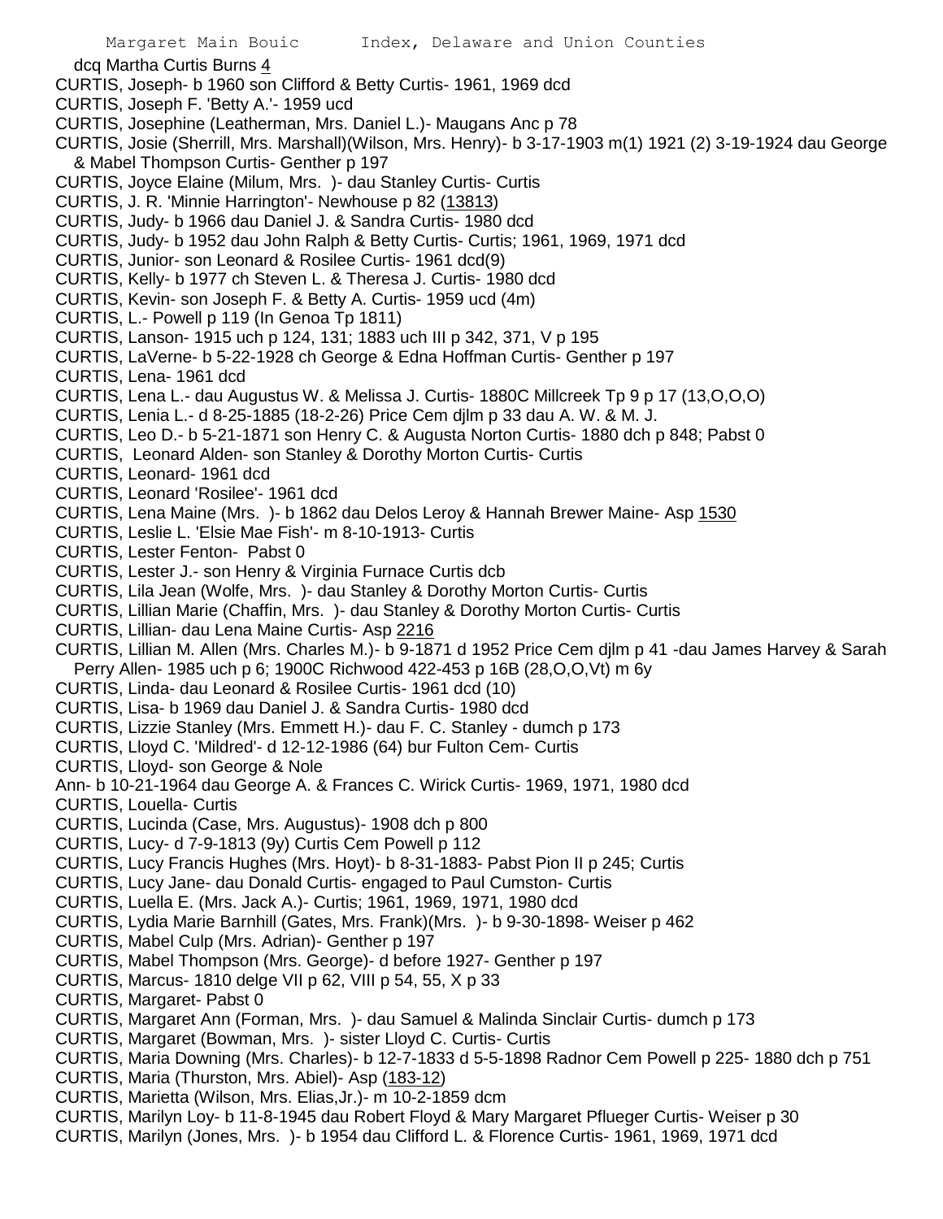dcq Martha Curtis Burns 4

CURTIS, Joseph- b 1960 son Clifford & Betty Curtis- 1961, 1969 dcd

CURTIS, Joseph F. 'Betty A.'- 1959 ucd

CURTIS, Josephine (Leatherman, Mrs. Daniel L.)- Maugans Anc p 78

CURTIS, Josie (Sherrill, Mrs. Marshall)(Wilson, Mrs. Henry)- b 3-17-1903 m(1) 1921 (2) 3-19-1924 dau George & Mabel Thompson Curtis- Genther p 197

CURTIS, Joyce Elaine (Milum, Mrs. )- dau Stanley Curtis- Curtis

CURTIS, J. R. 'Minnie Harrington'- Newhouse p 82 (13813)

CURTIS, Judy- b 1966 dau Daniel J. & Sandra Curtis- 1980 dcd

CURTIS, Judy- b 1952 dau John Ralph & Betty Curtis- Curtis; 1961, 1969, 1971 dcd

CURTIS, Junior- son Leonard & Rosilee Curtis- 1961 dcd(9)

CURTIS, Kelly- b 1977 ch Steven L. & Theresa J. Curtis- 1980 dcd

CURTIS, Kevin- son Joseph F. & Betty A. Curtis- 1959 ucd (4m)

CURTIS, L.- Powell p 119 (In Genoa Tp 1811)

CURTIS, Lanson- 1915 uch p 124, 131; 1883 uch III p 342, 371, V p 195

CURTIS, LaVerne- b 5-22-1928 ch George & Edna Hoffman Curtis- Genther p 197

CURTIS, Lena- 1961 dcd

CURTIS, Lena L.- dau Augustus W. & Melissa J. Curtis- 1880C Millcreek Tp 9 p 17 (13,O,O,O)

CURTIS, Lenia L.- d 8-25-1885 (18-2-26) Price Cem djlm p 33 dau A. W. & M. J.

CURTIS, Leo D.- b 5-21-1871 son Henry C. & Augusta Norton Curtis- 1880 dch p 848; Pabst 0

CURTIS, Leonard Alden- son Stanley & Dorothy Morton Curtis- Curtis

CURTIS, Leonard- 1961 dcd

CURTIS, Leonard 'Rosilee'- 1961 dcd

CURTIS, Lena Maine (Mrs. )- b 1862 dau Delos Leroy & Hannah Brewer Maine- Asp 1530

CURTIS, Leslie L. 'Elsie Mae Fish'- m 8-10-1913- Curtis

CURTIS, Lester Fenton- Pabst 0

CURTIS, Lester J.- son Henry & Virginia Furnace Curtis dcb

CURTIS, Lila Jean (Wolfe, Mrs. )- dau Stanley & Dorothy Morton Curtis- Curtis

CURTIS, Lillian Marie (Chaffin, Mrs. )- dau Stanley & Dorothy Morton Curtis- Curtis

CURTIS, Lillian- dau Lena Maine Curtis- Asp 2216

CURTIS, Lillian M. Allen (Mrs. Charles M.)- b 9-1871 d 1952 Price Cem djlm p 41 -dau James Harvey & Sarah Perry Allen- 1985 uch p 6; 1900C Richwood 422-453 p 16B (28,O,O,Vt) m 6y

CURTIS, Linda- dau Leonard & Rosilee Curtis- 1961 dcd (10)

CURTIS, Lisa- b 1969 dau Daniel J. & Sandra Curtis- 1980 dcd

CURTIS, Lizzie Stanley (Mrs. Emmett H.)- dau F. C. Stanley - dumch p 173

CURTIS, Lloyd C. 'Mildred'- d 12-12-1986 (64) bur Fulton Cem- Curtis

CURTIS, Lloyd- son George & Nole

Ann- b 10-21-1964 dau George A. & Frances C. Wirick Curtis- 1969, 1971, 1980 dcd

CURTIS, Louella- Curtis

CURTIS, Lucinda (Case, Mrs. Augustus)- 1908 dch p 800

CURTIS, Lucy- d 7-9-1813 (9y) Curtis Cem Powell p 112

CURTIS, Lucy Francis Hughes (Mrs. Hoyt)- b 8-31-1883- Pabst Pion II p 245; Curtis

CURTIS, Lucy Jane- dau Donald Curtis- engaged to Paul Cumston- Curtis

CURTIS, Luella E. (Mrs. Jack A.)- Curtis; 1961, 1969, 1971, 1980 dcd

CURTIS, Lydia Marie Barnhill (Gates, Mrs. Frank)(Mrs. )- b 9-30-1898- Weiser p 462

CURTIS, Mabel Culp (Mrs. Adrian)- Genther p 197

CURTIS, Mabel Thompson (Mrs. George)- d before 1927- Genther p 197

CURTIS, Marcus- 1810 delge VII p 62, VIII p 54, 55, X p 33

CURTIS, Margaret- Pabst 0

CURTIS, Margaret Ann (Forman, Mrs. )- dau Samuel & Malinda Sinclair Curtis- dumch p 173

CURTIS, Margaret (Bowman, Mrs. )- sister Lloyd C. Curtis- Curtis

CURTIS, Maria Downing (Mrs. Charles)- b 12-7-1833 d 5-5-1898 Radnor Cem Powell p 225- 1880 dch p 751

CURTIS, Maria (Thurston, Mrs. Abiel)- Asp (183-12)

CURTIS, Marietta (Wilson, Mrs. Elias,Jr.)- m 10-2-1859 dcm

CURTIS, Marilyn Loy- b 11-8-1945 dau Robert Floyd & Mary Margaret Pflueger Curtis- Weiser p 30

CURTIS, Marilyn (Jones, Mrs. )- b 1954 dau Clifford L. & Florence Curtis- 1961, 1969, 1971 dcd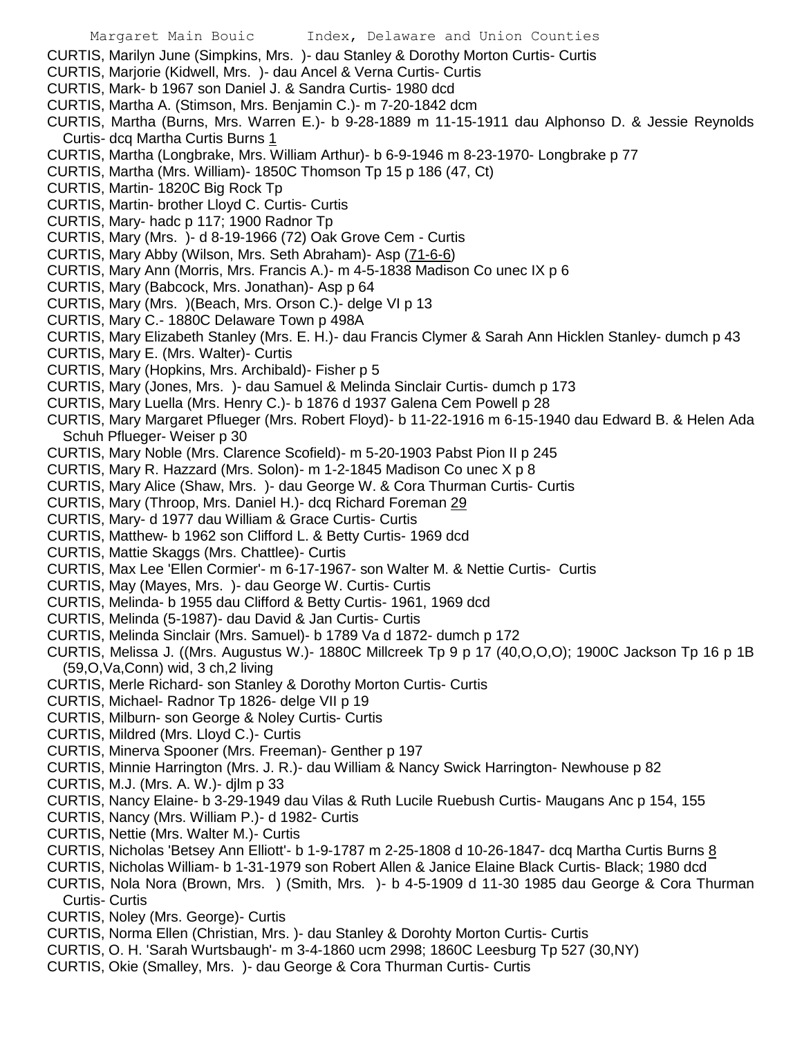CURTIS, Marilyn June (Simpkins, Mrs. )- dau Stanley & Dorothy Morton Curtis- Curtis
CURTIS, Marjorie (Kidwell, Mrs. )- dau Ancel & Verna Curtis- Curtis
CURTIS, Mark- b 1967 son Daniel J. & Sandra Curtis- 1980 dcd
CURTIS, Martha A. (Stimson, Mrs. Benjamin C.)- m 7-20-1842 dcm
CURTIS, Martha (Burns, Mrs. Warren E.)- b 9-28-1889 m 11-15-1911 dau Alphonso D. & Jessie Reynolds Curtis- dcq Martha Curtis Burns 1
CURTIS, Martha (Longbrake, Mrs. William Arthur)- b 6-9-1946 m 8-23-1970- Longbrake p 77
CURTIS, Martha (Mrs. William)- 1850C Thomson Tp 15 p 186 (47, Ct)
CURTIS, Martin- 1820C Big Rock Tp
CURTIS, Martin- brother Lloyd C. Curtis- Curtis
CURTIS, Mary- hadc p 117; 1900 Radnor Tp
CURTIS, Mary (Mrs. )- d 8-19-1966 (72) Oak Grove Cem - Curtis
CURTIS, Mary Abby (Wilson, Mrs. Seth Abraham)- Asp (71-6-6)
CURTIS, Mary Ann (Morris, Mrs. Francis A.)- m 4-5-1838 Madison Co unec IX p 6
CURTIS, Mary (Babcock, Mrs. Jonathan)- Asp p 64
CURTIS, Mary (Mrs. )(Beach, Mrs. Orson C.)- delge VI p 13
CURTIS, Mary C.- 1880C Delaware Town p 498A
CURTIS, Mary Elizabeth Stanley (Mrs. E. H.)- dau Francis Clymer & Sarah Ann Hicklen Stanley- dumch p 43
CURTIS, Mary E. (Mrs. Walter)- Curtis
CURTIS, Mary (Hopkins, Mrs. Archibald)- Fisher p 5
CURTIS, Mary (Jones, Mrs. )- dau Samuel & Melinda Sinclair Curtis- dumch p 173
CURTIS, Mary Luella (Mrs. Henry C.)- b 1876 d 1937 Galena Cem Powell p 28
CURTIS, Mary Margaret Pflueger (Mrs. Robert Floyd)- b 11-22-1916 m 6-15-1940 dau Edward B. & Helen Ada Schuh Pflueger- Weiser p 30
CURTIS, Mary Noble (Mrs. Clarence Scofield)- m 5-20-1903 Pabst Pion II p 245
CURTIS, Mary R. Hazzard (Mrs. Solon)- m 1-2-1845 Madison Co unec X p 8
CURTIS, Mary Alice (Shaw, Mrs. )- dau George W. & Cora Thurman Curtis- Curtis
CURTIS, Mary (Throop, Mrs. Daniel H.)- dcq Richard Foreman 29
CURTIS, Mary- d 1977 dau William & Grace Curtis- Curtis
CURTIS, Matthew- b 1962 son Clifford L. & Betty Curtis- 1969 dcd
CURTIS, Mattie Skaggs (Mrs. Chattlee)- Curtis
CURTIS, Max Lee 'Ellen Cormier'- m 6-17-1967- son Walter M. & Nettie Curtis- Curtis
CURTIS, May (Mayes, Mrs. )- dau George W. Curtis- Curtis
CURTIS, Melinda- b 1955 dau Clifford & Betty Curtis- 1961, 1969 dcd
CURTIS, Melinda (5-1987)- dau David & Jan Curtis- Curtis
CURTIS, Melinda Sinclair (Mrs. Samuel)- b 1789 Va d 1872- dumch p 172
CURTIS, Melissa J. ((Mrs. Augustus W.)- 1880C Millcreek Tp 9 p 17 (40,O,O,O); 1900C Jackson Tp 16 p 1B (59,O,Va,Conn) wid, 3 ch,2 living
CURTIS, Merle Richard- son Stanley & Dorothy Morton Curtis- Curtis
CURTIS, Michael- Radnor Tp 1826- delge VII p 19
CURTIS, Milburn- son George & Noley Curtis- Curtis
CURTIS, Mildred (Mrs. Lloyd C.)- Curtis
CURTIS, Minerva Spooner (Mrs. Freeman)- Genther p 197
CURTIS, Minnie Harrington (Mrs. J. R.)- dau William & Nancy Swick Harrington- Newhouse p 82
CURTIS, M.J. (Mrs. A. W.)- djlm p 33
CURTIS, Nancy Elaine- b 3-29-1949 dau Vilas & Ruth Lucile Ruebush Curtis- Maugans Anc p 154, 155
CURTIS, Nancy (Mrs. William P.)- d 1982- Curtis
CURTIS, Nettie (Mrs. Walter M.)- Curtis
CURTIS, Nicholas 'Betsey Ann Elliott'- b 1-9-1787 m 2-25-1808 d 10-26-1847- dcq Martha Curtis Burns 8
CURTIS, Nicholas William- b 1-31-1979 son Robert Allen & Janice Elaine Black Curtis- Black; 1980 dcd
CURTIS, Nola Nora (Brown, Mrs. ) (Smith, Mrs. )- b 4-5-1909 d 11-30 1985 dau George & Cora Thurman Curtis- Curtis
CURTIS, Noley (Mrs. George)- Curtis
CURTIS, Norma Ellen (Christian, Mrs. )- dau Stanley & Dorohty Morton Curtis- Curtis
CURTIS, O. H. 'Sarah Wurtsbaugh'- m 3-4-1860 ucm 2998; 1860C Leesburg Tp 527 (30,NY)
CURTIS, Okie (Smalley, Mrs. )- dau George & Cora Thurman Curtis- Curtis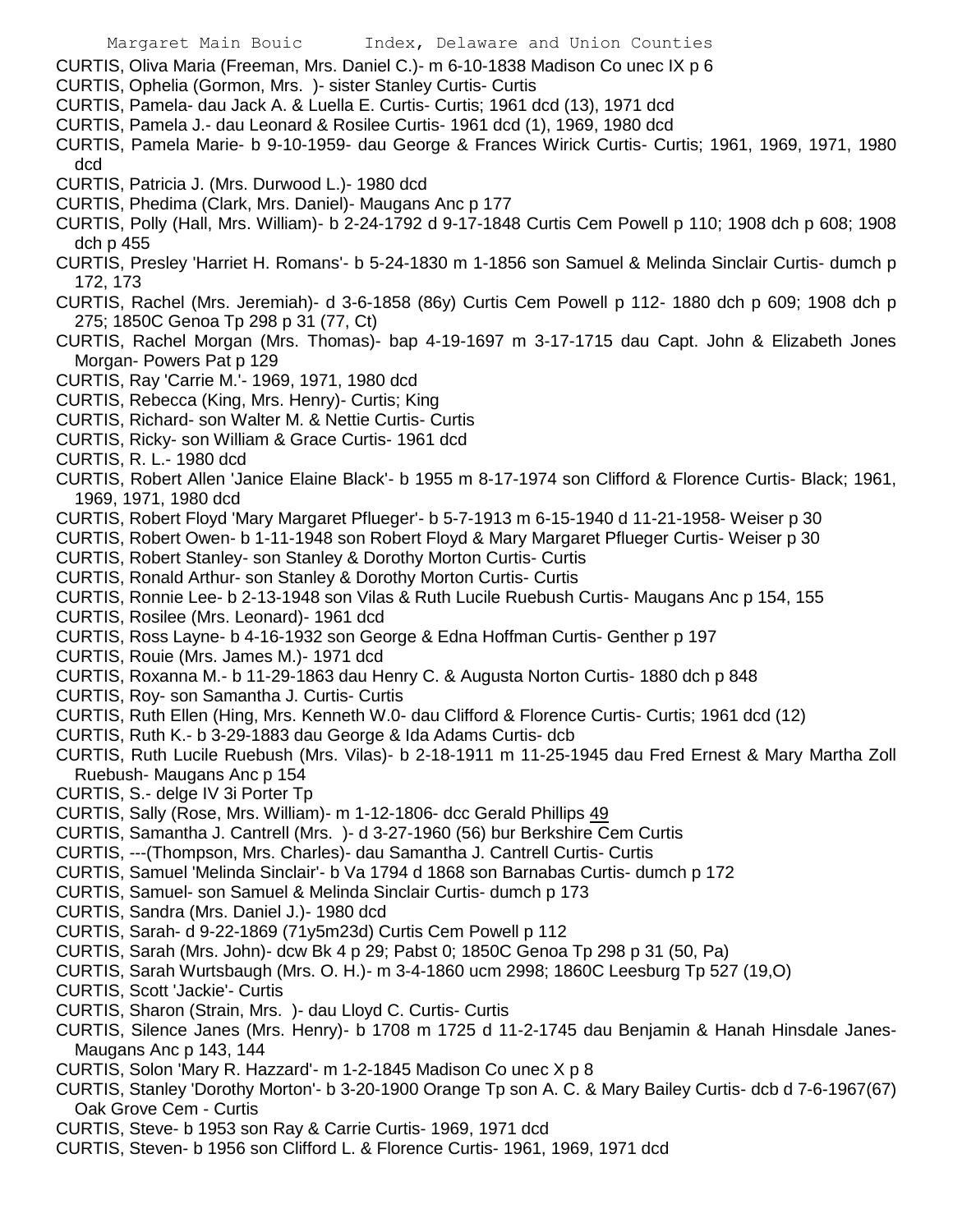CURTIS, Oliva Maria (Freeman, Mrs. Daniel C.)- m 6-10-1838 Madison Co unec IX p 6

CURTIS, Ophelia (Gormon, Mrs. )- sister Stanley Curtis- Curtis

CURTIS, Pamela- dau Jack A. & Luella E. Curtis- Curtis; 1961 dcd (13), 1971 dcd

CURTIS, Pamela J.- dau Leonard & Rosilee Curtis- 1961 dcd (1), 1969, 1980 dcd

CURTIS, Pamela Marie- b 9-10-1959- dau George & Frances Wirick Curtis- Curtis; 1961, 1969, 1971, 1980 dcd

CURTIS, Patricia J. (Mrs. Durwood L.)- 1980 dcd

CURTIS, Phedima (Clark, Mrs. Daniel)- Maugans Anc p 177

CURTIS, Polly (Hall, Mrs. William)- b 2-24-1792 d 9-17-1848 Curtis Cem Powell p 110; 1908 dch p 608; 1908 dch p 455

CURTIS, Presley 'Harriet H. Romans'- b 5-24-1830 m 1-1856 son Samuel & Melinda Sinclair Curtis- dumch p 172, 173

CURTIS, Rachel (Mrs. Jeremiah)- d 3-6-1858 (86y) Curtis Cem Powell p 112- 1880 dch p 609; 1908 dch p 275; 1850C Genoa Tp 298 p 31 (77, Ct)

CURTIS, Rachel Morgan (Mrs. Thomas)- bap 4-19-1697 m 3-17-1715 dau Capt. John & Elizabeth Jones Morgan- Powers Pat p 129

CURTIS, Ray 'Carrie M.'- 1969, 1971, 1980 dcd

CURTIS, Rebecca (King, Mrs. Henry)- Curtis; King

CURTIS, Richard- son Walter M. & Nettie Curtis- Curtis

CURTIS, Ricky- son William & Grace Curtis- 1961 dcd

CURTIS, R. L.- 1980 dcd

CURTIS, Robert Allen 'Janice Elaine Black'- b 1955 m 8-17-1974 son Clifford & Florence Curtis- Black; 1961, 1969, 1971, 1980 dcd

CURTIS, Robert Floyd 'Mary Margaret Pflueger'- b 5-7-1913 m 6-15-1940 d 11-21-1958- Weiser p 30

CURTIS, Robert Owen- b 1-11-1948 son Robert Floyd & Mary Margaret Pflueger Curtis- Weiser p 30

CURTIS, Robert Stanley- son Stanley & Dorothy Morton Curtis- Curtis

CURTIS, Ronald Arthur- son Stanley & Dorothy Morton Curtis- Curtis

CURTIS, Ronnie Lee- b 2-13-1948 son Vilas & Ruth Lucile Ruebush Curtis- Maugans Anc p 154, 155

CURTIS, Rosilee (Mrs. Leonard)- 1961 dcd

CURTIS, Ross Layne- b 4-16-1932 son George & Edna Hoffman Curtis- Genther p 197

CURTIS, Rouie (Mrs. James M.)- 1971 dcd

CURTIS, Roxanna M.- b 11-29-1863 dau Henry C. & Augusta Norton Curtis- 1880 dch p 848

CURTIS, Roy- son Samantha J. Curtis- Curtis

CURTIS, Ruth Ellen (Hing, Mrs. Kenneth W.0- dau Clifford & Florence Curtis- Curtis; 1961 dcd (12)

CURTIS, Ruth K.- b 3-29-1883 dau George & Ida Adams Curtis- dcb

CURTIS, Ruth Lucile Ruebush (Mrs. Vilas)- b 2-18-1911 m 11-25-1945 dau Fred Ernest & Mary Martha Zoll Ruebush- Maugans Anc p 154

CURTIS, S.- delge IV 3i Porter Tp

CURTIS, Sally (Rose, Mrs. William)- m 1-12-1806- dcc Gerald Phillips 49

CURTIS, Samantha J. Cantrell (Mrs. )- d 3-27-1960 (56) bur Berkshire Cem Curtis

CURTIS, ---(Thompson, Mrs. Charles)- dau Samantha J. Cantrell Curtis- Curtis

CURTIS, Samuel 'Melinda Sinclair'- b Va 1794 d 1868 son Barnabas Curtis- dumch p 172

CURTIS, Samuel- son Samuel & Melinda Sinclair Curtis- dumch p 173

CURTIS, Sandra (Mrs. Daniel J.)- 1980 dcd

CURTIS, Sarah- d 9-22-1869 (71y5m23d) Curtis Cem Powell p 112

CURTIS, Sarah (Mrs. John)- dcw Bk 4 p 29; Pabst 0; 1850C Genoa Tp 298 p 31 (50, Pa)

CURTIS, Sarah Wurtsbaugh (Mrs. O. H.)- m 3-4-1860 ucm 2998; 1860C Leesburg Tp 527 (19,O)

CURTIS, Scott 'Jackie'- Curtis

CURTIS, Sharon (Strain, Mrs. )- dau Lloyd C. Curtis- Curtis

CURTIS, Silence Janes (Mrs. Henry)- b 1708 m 1725 d 11-2-1745 dau Benjamin & Hanah Hinsdale Janes- Maugans Anc p 143, 144

CURTIS, Solon 'Mary R. Hazzard'- m 1-2-1845 Madison Co unec X p 8

CURTIS, Stanley 'Dorothy Morton'- b 3-20-1900 Orange Tp son A. C. & Mary Bailey Curtis- dcb d 7-6-1967(67) Oak Grove Cem - Curtis

CURTIS, Steve- b 1953 son Ray & Carrie Curtis- 1969, 1971 dcd

CURTIS, Steven- b 1956 son Clifford L. & Florence Curtis- 1961, 1969, 1971 dcd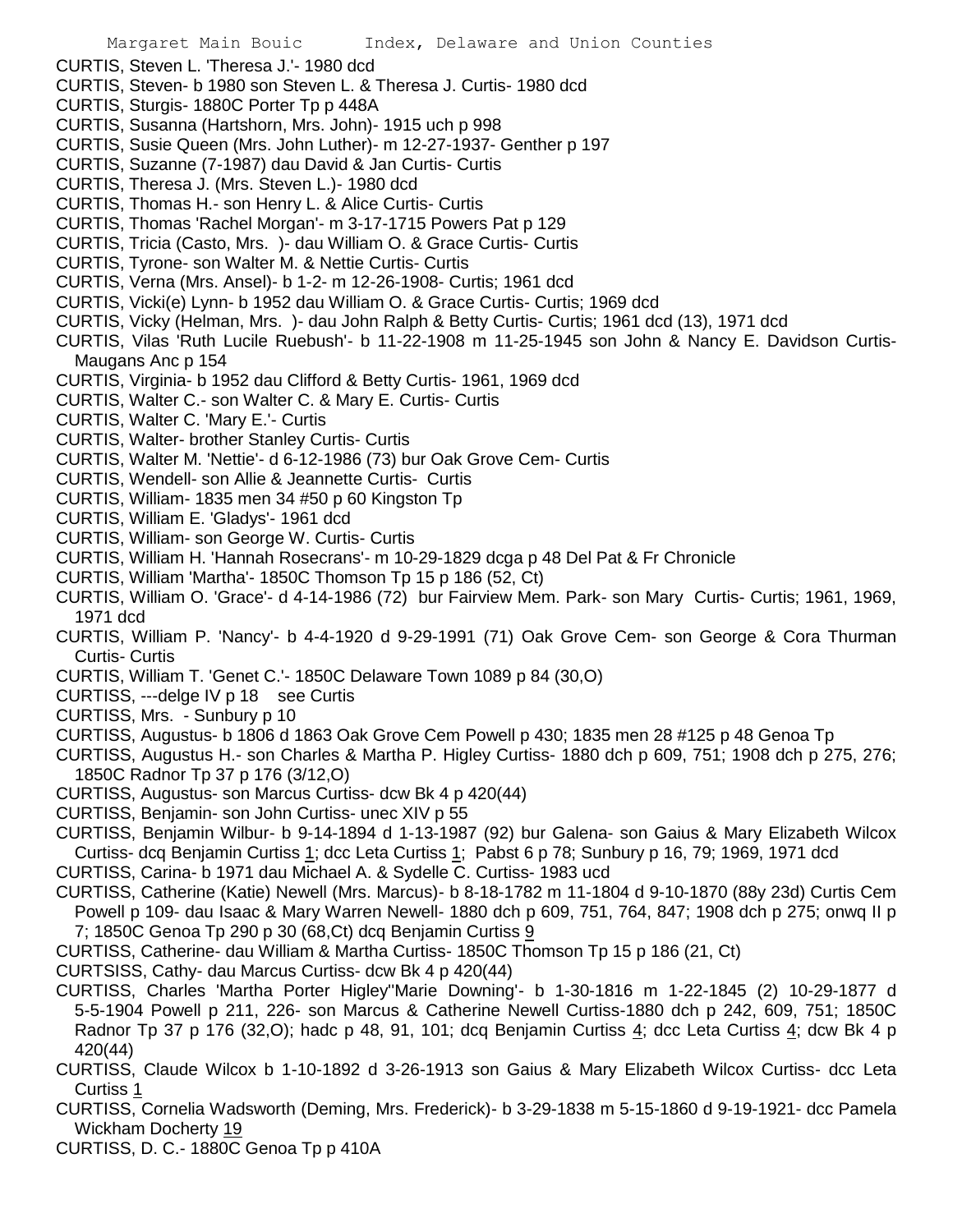CURTIS, Steven L. 'Theresa J.'- 1980 dcd

CURTIS, Steven- b 1980 son Steven L. & Theresa J. Curtis- 1980 dcd

CURTIS, Sturgis- 1880C Porter Tp p 448A

CURTIS, Susanna (Hartshorn, Mrs. John)- 1915 uch p 998

CURTIS, Susie Queen (Mrs. John Luther)- m 12-27-1937- Genther p 197

CURTIS, Suzanne (7-1987) dau David & Jan Curtis- Curtis

CURTIS, Theresa J. (Mrs. Steven L.)- 1980 dcd

CURTIS, Thomas H.- son Henry L. & Alice Curtis- Curtis

CURTIS, Thomas 'Rachel Morgan'- m 3-17-1715 Powers Pat p 129

CURTIS, Tricia (Casto, Mrs. )- dau William O. & Grace Curtis- Curtis

CURTIS, Tyrone- son Walter M. & Nettie Curtis- Curtis

CURTIS, Verna (Mrs. Ansel)- b 1-2- m 12-26-1908- Curtis; 1961 dcd

CURTIS, Vicki(e) Lynn- b 1952 dau William O. & Grace Curtis- Curtis; 1969 dcd

CURTIS, Vicky (Helman, Mrs. )- dau John Ralph & Betty Curtis- Curtis; 1961 dcd (13), 1971 dcd

CURTIS, Vilas 'Ruth Lucile Ruebush'- b 11-22-1908 m 11-25-1945 son John & Nancy E. Davidson Curtis- Maugans Anc p 154

CURTIS, Virginia- b 1952 dau Clifford & Betty Curtis- 1961, 1969 dcd

CURTIS, Walter C.- son Walter C. & Mary E. Curtis- Curtis

CURTIS, Walter C. 'Mary E.'- Curtis

CURTIS, Walter- brother Stanley Curtis- Curtis

CURTIS, Walter M. 'Nettie'- d 6-12-1986 (73) bur Oak Grove Cem- Curtis

CURTIS, Wendell- son Allie & Jeannette Curtis- Curtis

CURTIS, William- 1835 men 34 #50 p 60 Kingston Tp

CURTIS, William E. 'Gladys'- 1961 dcd

CURTIS, William- son George W. Curtis- Curtis

CURTIS, William H. 'Hannah Rosecrans'- m 10-29-1829 dcga p 48 Del Pat & Fr Chronicle

CURTIS, William 'Martha'- 1850C Thomson Tp 15 p 186 (52, Ct)

CURTIS, William O. 'Grace'- d 4-14-1986 (72) bur Fairview Mem. Park- son Mary Curtis- Curtis; 1961, 1969, 1971 dcd

CURTIS, William P. 'Nancy'- b 4-4-1920 d 9-29-1991 (71) Oak Grove Cem- son George & Cora Thurman Curtis- Curtis

CURTIS, William T. 'Genet C.'- 1850C Delaware Town 1089 p 84 (30,O)

CURTISS, ---delge IV p 18 see Curtis

CURTISS, Mrs. - Sunbury p 10

CURTISS, Augustus- b 1806 d 1863 Oak Grove Cem Powell p 430; 1835 men 28 #125 p 48 Genoa Tp

CURTISS, Augustus H.- son Charles & Martha P. Higley Curtiss- 1880 dch p 609, 751; 1908 dch p 275, 276; 1850C Radnor Tp 37 p 176 (3/12,O)

CURTISS, Augustus- son Marcus Curtiss- dcw Bk 4 p 420(44)

CURTISS, Benjamin- son John Curtiss- unec XIV p 55

CURTISS, Benjamin Wilbur- b 9-14-1894 d 1-13-1987 (92) bur Galena- son Gaius & Mary Elizabeth Wilcox Curtiss- dcq Benjamin Curtiss 1; dcc Leta Curtiss 1; Pabst 6 p 78; Sunbury p 16, 79; 1969, 1971 dcd

CURTISS, Carina- b 1971 dau Michael A. & Sydelle C. Curtiss- 1983 ucd

CURTISS, Catherine (Katie) Newell (Mrs. Marcus)- b 8-18-1782 m 11-1804 d 9-10-1870 (88y 23d) Curtis Cem Powell p 109- dau Isaac & Mary Warren Newell- 1880 dch p 609, 751, 764, 847; 1908 dch p 275; onwq II p 7; 1850C Genoa Tp 290 p 30 (68,Ct) dcq Benjamin Curtiss 9

CURTISS, Catherine- dau William & Martha Curtiss- 1850C Thomson Tp 15 p 186 (21, Ct)

CURTSISS, Cathy- dau Marcus Curtiss- dcw Bk 4 p 420(44)

CURTISS, Charles 'Martha Porter Higley''Marie Downing'- b 1-30-1816 m 1-22-1845 (2) 10-29-1877 d 5-5-1904 Powell p 211, 226- son Marcus & Catherine Newell Curtiss-1880 dch p 242, 609, 751; 1850C Radnor Tp 37 p 176 (32,O); hadc p 48, 91, 101; dcq Benjamin Curtiss 4; dcc Leta Curtiss 4; dcw Bk 4 p 420(44)

CURTISS, Claude Wilcox b 1-10-1892 d 3-26-1913 son Gaius & Mary Elizabeth Wilcox Curtiss- dcc Leta Curtiss 1

CURTISS, Cornelia Wadsworth (Deming, Mrs. Frederick)- b 3-29-1838 m 5-15-1860 d 9-19-1921- dcc Pamela Wickham Docherty 19

CURTISS, D. C.- 1880C Genoa Tp p 410A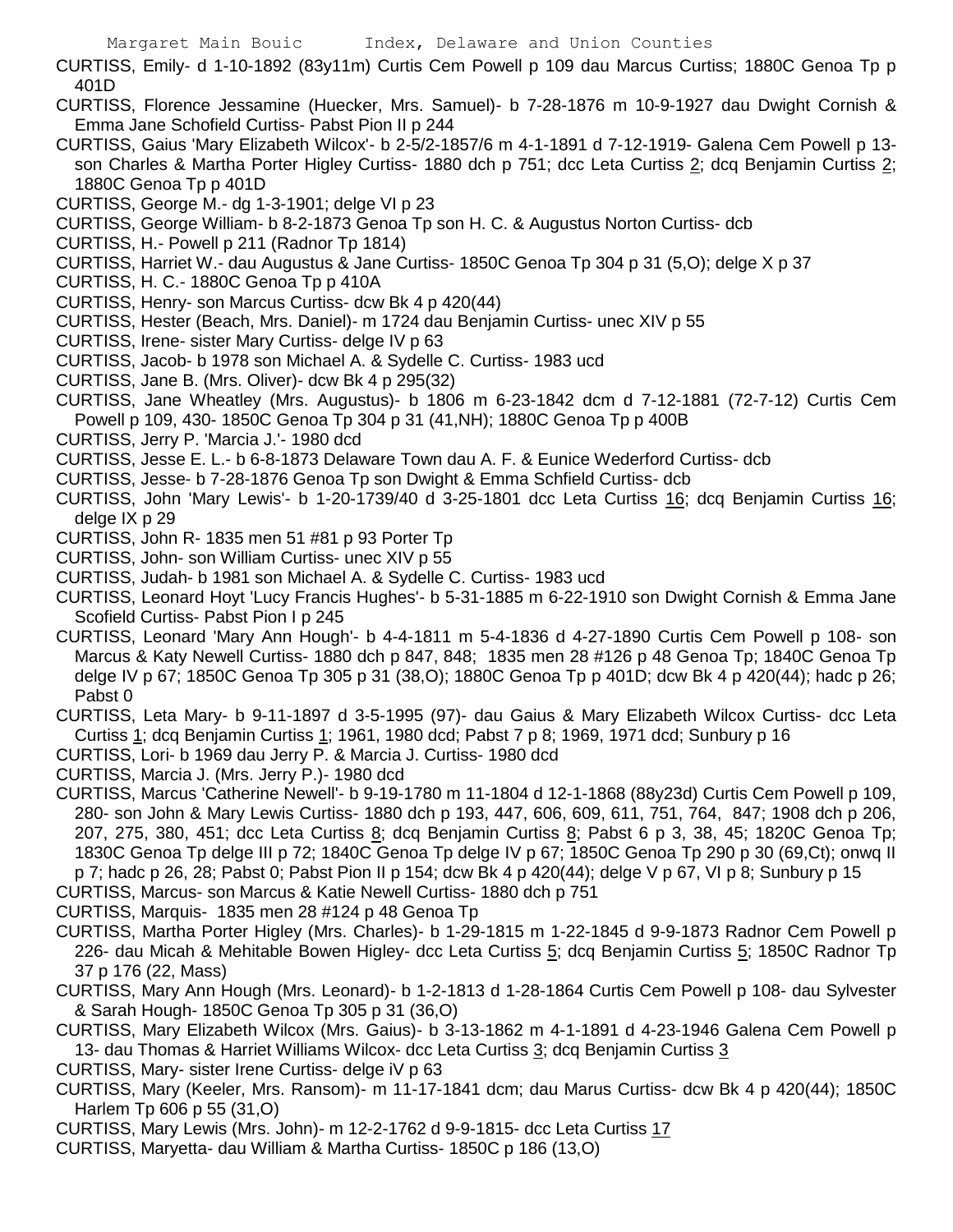CURTISS, Emily- d 1-10-1892 (83y11m) Curtis Cem Powell p 109 dau Marcus Curtiss; 1880C Genoa Tp p 401D

CURTISS, Florence Jessamine (Huecker, Mrs. Samuel)- b 7-28-1876 m 10-9-1927 dau Dwight Cornish & Emma Jane Schofield Curtiss- Pabst Pion II p 244

CURTISS, Gaius 'Mary Elizabeth Wilcox'- b 2-5/2-1857/6 m 4-1-1891 d 7-12-1919- Galena Cem Powell p 13- son Charles & Martha Porter Higley Curtiss- 1880 dch p 751; dcc Leta Curtiss 2; dcq Benjamin Curtiss 2; 1880C Genoa Tp p 401D

CURTISS, George M.- dg 1-3-1901; delge VI p 23

CURTISS, George William- b 8-2-1873 Genoa Tp son H. C. & Augustus Norton Curtiss- dcb

CURTISS, H.- Powell p 211 (Radnor Tp 1814)

CURTISS, Harriet W.- dau Augustus & Jane Curtiss- 1850C Genoa Tp 304 p 31 (5,O); delge X p 37

CURTISS, H. C.- 1880C Genoa Tp p 410A

CURTISS, Henry- son Marcus Curtiss- dcw Bk 4 p 420(44)

CURTISS, Hester (Beach, Mrs. Daniel)- m 1724 dau Benjamin Curtiss- unec XIV p 55

CURTISS, Irene- sister Mary Curtiss- delge IV p 63

CURTISS, Jacob- b 1978 son Michael A. & Sydelle C. Curtiss- 1983 ucd

CURTISS, Jane B. (Mrs. Oliver)- dcw Bk 4 p 295(32)

CURTISS, Jane Wheatley (Mrs. Augustus)- b 1806 m 6-23-1842 dcm d 7-12-1881 (72-7-12) Curtis Cem Powell p 109, 430- 1850C Genoa Tp 304 p 31 (41,NH); 1880C Genoa Tp p 400B

CURTISS, Jerry P. 'Marcia J.'- 1980 dcd

CURTISS, Jesse E. L.- b 6-8-1873 Delaware Town dau A. F. & Eunice Wederford Curtiss- dcb

CURTISS, Jesse- b 7-28-1876 Genoa Tp son Dwight & Emma Schfield Curtiss- dcb

CURTISS, John 'Mary Lewis'- b 1-20-1739/40 d 3-25-1801 dcc Leta Curtiss 16; dcq Benjamin Curtiss 16; delge IX p 29

CURTISS, John R- 1835 men 51 #81 p 93 Porter Tp

CURTISS, John- son William Curtiss- unec XIV p 55

CURTISS, Judah- b 1981 son Michael A. & Sydelle C. Curtiss- 1983 ucd

CURTISS, Leonard Hoyt 'Lucy Francis Hughes'- b 5-31-1885 m 6-22-1910 son Dwight Cornish & Emma Jane Scofield Curtiss- Pabst Pion I p 245

CURTISS, Leonard 'Mary Ann Hough'- b 4-4-1811 m 5-4-1836 d 4-27-1890 Curtis Cem Powell p 108- son Marcus & Katy Newell Curtiss- 1880 dch p 847, 848; 1835 men 28 #126 p 48 Genoa Tp; 1840C Genoa Tp delge IV p 67; 1850C Genoa Tp 305 p 31 (38,O); 1880C Genoa Tp p 401D; dcw Bk 4 p 420(44); hadc p 26; Pabst 0

CURTISS, Leta Mary- b 9-11-1897 d 3-5-1995 (97)- dau Gaius & Mary Elizabeth Wilcox Curtiss- dcc Leta Curtiss 1; dcq Benjamin Curtiss 1; 1961, 1980 dcd; Pabst 7 p 8; 1969, 1971 dcd; Sunbury p 16

CURTISS, Lori- b 1969 dau Jerry P. & Marcia J. Curtiss- 1980 dcd

CURTISS, Marcia J. (Mrs. Jerry P.)- 1980 dcd

CURTISS, Marcus 'Catherine Newell'- b 9-19-1780 m 11-1804 d 12-1-1868 (88y23d) Curtis Cem Powell p 109, 280- son John & Mary Lewis Curtiss- 1880 dch p 193, 447, 606, 609, 611, 751, 764, 847; 1908 dch p 206, 207, 275, 380, 451; dcc Leta Curtiss 8; dcq Benjamin Curtiss 8; Pabst 6 p 3, 38, 45; 1820C Genoa Tp; 1830C Genoa Tp delge III p 72; 1840C Genoa Tp delge IV p 67; 1850C Genoa Tp 290 p 30 (69,Ct); onwq II p 7; hadc p 26, 28; Pabst 0; Pabst Pion II p 154; dcw Bk 4 p 420(44); delge V p 67, VI p 8; Sunbury p 15

CURTISS, Marcus- son Marcus & Katie Newell Curtiss- 1880 dch p 751

CURTISS, Marquis- 1835 men 28 #124 p 48 Genoa Tp

CURTISS, Martha Porter Higley (Mrs. Charles)- b 1-29-1815 m 1-22-1845 d 9-9-1873 Radnor Cem Powell p 226- dau Micah & Mehitable Bowen Higley- dcc Leta Curtiss 5; dcq Benjamin Curtiss 5; 1850C Radnor Tp 37 p 176 (22, Mass)

CURTISS, Mary Ann Hough (Mrs. Leonard)- b 1-2-1813 d 1-28-1864 Curtis Cem Powell p 108- dau Sylvester & Sarah Hough- 1850C Genoa Tp 305 p 31 (36,O)

CURTISS, Mary Elizabeth Wilcox (Mrs. Gaius)- b 3-13-1862 m 4-1-1891 d 4-23-1946 Galena Cem Powell p 13- dau Thomas & Harriet Williams Wilcox- dcc Leta Curtiss 3; dcq Benjamin Curtiss 3

CURTISS, Mary- sister Irene Curtiss- delge iV p 63

CURTISS, Mary (Keeler, Mrs. Ransom)- m 11-17-1841 dcm; dau Marus Curtiss- dcw Bk 4 p 420(44); 1850C Harlem Tp 606 p 55 (31,O)

CURTISS, Mary Lewis (Mrs. John)- m 12-2-1762 d 9-9-1815- dcc Leta Curtiss 17

CURTISS, Maryetta- dau William & Martha Curtiss- 1850C p 186 (13,O)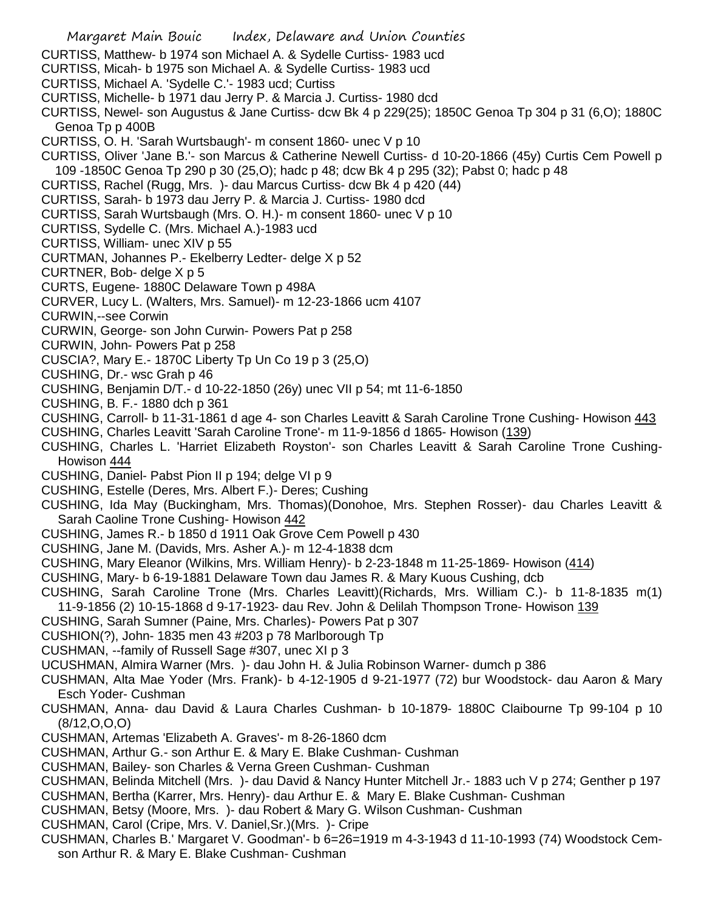CURTISS, Matthew- b 1974 son Michael A. & Sydelle Curtiss- 1983 ucd

CURTISS, Micah- b 1975 son Michael A. & Sydelle Curtiss- 1983 ucd

CURTISS, Michael A. 'Sydelle C.'- 1983 ucd; Curtiss

CURTISS, Michelle- b 1971 dau Jerry P. & Marcia J. Curtiss- 1980 dcd

CURTISS, Newel- son Augustus & Jane Curtiss- dcw Bk 4 p 229(25); 1850C Genoa Tp 304 p 31 (6,O); 1880C Genoa Tp p 400B

CURTISS, O. H. 'Sarah Wurtsbaugh'- m consent 1860- unec V p 10

CURTISS, Oliver 'Jane B.'- son Marcus & Catherine Newell Curtiss- d 10-20-1866 (45y) Curtis Cem Powell p 109 -1850C Genoa Tp 290 p 30 (25,O); hadc p 48; dcw Bk 4 p 295 (32); Pabst 0; hadc p 48

CURTISS, Rachel (Rugg, Mrs. )- dau Marcus Curtiss- dcw Bk 4 p 420 (44)

CURTISS, Sarah- b 1973 dau Jerry P. & Marcia J. Curtiss- 1980 dcd

CURTISS, Sarah Wurtsbaugh (Mrs. O. H.)- m consent 1860- unec V p 10

CURTISS, Sydelle C. (Mrs. Michael A.)-1983 ucd

CURTISS, William- unec XIV p 55

CURTMAN, Johannes P.- Ekelberry Ledter- delge X p 52

CURTNER, Bob- delge X p 5

CURTS, Eugene- 1880C Delaware Town p 498A

CURVER, Lucy L. (Walters, Mrs. Samuel)- m 12-23-1866 ucm 4107

CURWIN,--see Corwin

CURWIN, George- son John Curwin- Powers Pat p 258

CURWIN, John- Powers Pat p 258

CUSCIA?, Mary E.- 1870C Liberty Tp Un Co 19 p 3 (25,O)

CUSHING, Dr.- wsc Grah p 46

CUSHING, Benjamin D/T.- d 10-22-1850 (26y) unec VII p 54; mt 11-6-1850

CUSHING, B. F.- 1880 dch p 361

CUSHING, Carroll- b 11-31-1861 d age 4- son Charles Leavitt & Sarah Caroline Trone Cushing- Howison 443

CUSHING, Charles Leavitt 'Sarah Caroline Trone'- m 11-9-1856 d 1865- Howison (139)

CUSHING, Charles L. 'Harriet Elizabeth Royston'- son Charles Leavitt & Sarah Caroline Trone Cushing- Howison 444

CUSHING, Daniel- Pabst Pion II p 194; delge VI p 9

CUSHING, Estelle (Deres, Mrs. Albert F.)- Deres; Cushing

CUSHING, Ida May (Buckingham, Mrs. Thomas)(Donohoe, Mrs. Stephen Rosser)- dau Charles Leavitt & Sarah Caoline Trone Cushing- Howison 442

CUSHING, James R.- b 1850 d 1911 Oak Grove Cem Powell p 430

CUSHING, Jane M. (Davids, Mrs. Asher A.)- m 12-4-1838 dcm

CUSHING, Mary Eleanor (Wilkins, Mrs. William Henry)- b 2-23-1848 m 11-25-1869- Howison (414)

CUSHING, Mary- b 6-19-1881 Delaware Town dau James R. & Mary Kuous Cushing, dcb

CUSHING, Sarah Caroline Trone (Mrs. Charles Leavitt)(Richards, Mrs. William C.)- b 11-8-1835 m(1) 11-9-1856 (2) 10-15-1868 d 9-17-1923- dau Rev. John & Delilah Thompson Trone- Howison 139

CUSHING, Sarah Sumner (Paine, Mrs. Charles)- Powers Pat p 307

CUSHION(?), John- 1835 men 43 #203 p 78 Marlborough Tp

CUSHMAN, --family of Russell Sage #307, unec XI p 3

UCUSHMAN, Almira Warner (Mrs. )- dau John H. & Julia Robinson Warner- dumch p 386

CUSHMAN, Alta Mae Yoder (Mrs. Frank)- b 4-12-1905 d 9-21-1977 (72) bur Woodstock- dau Aaron & Mary Esch Yoder- Cushman

CUSHMAN, Anna- dau David & Laura Charles Cushman- b 10-1879- 1880C Claibourne Tp 99-104 p 10 (8/12,O,O,O)

CUSHMAN, Artemas 'Elizabeth A. Graves'- m 8-26-1860 dcm

CUSHMAN, Arthur G.- son Arthur E. & Mary E. Blake Cushman- Cushman

CUSHMAN, Bailey- son Charles & Verna Green Cushman- Cushman

CUSHMAN, Belinda Mitchell (Mrs. )- dau David & Nancy Hunter Mitchell Jr.- 1883 uch V p 274; Genther p 197

CUSHMAN, Bertha (Karrer, Mrs. Henry)- dau Arthur E. & Mary E. Blake Cushman- Cushman

CUSHMAN, Betsy (Moore, Mrs. )- dau Robert & Mary G. Wilson Cushman- Cushman

CUSHMAN, Carol (Cripe, Mrs. V. Daniel,Sr.)(Mrs. )- Cripe

CUSHMAN, Charles B.' Margaret V. Goodman'- b 6=26=1919 m 4-3-1943 d 11-10-1993 (74) Woodstock Cem- son Arthur R. & Mary E. Blake Cushman- Cushman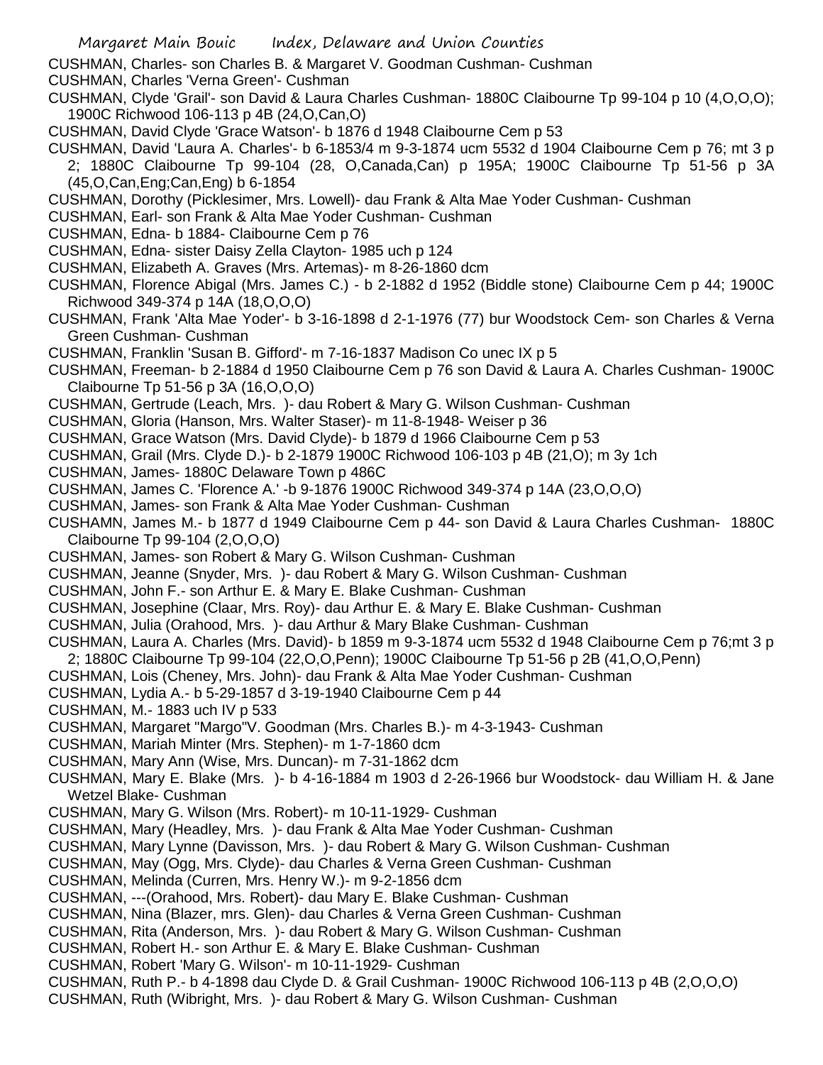CUSHMAN, Charles- son Charles B. & Margaret V. Goodman Cushman- Cushman

CUSHMAN, Charles 'Verna Green'- Cushman

CUSHMAN, Clyde 'Grail'- son David & Laura Charles Cushman- 1880C Claibourne Tp 99-104 p 10 (4,O,O,O); 1900C Richwood 106-113 p 4B (24,O,Can,O)

CUSHMAN, David Clyde 'Grace Watson'- b 1876 d 1948 Claibourne Cem p 53

CUSHMAN, David 'Laura A. Charles'- b 6-1853/4 m 9-3-1874 ucm 5532 d 1904 Claibourne Cem p 76; mt 3 p 2; 1880C Claibourne Tp 99-104 (28, O,Canada,Can) p 195A; 1900C Claibourne Tp 51-56 p 3A (45,O,Can,Eng;Can,Eng) b 6-1854

CUSHMAN, Dorothy (Picklesimer, Mrs. Lowell)- dau Frank & Alta Mae Yoder Cushman- Cushman

CUSHMAN, Earl- son Frank & Alta Mae Yoder Cushman- Cushman

CUSHMAN, Edna- b 1884- Claibourne Cem p 76

CUSHMAN, Edna- sister Daisy Zella Clayton- 1985 uch p 124

CUSHMAN, Elizabeth A. Graves (Mrs. Artemas)- m 8-26-1860 dcm

CUSHMAN, Florence Abigal (Mrs. James C.) - b 2-1882 d 1952 (Biddle stone) Claibourne Cem p 44; 1900C Richwood 349-374 p 14A (18,O,O,O)

CUSHMAN, Frank 'Alta Mae Yoder'- b 3-16-1898 d 2-1-1976 (77) bur Woodstock Cem- son Charles & Verna Green Cushman- Cushman

CUSHMAN, Franklin 'Susan B. Gifford'- m 7-16-1837 Madison Co unec IX p 5

CUSHMAN, Freeman- b 2-1884 d 1950 Claibourne Cem p 76 son David & Laura A. Charles Cushman- 1900C Claibourne Tp 51-56 p 3A (16,O,O,O)

CUSHMAN, Gertrude (Leach, Mrs. )- dau Robert & Mary G. Wilson Cushman- Cushman

CUSHMAN, Gloria (Hanson, Mrs. Walter Staser)- m 11-8-1948- Weiser p 36

CUSHMAN, Grace Watson (Mrs. David Clyde)- b 1879 d 1966 Claibourne Cem p 53

CUSHMAN, Grail (Mrs. Clyde D.)- b 2-1879 1900C Richwood 106-103 p 4B (21,O); m 3y 1ch

CUSHMAN, James- 1880C Delaware Town p 486C

CUSHMAN, James C. 'Florence A.' -b 9-1876 1900C Richwood 349-374 p 14A (23,O,O,O)

CUSHMAN, James- son Frank & Alta Mae Yoder Cushman- Cushman

CUSHAMN, James M.- b 1877 d 1949 Claibourne Cem p 44- son David & Laura Charles Cushman- 1880C Claibourne Tp 99-104 (2,O,O,O)

CUSHMAN, James- son Robert & Mary G. Wilson Cushman- Cushman

CUSHMAN, Jeanne (Snyder, Mrs. )- dau Robert & Mary G. Wilson Cushman- Cushman

CUSHMAN, John F.- son Arthur E. & Mary E. Blake Cushman- Cushman

CUSHMAN, Josephine (Claar, Mrs. Roy)- dau Arthur E. & Mary E. Blake Cushman- Cushman

CUSHMAN, Julia (Orahood, Mrs. )- dau Arthur & Mary Blake Cushman- Cushman

CUSHMAN, Laura A. Charles (Mrs. David)- b 1859 m 9-3-1874 ucm 5532 d 1948 Claibourne Cem p 76;mt 3 p 2; 1880C Claibourne Tp 99-104 (22,O,O,Penn); 1900C Claibourne Tp 51-56 p 2B (41,O,O,Penn)

CUSHMAN, Lois (Cheney, Mrs. John)- dau Frank & Alta Mae Yoder Cushman- Cushman

CUSHMAN, Lydia A.- b 5-29-1857 d 3-19-1940 Claibourne Cem p 44

CUSHMAN, M.- 1883 uch IV p 533

CUSHMAN, Margaret "Margo"V. Goodman (Mrs. Charles B.)- m 4-3-1943- Cushman

CUSHMAN, Mariah Minter (Mrs. Stephen)- m 1-7-1860 dcm

CUSHMAN, Mary Ann (Wise, Mrs. Duncan)- m 7-31-1862 dcm

CUSHMAN, Mary E. Blake (Mrs. )- b 4-16-1884 m 1903 d 2-26-1966 bur Woodstock- dau William H. & Jane Wetzel Blake- Cushman

CUSHMAN, Mary G. Wilson (Mrs. Robert)- m 10-11-1929- Cushman

CUSHMAN, Mary (Headley, Mrs. )- dau Frank & Alta Mae Yoder Cushman- Cushman

CUSHMAN, Mary Lynne (Davisson, Mrs. )- dau Robert & Mary G. Wilson Cushman- Cushman

CUSHMAN, May (Ogg, Mrs. Clyde)- dau Charles & Verna Green Cushman- Cushman

CUSHMAN, Melinda (Curren, Mrs. Henry W.)- m 9-2-1856 dcm

CUSHMAN, ---(Orahood, Mrs. Robert)- dau Mary E. Blake Cushman- Cushman

CUSHMAN, Nina (Blazer, mrs. Glen)- dau Charles & Verna Green Cushman- Cushman

CUSHMAN, Rita (Anderson, Mrs. )- dau Robert & Mary G. Wilson Cushman- Cushman

CUSHMAN, Robert H.- son Arthur E. & Mary E. Blake Cushman- Cushman

CUSHMAN, Robert 'Mary G. Wilson'- m 10-11-1929- Cushman

CUSHMAN, Ruth P.- b 4-1898 dau Clyde D. & Grail Cushman- 1900C Richwood 106-113 p 4B (2,O,O,O)

CUSHMAN, Ruth (Wibright, Mrs. )- dau Robert & Mary G. Wilson Cushman- Cushman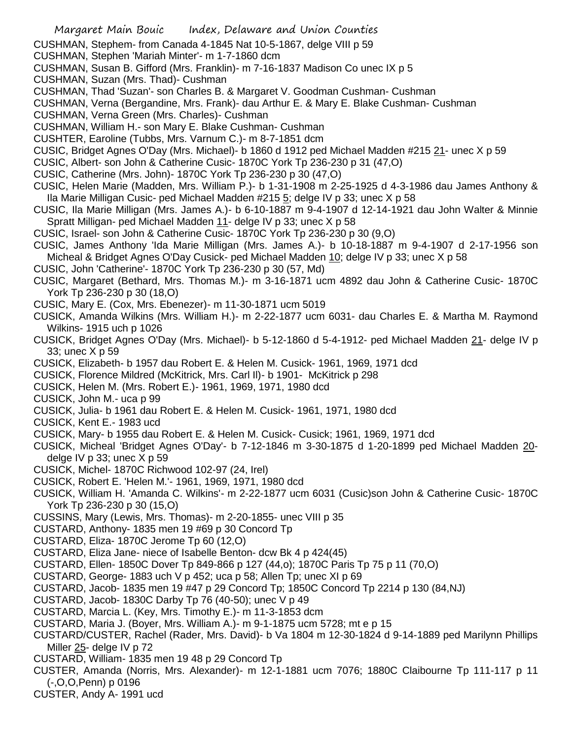CUSHMAN, Stephem- from Canada 4-1845 Nat 10-5-1867, delge VIII p 59

CUSHMAN, Stephen 'Mariah Minter'- m 1-7-1860 dcm

CUSHMAN, Susan B. Gifford (Mrs. Franklin)- m 7-16-1837 Madison Co unec IX p 5

CUSHMAN, Suzan (Mrs. Thad)- Cushman

CUSHMAN, Thad 'Suzan'- son Charles B. & Margaret V. Goodman Cushman- Cushman

CUSHMAN, Verna (Bergandine, Mrs. Frank)- dau Arthur E. & Mary E. Blake Cushman- Cushman

CUSHMAN, Verna Green (Mrs. Charles)- Cushman

CUSHMAN, William H.- son Mary E. Blake Cushman- Cushman

CUSHTER, Earoline (Tubbs, Mrs. Varnum C.)- m 8-7-1851 dcm

CUSIC, Bridget Agnes O'Day (Mrs. Michael)- b 1860 d 1912 ped Michael Madden #215 21- unec X p 59

CUSIC, Albert- son John & Catherine Cusic- 1870C York Tp 236-230 p 31 (47,O)

CUSIC, Catherine (Mrs. John)- 1870C York Tp 236-230 p 30 (47,O)

CUSIC, Helen Marie (Madden, Mrs. William P.)- b 1-31-1908 m 2-25-1925 d 4-3-1986 dau James Anthony & Ila Marie Milligan Cusic- ped Michael Madden #215 5; delge IV p 33; unec X p 58

CUSIC, Ila Marie Milligan (Mrs. James A.)- b 6-10-1887 m 9-4-1907 d 12-14-1921 dau John Walter & Minnie Spratt Milligan- ped Michael Madden 11- delge IV p 33; unec X p 58

CUSIC, Israel- son John & Catherine Cusic- 1870C York Tp 236-230 p 30 (9,O)

CUSIC, James Anthony 'Ida Marie Milligan (Mrs. James A.)- b 10-18-1887 m 9-4-1907 d 2-17-1956 son Micheal & Bridget Agnes O'Day Cusick- ped Michael Madden 10; delge IV p 33; unec X p 58

CUSIC, John 'Catherine'- 1870C York Tp 236-230 p 30 (57, Md)

CUSIC, Margaret (Bethard, Mrs. Thomas M.)- m 3-16-1871 ucm 4892 dau John & Catherine Cusic- 1870C York Tp 236-230 p 30 (18,O)

CUSIC, Mary E. (Cox, Mrs. Ebenezer)- m 11-30-1871 ucm 5019

CUSICK, Amanda Wilkins (Mrs. William H.)- m 2-22-1877 ucm 6031- dau Charles E. & Martha M. Raymond Wilkins- 1915 uch p 1026

CUSICK, Bridget Agnes O'Day (Mrs. Michael)- b 5-12-1860 d 5-4-1912- ped Michael Madden 21- delge IV p 33; unec X p 59

CUSICK, Elizabeth- b 1957 dau Robert E. & Helen M. Cusick- 1961, 1969, 1971 dcd

CUSICK, Florence Mildred (McKitrick, Mrs. Carl Il)- b 1901- McKitrick p 298

CUSICK, Helen M. (Mrs. Robert E.)- 1961, 1969, 1971, 1980 dcd

CUSICK, John M.- uca p 99

CUSICK, Julia- b 1961 dau Robert E. & Helen M. Cusick- 1961, 1971, 1980 dcd

CUSICK, Kent E.- 1983 ucd

CUSICK, Mary- b 1955 dau Robert E. & Helen M. Cusick- Cusick; 1961, 1969, 1971 dcd

CUSICK, Micheal 'Bridget Agnes O'Day'- b 7-12-1846 m 3-30-1875 d 1-20-1899 ped Michael Madden 20- delge IV p 33; unec X p 59

CUSICK, Michel- 1870C Richwood 102-97 (24, Irel)

CUSICK, Robert E. 'Helen M.'- 1961, 1969, 1971, 1980 dcd

CUSICK, William H. 'Amanda C. Wilkins'- m 2-22-1877 ucm 6031 (Cusic)son John & Catherine Cusic- 1870C York Tp 236-230 p 30 (15,O)

CUSSINS, Mary (Lewis, Mrs. Thomas)- m 2-20-1855- unec VIII p 35

CUSTARD, Anthony- 1835 men 19 #69 p 30 Concord Tp

CUSTARD, Eliza- 1870C Jerome Tp 60 (12,O)

CUSTARD, Eliza Jane- niece of Isabelle Benton- dcw Bk 4 p 424(45)

CUSTARD, Ellen- 1850C Dover Tp 849-866 p 127 (44,o); 1870C Paris Tp 75 p 11 (70,O)

CUSTARD, George- 1883 uch V p 452; uca p 58; Allen Tp; unec XI p 69

CUSTARD, Jacob- 1835 men 19 #47 p 29 Concord Tp; 1850C Concord Tp 2214 p 130 (84,NJ)

CUSTARD, Jacob- 1830C Darby Tp 76 (40-50); unec V p 49

CUSTARD, Marcia L. (Key, Mrs. Timothy E.)- m 11-3-1853 dcm

CUSTARD, Maria J. (Boyer, Mrs. William A.)- m 9-1-1875 ucm 5728; mt e p 15

CUSTARD/CUSTER, Rachel (Rader, Mrs. David)- b Va 1804 m 12-30-1824 d 9-14-1889 ped Marilynn Phillips Miller 25- delge IV p 72

CUSTARD, William- 1835 men 19 48 p 29 Concord Tp

CUSTER, Amanda (Norris, Mrs. Alexander)- m 12-1-1881 ucm 7076; 1880C Claibourne Tp 111-117 p 11 (-,O,O,Penn) p 0196

CUSTER, Andy A- 1991 ucd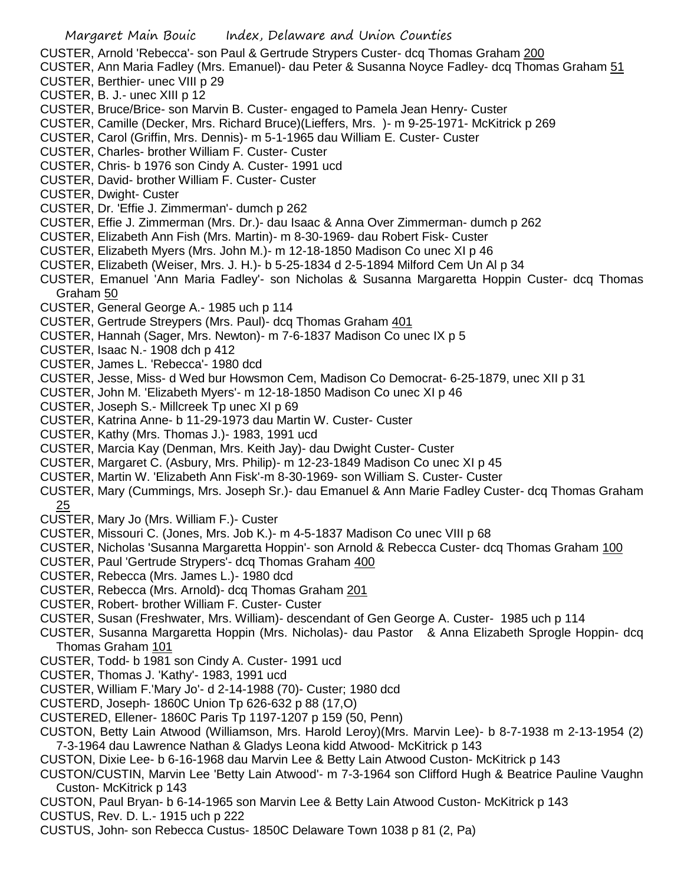CUSTER, Arnold 'Rebecca'- son Paul & Gertrude Strypers Custer- dcq Thomas Graham 200
CUSTER, Ann Maria Fadley (Mrs. Emanuel)- dau Peter & Susanna Noyce Fadley- dcq Thomas Graham 51
CUSTER, Berthier- unec VIII p 29
CUSTER, B. J.- unec XIII p 12
CUSTER, Bruce/Brice- son Marvin B. Custer- engaged to Pamela Jean Henry- Custer
CUSTER, Camille (Decker, Mrs. Richard Bruce)(Lieffers, Mrs. )- m 9-25-1971- McKitrick p 269
CUSTER, Carol (Griffin, Mrs. Dennis)- m 5-1-1965 dau William E. Custer- Custer
CUSTER, Charles- brother William F. Custer- Custer
CUSTER, Chris- b 1976 son Cindy A. Custer- 1991 ucd
CUSTER, David- brother William F. Custer- Custer
CUSTER, Dwight- Custer
CUSTER, Dr. 'Effie J. Zimmerman'- dumch p 262
CUSTER, Effie J. Zimmerman (Mrs. Dr.)- dau Isaac & Anna Over Zimmerman- dumch p 262
CUSTER, Elizabeth Ann Fish (Mrs. Martin)- m 8-30-1969- dau Robert Fisk- Custer
CUSTER, Elizabeth Myers (Mrs. John M.)- m 12-18-1850 Madison Co unec XI p 46
CUSTER, Elizabeth (Weiser, Mrs. J. H.)- b 5-25-1834 d 2-5-1894 Milford Cem Un Al p 34
CUSTER, Emanuel 'Ann Maria Fadley'- son Nicholas & Susanna Margaretta Hoppin Custer- dcq Thomas Graham 50
CUSTER, General George A.- 1985 uch p 114
CUSTER, Gertrude Streypers (Mrs. Paul)- dcq Thomas Graham 401
CUSTER, Hannah (Sager, Mrs. Newton)- m 7-6-1837 Madison Co unec IX p 5
CUSTER, Isaac N.- 1908 dch p 412
CUSTER, James L. 'Rebecca'- 1980 dcd
CUSTER, Jesse, Miss- d Wed bur Howsmon Cem, Madison Co Democrat- 6-25-1879, unec XII p 31
CUSTER, John M. 'Elizabeth Myers'- m 12-18-1850 Madison Co unec XI p 46
CUSTER, Joseph S.- Millcreek Tp unec XI p 69
CUSTER, Katrina Anne- b 11-29-1973 dau Martin W. Custer- Custer
CUSTER, Kathy (Mrs. Thomas J.)- 1983, 1991 ucd
CUSTER, Marcia Kay (Denman, Mrs. Keith Jay)- dau Dwight Custer- Custer
CUSTER, Margaret C. (Asbury, Mrs. Philip)- m 12-23-1849 Madison Co unec XI p 45
CUSTER, Martin W. 'Elizabeth Ann Fisk'-m 8-30-1969- son William S. Custer- Custer
CUSTER, Mary (Cummings, Mrs. Joseph Sr.)- dau Emanuel & Ann Marie Fadley Custer- dcq Thomas Graham 25
CUSTER, Mary Jo (Mrs. William F.)- Custer
CUSTER, Missouri C. (Jones, Mrs. Job K.)- m 4-5-1837 Madison Co unec VIII p 68
CUSTER, Nicholas 'Susanna Margaretta Hoppin'- son Arnold & Rebecca Custer- dcq Thomas Graham 100
CUSTER, Paul 'Gertrude Strypers'- dcq Thomas Graham 400
CUSTER, Rebecca (Mrs. James L.)- 1980 dcd
CUSTER, Rebecca (Mrs. Arnold)- dcq Thomas Graham 201
CUSTER, Robert- brother William F. Custer- Custer
CUSTER, Susan (Freshwater, Mrs. William)- descendant of Gen George A. Custer- 1985 uch p 114
CUSTER, Susanna Margaretta Hoppin (Mrs. Nicholas)- dau Pastor & Anna Elizabeth Sprogle Hoppin- dcq Thomas Graham 101
CUSTER, Todd- b 1981 son Cindy A. Custer- 1991 ucd
CUSTER, Thomas J. 'Kathy'- 1983, 1991 ucd
CUSTER, William F.'Mary Jo'- d 2-14-1988 (70)- Custer; 1980 dcd
CUSTERD, Joseph- 1860C Union Tp 626-632 p 88 (17,O)
CUSTERED, Ellener- 1860C Paris Tp 1197-1207 p 159 (50, Penn)
CUSTON, Betty Lain Atwood (Williamson, Mrs. Harold Leroy)(Mrs. Marvin Lee)- b 8-7-1938 m 2-13-1954 (2) 7-3-1964 dau Lawrence Nathan & Gladys Leona kidd Atwood- McKitrick p 143
CUSTON, Dixie Lee- b 6-16-1968 dau Marvin Lee & Betty Lain Atwood Custon- McKitrick p 143
CUSTON/CUSTIN, Marvin Lee 'Betty Lain Atwood'- m 7-3-1964 son Clifford Hugh & Beatrice Pauline Vaughn Custon- McKitrick p 143
CUSTON, Paul Bryan- b 6-14-1965 son Marvin Lee & Betty Lain Atwood Custon- McKitrick p 143
CUSTUS, Rev. D. L.- 1915 uch p 222
CUSTUS, John- son Rebecca Custus- 1850C Delaware Town 1038 p 81 (2, Pa)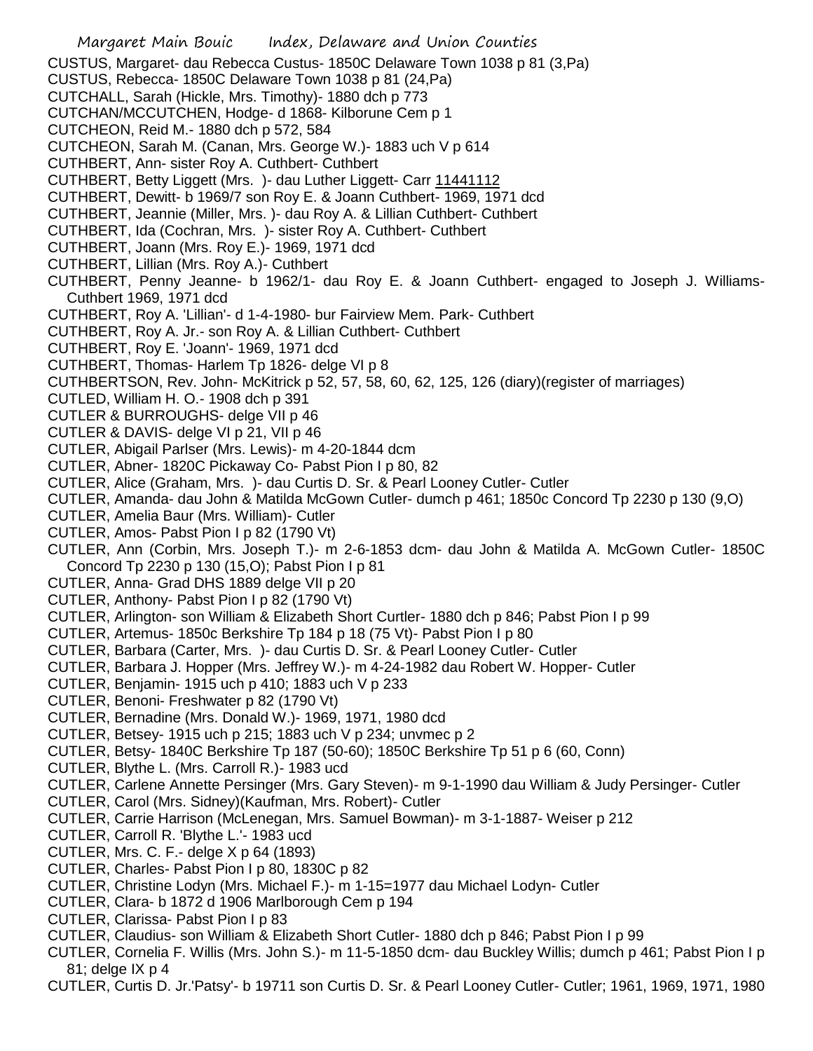CUSTUS, Margaret- dau Rebecca Custus- 1850C Delaware Town 1038 p 81 (3,Pa)

CUSTUS, Rebecca- 1850C Delaware Town 1038 p 81 (24,Pa)

CUTCHALL, Sarah (Hickle, Mrs. Timothy)- 1880 dch p 773

CUTCHAN/MCCUTCHEN, Hodge- d 1868- Kilborune Cem p 1

CUTCHEON, Reid M.- 1880 dch p 572, 584

CUTCHEON, Sarah M. (Canan, Mrs. George W.)- 1883 uch V p 614

CUTHBERT, Ann- sister Roy A. Cuthbert- Cuthbert

CUTHBERT, Betty Liggett (Mrs. )- dau Luther Liggett- Carr 11441112

CUTHBERT, Dewitt- b 1969/7 son Roy E. & Joann Cuthbert- 1969, 1971 dcd

CUTHBERT, Jeannie (Miller, Mrs. )- dau Roy A. & Lillian Cuthbert- Cuthbert

CUTHBERT, Ida (Cochran, Mrs. )- sister Roy A. Cuthbert- Cuthbert

CUTHBERT, Joann (Mrs. Roy E.)- 1969, 1971 dcd

CUTHBERT, Lillian (Mrs. Roy A.)- Cuthbert

CUTHBERT, Penny Jeanne- b 1962/1- dau Roy E. & Joann Cuthbert- engaged to Joseph J. Williams- Cuthbert 1969, 1971 dcd

CUTHBERT, Roy A. 'Lillian'- d 1-4-1980- bur Fairview Mem. Park- Cuthbert

CUTHBERT, Roy A. Jr.- son Roy A. & Lillian Cuthbert- Cuthbert

CUTHBERT, Roy E. 'Joann'- 1969, 1971 dcd

CUTHBERT, Thomas- Harlem Tp 1826- delge VI p 8

CUTHBERTSON, Rev. John- McKitrick p 52, 57, 58, 60, 62, 125, 126 (diary)(register of marriages)

CUTLED, William H. O.- 1908 dch p 391

CUTLER & BURROUGHS- delge VII p 46

CUTLER & DAVIS- delge VI p 21, VII p 46

CUTLER, Abigail Parlser (Mrs. Lewis)- m 4-20-1844 dcm

CUTLER, Abner- 1820C Pickaway Co- Pabst Pion I p 80, 82

CUTLER, Alice (Graham, Mrs. )- dau Curtis D. Sr. & Pearl Looney Cutler- Cutler

CUTLER, Amanda- dau John & Matilda McGown Cutler- dumch p 461; 1850c Concord Tp 2230 p 130 (9,O)

CUTLER, Amelia Baur (Mrs. William)- Cutler

CUTLER, Amos- Pabst Pion I p 82 (1790 Vt)

CUTLER, Ann (Corbin, Mrs. Joseph T.)- m 2-6-1853 dcm- dau John & Matilda A. McGown Cutler- 1850C Concord Tp 2230 p 130 (15,O); Pabst Pion I p 81

CUTLER, Anna- Grad DHS 1889 delge VII p 20

CUTLER, Anthony- Pabst Pion I p 82 (1790 Vt)

CUTLER, Arlington- son William & Elizabeth Short Curtler- 1880 dch p 846; Pabst Pion I p 99

CUTLER, Artemus- 1850c Berkshire Tp 184 p 18 (75 Vt)- Pabst Pion I p 80

CUTLER, Barbara (Carter, Mrs. )- dau Curtis D. Sr. & Pearl Looney Cutler- Cutler

CUTLER, Barbara J. Hopper (Mrs. Jeffrey W.)- m 4-24-1982 dau Robert W. Hopper- Cutler

CUTLER, Benjamin- 1915 uch p 410; 1883 uch V p 233

CUTLER, Benoni- Freshwater p 82 (1790 Vt)

CUTLER, Bernadine (Mrs. Donald W.)- 1969, 1971, 1980 dcd

CUTLER, Betsey- 1915 uch p 215; 1883 uch V p 234; unvmec p 2

CUTLER, Betsy- 1840C Berkshire Tp 187 (50-60); 1850C Berkshire Tp 51 p 6 (60, Conn)

CUTLER, Blythe L. (Mrs. Carroll R.)- 1983 ucd

CUTLER, Carlene Annette Persinger (Mrs. Gary Steven)- m 9-1-1990 dau William & Judy Persinger- Cutler

CUTLER, Carol (Mrs. Sidney)(Kaufman, Mrs. Robert)- Cutler

CUTLER, Carrie Harrison (McLenegan, Mrs. Samuel Bowman)- m 3-1-1887- Weiser p 212

CUTLER, Carroll R. 'Blythe L.'- 1983 ucd

CUTLER, Mrs. C. F.- delge X p 64 (1893)

CUTLER, Charles- Pabst Pion I p 80, 1830C p 82

CUTLER, Christine Lodyn (Mrs. Michael F.)- m 1-15=1977 dau Michael Lodyn- Cutler

CUTLER, Clara- b 1872 d 1906 Marlborough Cem p 194

CUTLER, Clarissa- Pabst Pion I p 83

CUTLER, Claudius- son William & Elizabeth Short Cutler- 1880 dch p 846; Pabst Pion I p 99

CUTLER, Cornelia F. Willis (Mrs. John S.)- m 11-5-1850 dcm- dau Buckley Willis; dumch p 461; Pabst Pion I p 81; delge IX p 4

CUTLER, Curtis D. Jr.'Patsy'- b 19711 son Curtis D. Sr. & Pearl Looney Cutler- Cutler; 1961, 1969, 1971, 1980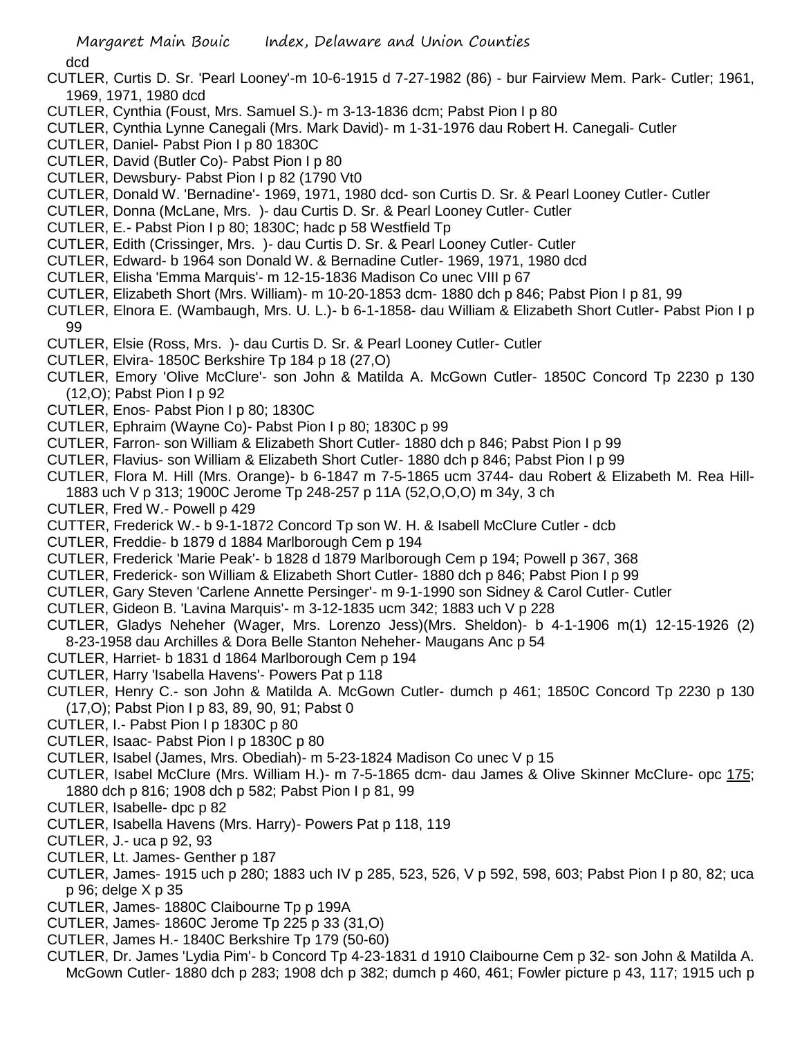dcd

CUTLER, Curtis D. Sr. 'Pearl Looney'-m 10-6-1915 d 7-27-1982 (86) - bur Fairview Mem. Park- Cutler; 1961, 1969, 1971, 1980 dcd

CUTLER, Cynthia (Foust, Mrs. Samuel S.)- m 3-13-1836 dcm; Pabst Pion I p 80

CUTLER, Cynthia Lynne Canegali (Mrs. Mark David)- m 1-31-1976 dau Robert H. Canegali- Cutler

CUTLER, Daniel- Pabst Pion I p 80 1830C

CUTLER, David (Butler Co)- Pabst Pion I p 80

CUTLER, Dewsbury- Pabst Pion I p 82 (1790 Vt0

CUTLER, Donald W. 'Bernadine'- 1969, 1971, 1980 dcd- son Curtis D. Sr. & Pearl Looney Cutler- Cutler

CUTLER, Donna (McLane, Mrs. )- dau Curtis D. Sr. & Pearl Looney Cutler- Cutler

CUTLER, E.- Pabst Pion I p 80; 1830C; hadc p 58 Westfield Tp

CUTLER, Edith (Crissinger, Mrs. )- dau Curtis D. Sr. & Pearl Looney Cutler- Cutler

CUTLER, Edward- b 1964 son Donald W. & Bernadine Cutler- 1969, 1971, 1980 dcd

CUTLER, Elisha 'Emma Marquis'- m 12-15-1836 Madison Co unec VIII p 67

CUTLER, Elizabeth Short (Mrs. William)- m 10-20-1853 dcm- 1880 dch p 846; Pabst Pion I p 81, 99

CUTLER, Elnora E. (Wambaugh, Mrs. U. L.)- b 6-1-1858- dau William & Elizabeth Short Cutler- Pabst Pion I p 99

CUTLER, Elsie (Ross, Mrs. )- dau Curtis D. Sr. & Pearl Looney Cutler- Cutler

CUTLER, Elvira- 1850C Berkshire Tp 184 p 18 (27,O)

CUTLER, Emory 'Olive McClure'- son John & Matilda A. McGown Cutler- 1850C Concord Tp 2230 p 130 (12,O); Pabst Pion I p 92

CUTLER, Enos- Pabst Pion I p 80; 1830C

CUTLER, Ephraim (Wayne Co)- Pabst Pion I p 80; 1830C p 99

CUTLER, Farron- son William & Elizabeth Short Cutler- 1880 dch p 846; Pabst Pion I p 99

CUTLER, Flavius- son William & Elizabeth Short Cutler- 1880 dch p 846; Pabst Pion I p 99

CUTLER, Flora M. Hill (Mrs. Orange)- b 6-1847 m 7-5-1865 ucm 3744- dau Robert & Elizabeth M. Rea Hill- 1883 uch V p 313; 1900C Jerome Tp 248-257 p 11A (52,O,O,O) m 34y, 3 ch

CUTLER, Fred W.- Powell p 429

CUTTER, Frederick W.- b 9-1-1872 Concord Tp son W. H. & Isabell McClure Cutler - dcb

CUTLER, Freddie- b 1879 d 1884 Marlborough Cem p 194

CUTLER, Frederick 'Marie Peak'- b 1828 d 1879 Marlborough Cem p 194; Powell p 367, 368

CUTLER, Frederick- son William & Elizabeth Short Cutler- 1880 dch p 846; Pabst Pion I p 99

CUTLER, Gary Steven 'Carlene Annette Persinger'- m 9-1-1990 son Sidney & Carol Cutler- Cutler

CUTLER, Gideon B. 'Lavina Marquis'- m 3-12-1835 ucm 342; 1883 uch V p 228

CUTLER, Gladys Neheher (Wager, Mrs. Lorenzo Jess)(Mrs. Sheldon)- b 4-1-1906 m(1) 12-15-1926 (2) 8-23-1958 dau Archilles & Dora Belle Stanton Neheher- Maugans Anc p 54

CUTLER, Harriet- b 1831 d 1864 Marlborough Cem p 194

CUTLER, Harry 'Isabella Havens'- Powers Pat p 118

CUTLER, Henry C.- son John & Matilda A. McGown Cutler- dumch p 461; 1850C Concord Tp 2230 p 130 (17,O); Pabst Pion I p 83, 89, 90, 91; Pabst 0

CUTLER, I.- Pabst Pion I p 1830C p 80

CUTLER, Isaac- Pabst Pion I p 1830C p 80

CUTLER, Isabel (James, Mrs. Obediah)- m 5-23-1824 Madison Co unec V p 15

CUTLER, Isabel McClure (Mrs. William H.)- m 7-5-1865 dcm- dau James & Olive Skinner McClure- opc 175; 1880 dch p 816; 1908 dch p 582; Pabst Pion I p 81, 99

CUTLER, Isabelle- dpc p 82

CUTLER, Isabella Havens (Mrs. Harry)- Powers Pat p 118, 119

CUTLER, J.- uca p 92, 93

CUTLER, Lt. James- Genther p 187

CUTLER, James- 1915 uch p 280; 1883 uch IV p 285, 523, 526, V p 592, 598, 603; Pabst Pion I p 80, 82; uca p 96; delge X p 35

CUTLER, James- 1880C Claibourne Tp p 199A

CUTLER, James- 1860C Jerome Tp 225 p 33 (31,O)

CUTLER, James H.- 1840C Berkshire Tp 179 (50-60)

CUTLER, Dr. James 'Lydia Pim'- b Concord Tp 4-23-1831 d 1910 Claibourne Cem p 32- son John & Matilda A. McGown Cutler- 1880 dch p 283; 1908 dch p 382; dumch p 460, 461; Fowler picture p 43, 117; 1915 uch p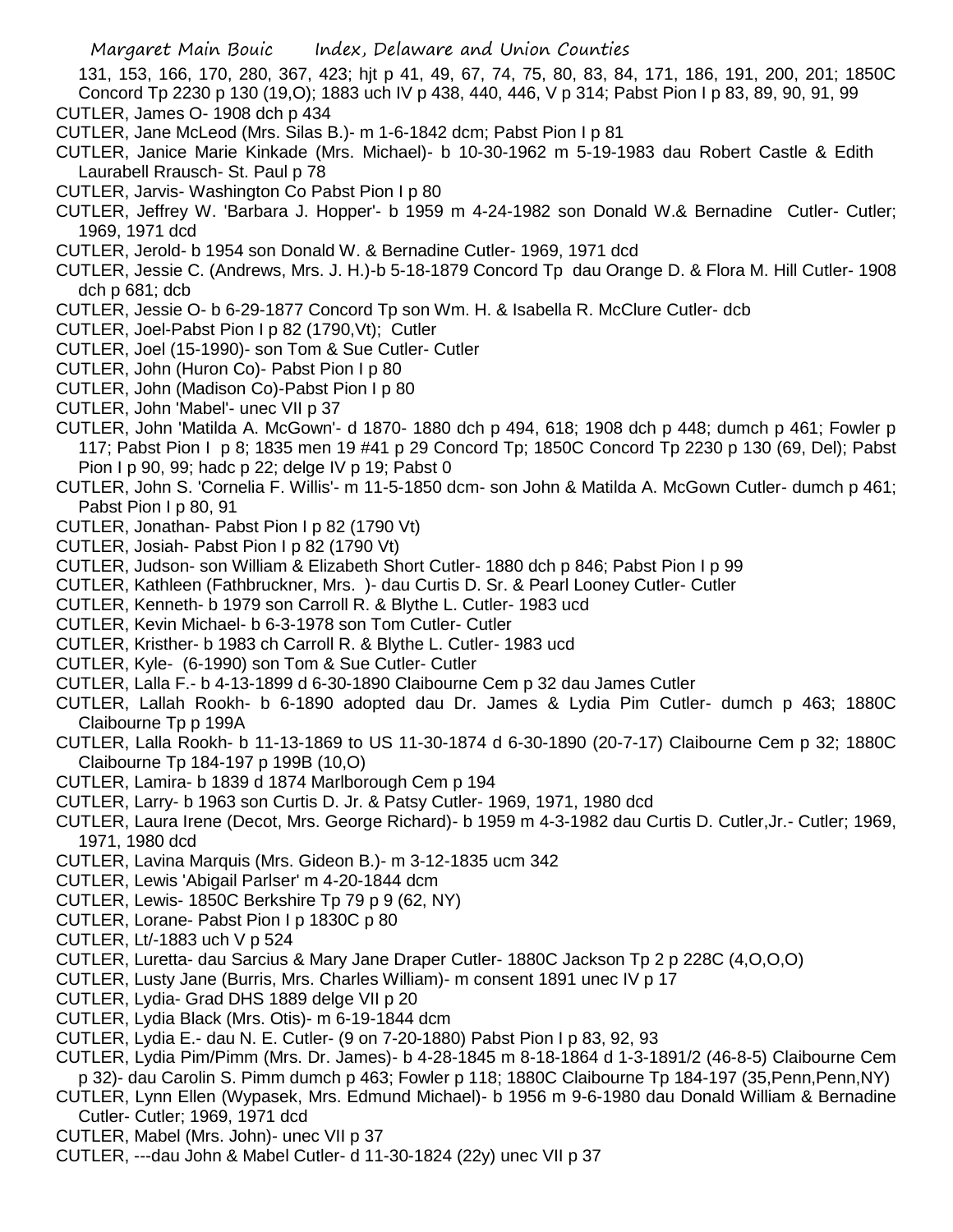131, 153, 166, 170, 280, 367, 423; hjt p 41, 49, 67, 74, 75, 80, 83, 84, 171, 186, 191, 200, 201; 1850C Concord Tp 2230 p 130 (19,O); 1883 uch IV p 438, 440, 446, V p 314; Pabst Pion I p 83, 89, 90, 91, 99

CUTLER, James O- 1908 dch p 434

CUTLER, Jane McLeod (Mrs. Silas B.)- m 1-6-1842 dcm; Pabst Pion I p 81

CUTLER, Janice Marie Kinkade (Mrs. Michael)- b 10-30-1962 m 5-19-1983 dau Robert Castle & Edith Laurabell Rrausch- St. Paul p 78

CUTLER, Jarvis- Washington Co Pabst Pion I p 80

CUTLER, Jeffrey W. 'Barbara J. Hopper'- b 1959 m 4-24-1982 son Donald W.& Bernadine Cutler- Cutler; 1969, 1971 dcd

CUTLER, Jerold- b 1954 son Donald W. & Bernadine Cutler- 1969, 1971 dcd

CUTLER, Jessie C. (Andrews, Mrs. J. H.)-b 5-18-1879 Concord Tp dau Orange D. & Flora M. Hill Cutler- 1908 dch p 681; dcb

CUTLER, Jessie O- b 6-29-1877 Concord Tp son Wm. H. & Isabella R. McClure Cutler- dcb

CUTLER, Joel-Pabst Pion I p 82 (1790,Vt); Cutler

CUTLER, Joel (15-1990)- son Tom & Sue Cutler- Cutler

CUTLER, John (Huron Co)- Pabst Pion I p 80

CUTLER, John (Madison Co)-Pabst Pion I p 80

CUTLER, John 'Mabel'- unec VII p 37

CUTLER, John 'Matilda A. McGown'- d 1870- 1880 dch p 494, 618; 1908 dch p 448; dumch p 461; Fowler p 117; Pabst Pion I p 8; 1835 men 19 #41 p 29 Concord Tp; 1850C Concord Tp 2230 p 130 (69, Del); Pabst Pion I p 90, 99; hadc p 22; delge IV p 19; Pabst 0

CUTLER, John S. 'Cornelia F. Willis'- m 11-5-1850 dcm- son John & Matilda A. McGown Cutler- dumch p 461; Pabst Pion I p 80, 91

CUTLER, Jonathan- Pabst Pion I p 82 (1790 Vt)

CUTLER, Josiah- Pabst Pion I p 82 (1790 Vt)

CUTLER, Judson- son William & Elizabeth Short Cutler- 1880 dch p 846; Pabst Pion I p 99

CUTLER, Kathleen (Fathbruckner, Mrs. )- dau Curtis D. Sr. & Pearl Looney Cutler- Cutler

CUTLER, Kenneth- b 1979 son Carroll R. & Blythe L. Cutler- 1983 ucd

CUTLER, Kevin Michael- b 6-3-1978 son Tom Cutler- Cutler

CUTLER, Kristher- b 1983 ch Carroll R. & Blythe L. Cutler- 1983 ucd

CUTLER, Kyle- (6-1990) son Tom & Sue Cutler- Cutler

CUTLER, Lalla F.- b 4-13-1899 d 6-30-1890 Claibourne Cem p 32 dau James Cutler

CUTLER, Lallah Rookh- b 6-1890 adopted dau Dr. James & Lydia Pim Cutler- dumch p 463; 1880C Claibourne Tp p 199A

CUTLER, Lalla Rookh- b 11-13-1869 to US 11-30-1874 d 6-30-1890 (20-7-17) Claibourne Cem p 32; 1880C Claibourne Tp 184-197 p 199B (10,O)

CUTLER, Lamira- b 1839 d 1874 Marlborough Cem p 194

CUTLER, Larry- b 1963 son Curtis D. Jr. & Patsy Cutler- 1969, 1971, 1980 dcd

CUTLER, Laura Irene (Decot, Mrs. George Richard)- b 1959 m 4-3-1982 dau Curtis D. Cutler,Jr.- Cutler; 1969, 1971, 1980 dcd

CUTLER, Lavina Marquis (Mrs. Gideon B.)- m 3-12-1835 ucm 342

CUTLER, Lewis 'Abigail Parlser' m 4-20-1844 dcm

CUTLER, Lewis- 1850C Berkshire Tp 79 p 9 (62, NY)

CUTLER, Lorane- Pabst Pion I p 1830C p 80

CUTLER, Lt/-1883 uch V p 524

CUTLER, Luretta- dau Sarcius & Mary Jane Draper Cutler- 1880C Jackson Tp 2 p 228C (4,O,O,O)

CUTLER, Lusty Jane (Burris, Mrs. Charles William)- m consent 1891 unec IV p 17

CUTLER, Lydia- Grad DHS 1889 delge VII p 20

CUTLER, Lydia Black (Mrs. Otis)- m 6-19-1844 dcm

CUTLER, Lydia E.- dau N. E. Cutler- (9 on 7-20-1880) Pabst Pion I p 83, 92, 93

CUTLER, Lydia Pim/Pimm (Mrs. Dr. James)- b 4-28-1845 m 8-18-1864 d 1-3-1891/2 (46-8-5) Claibourne Cem p 32)- dau Carolin S. Pimm dumch p 463; Fowler p 118; 1880C Claibourne Tp 184-197 (35,Penn,Penn,NY)

CUTLER, Lynn Ellen (Wypasek, Mrs. Edmund Michael)- b 1956 m 9-6-1980 dau Donald William & Bernadine Cutler- Cutler; 1969, 1971 dcd

CUTLER, Mabel (Mrs. John)- unec VII p 37

CUTLER, ---dau John & Mabel Cutler- d 11-30-1824 (22y) unec VII p 37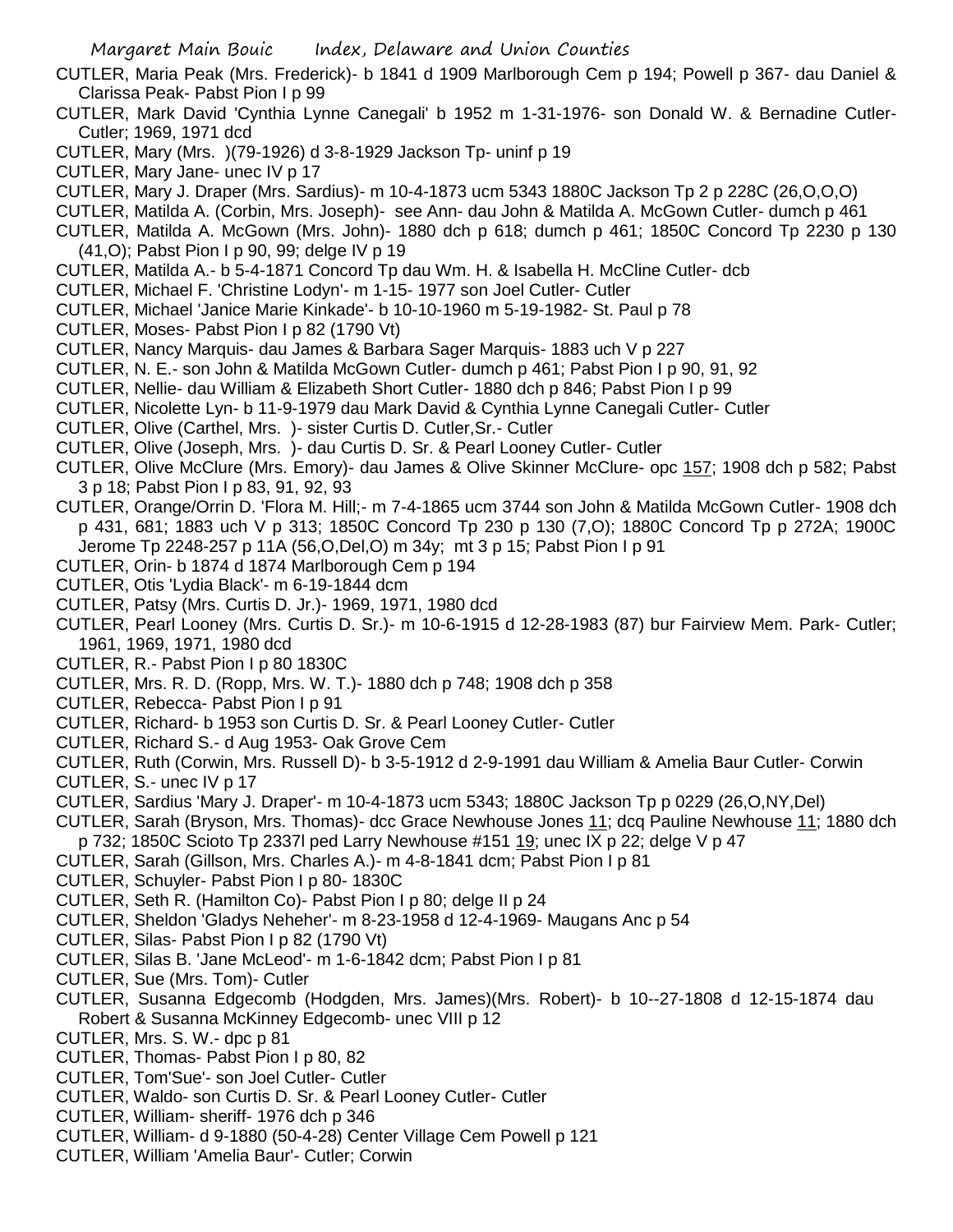CUTLER, Maria Peak (Mrs. Frederick)- b 1841 d 1909 Marlborough Cem p 194; Powell p 367- dau Daniel & Clarissa Peak- Pabst Pion I p 99

CUTLER, Mark David 'Cynthia Lynne Canegali' b 1952 m 1-31-1976- son Donald W. & Bernadine Cutler- Cutler; 1969, 1971 dcd

CUTLER, Mary (Mrs. )(79-1926) d 3-8-1929 Jackson Tp- uninf p 19

CUTLER, Mary Jane- unec IV p 17

CUTLER, Mary J. Draper (Mrs. Sardius)- m 10-4-1873 ucm 5343 1880C Jackson Tp 2 p 228C (26,O,O,O)

CUTLER, Matilda A. (Corbin, Mrs. Joseph)- see Ann- dau John & Matilda A. McGown Cutler- dumch p 461

CUTLER, Matilda A. McGown (Mrs. John)- 1880 dch p 618; dumch p 461; 1850C Concord Tp 2230 p 130 (41,O); Pabst Pion I p 90, 99; delge IV p 19

CUTLER, Matilda A.- b 5-4-1871 Concord Tp dau Wm. H. & Isabella H. McCline Cutler- dcb

CUTLER, Michael F. 'Christine Lodyn'- m 1-15- 1977 son Joel Cutler- Cutler

CUTLER, Michael 'Janice Marie Kinkade'- b 10-10-1960 m 5-19-1982- St. Paul p 78

CUTLER, Moses- Pabst Pion I p 82 (1790 Vt)

CUTLER, Nancy Marquis- dau James & Barbara Sager Marquis- 1883 uch V p 227

CUTLER, N. E.- son John & Matilda McGown Cutler- dumch p 461; Pabst Pion I p 90, 91, 92

CUTLER, Nellie- dau William & Elizabeth Short Cutler- 1880 dch p 846; Pabst Pion I p 99

CUTLER, Nicolette Lyn- b 11-9-1979 dau Mark David & Cynthia Lynne Canegali Cutler- Cutler

CUTLER, Olive (Carthel, Mrs. )- sister Curtis D. Cutler,Sr.- Cutler

CUTLER, Olive (Joseph, Mrs. )- dau Curtis D. Sr. & Pearl Looney Cutler- Cutler

CUTLER, Olive McClure (Mrs. Emory)- dau James & Olive Skinner McClure- opc 157; 1908 dch p 582; Pabst 3 p 18; Pabst Pion I p 83, 91, 92, 93

CUTLER, Orange/Orrin D. 'Flora M. Hill;- m 7-4-1865 ucm 3744 son John & Matilda McGown Cutler- 1908 dch p 431, 681; 1883 uch V p 313; 1850C Concord Tp 230 p 130 (7,O); 1880C Concord Tp p 272A; 1900C Jerome Tp 2248-257 p 11A (56,O,Del,O) m 34y; mt 3 p 15; Pabst Pion I p 91

CUTLER, Orin- b 1874 d 1874 Marlborough Cem p 194

CUTLER, Otis 'Lydia Black'- m 6-19-1844 dcm

CUTLER, Patsy (Mrs. Curtis D. Jr.)- 1969, 1971, 1980 dcd

CUTLER, Pearl Looney (Mrs. Curtis D. Sr.)- m 10-6-1915 d 12-28-1983 (87) bur Fairview Mem. Park- Cutler; 1961, 1969, 1971, 1980 dcd

CUTLER, R.- Pabst Pion I p 80 1830C

CUTLER, Mrs. R. D. (Ropp, Mrs. W. T.)- 1880 dch p 748; 1908 dch p 358

CUTLER, Rebecca- Pabst Pion I p 91

CUTLER, Richard- b 1953 son Curtis D. Sr. & Pearl Looney Cutler- Cutler

CUTLER, Richard S.- d Aug 1953- Oak Grove Cem

CUTLER, Ruth (Corwin, Mrs. Russell D)- b 3-5-1912 d 2-9-1991 dau William & Amelia Baur Cutler- Corwin

CUTLER, S.- unec IV p 17

CUTLER, Sardius 'Mary J. Draper'- m 10-4-1873 ucm 5343; 1880C Jackson Tp p 0229 (26,O,NY,Del)

CUTLER, Sarah (Bryson, Mrs. Thomas)- dcc Grace Newhouse Jones 11; dcq Pauline Newhouse 11; 1880 dch p 732; 1850C Scioto Tp 2337l ped Larry Newhouse #151 19; unec IX p 22; delge V p 47

CUTLER, Sarah (Gillson, Mrs. Charles A.)- m 4-8-1841 dcm; Pabst Pion I p 81

CUTLER, Schuyler- Pabst Pion I p 80- 1830C

CUTLER, Seth R. (Hamilton Co)- Pabst Pion I p 80; delge II p 24

CUTLER, Sheldon 'Gladys Neheher'- m 8-23-1958 d 12-4-1969- Maugans Anc p 54

CUTLER, Silas- Pabst Pion I p 82 (1790 Vt)

CUTLER, Silas B. 'Jane McLeod'- m 1-6-1842 dcm; Pabst Pion I p 81

CUTLER, Sue (Mrs. Tom)- Cutler

CUTLER, Susanna Edgecomb (Hodgden, Mrs. James)(Mrs. Robert)- b 10--27-1808 d 12-15-1874 dau Robert & Susanna McKinney Edgecomb- unec VIII p 12

CUTLER, Mrs. S. W.- dpc p 81

CUTLER, Thomas- Pabst Pion I p 80, 82

CUTLER, Tom'Sue'- son Joel Cutler- Cutler

CUTLER, Waldo- son Curtis D. Sr. & Pearl Looney Cutler- Cutler

CUTLER, William- sheriff- 1976 dch p 346

CUTLER, William- d 9-1880 (50-4-28) Center Village Cem Powell p 121

CUTLER, William 'Amelia Baur'- Cutler; Corwin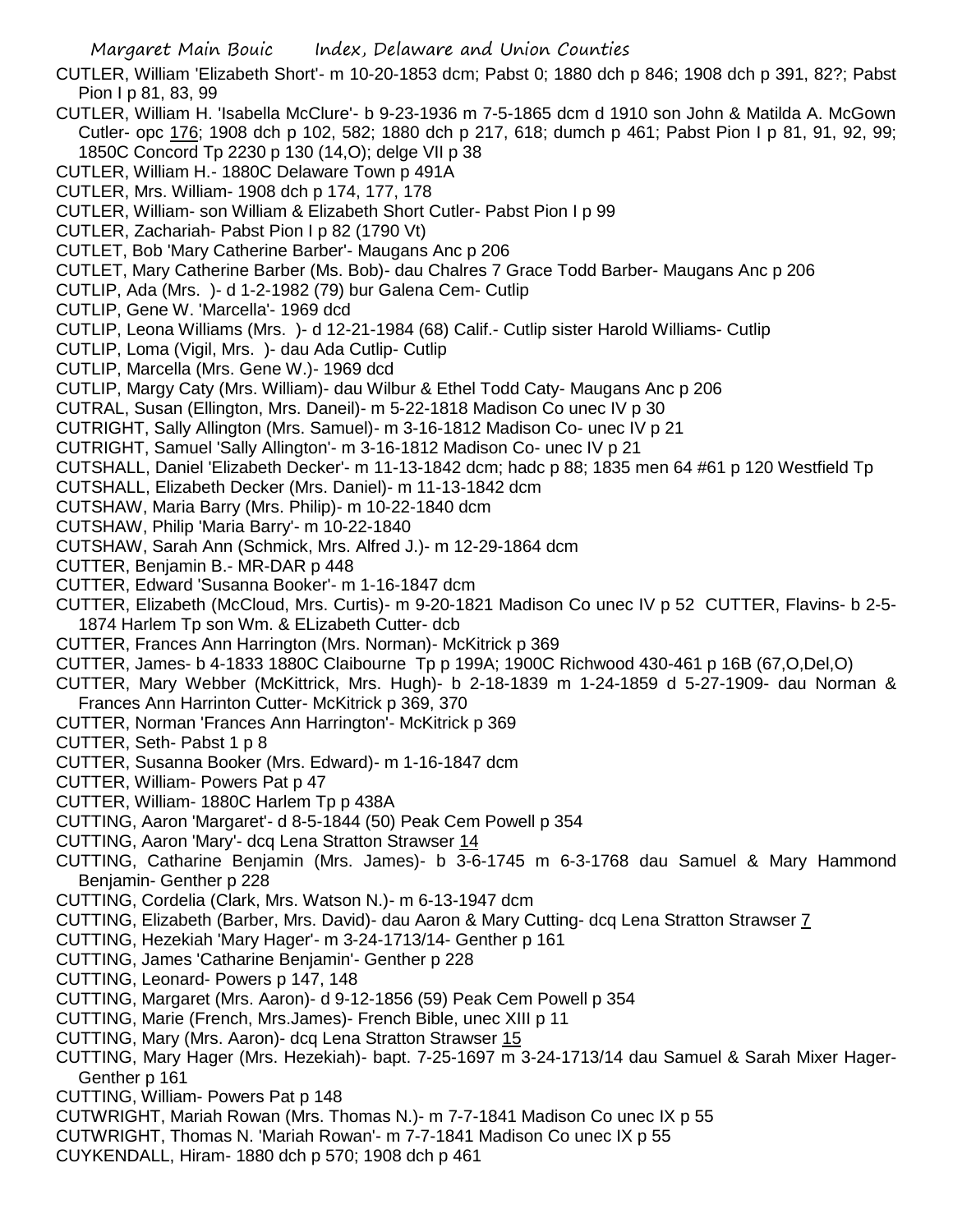CUTLER, William 'Elizabeth Short'- m 10-20-1853 dcm; Pabst 0; 1880 dch p 846; 1908 dch p 391, 82?; Pabst Pion I p 81, 83, 99

CUTLER, William H. 'Isabella McClure'- b 9-23-1936 m 7-5-1865 dcm d 1910 son John & Matilda A. McGown Cutler- opc 176; 1908 dch p 102, 582; 1880 dch p 217, 618; dumch p 461; Pabst Pion I p 81, 91, 92, 99; 1850C Concord Tp 2230 p 130 (14,O); delge VII p 38

CUTLER, William H.- 1880C Delaware Town p 491A

CUTLER, Mrs. William- 1908 dch p 174, 177, 178

CUTLER, William- son William & Elizabeth Short Cutler- Pabst Pion I p 99

CUTLER, Zachariah- Pabst Pion I p 82 (1790 Vt)

CUTLET, Bob 'Mary Catherine Barber'- Maugans Anc p 206

CUTLET, Mary Catherine Barber (Ms. Bob)- dau Chalres 7 Grace Todd Barber- Maugans Anc p 206

CUTLIP, Ada (Mrs. )- d 1-2-1982 (79) bur Galena Cem- Cutlip

CUTLIP, Gene W. 'Marcella'- 1969 dcd

CUTLIP, Leona Williams (Mrs. )- d 12-21-1984 (68) Calif.- Cutlip sister Harold Williams- Cutlip

CUTLIP, Loma (Vigil, Mrs. )- dau Ada Cutlip- Cutlip

CUTLIP, Marcella (Mrs. Gene W.)- 1969 dcd

CUTLIP, Margy Caty (Mrs. William)- dau Wilbur & Ethel Todd Caty- Maugans Anc p 206

CUTRAL, Susan (Ellington, Mrs. Daneil)- m 5-22-1818 Madison Co unec IV p 30

CUTRIGHT, Sally Allington (Mrs. Samuel)- m 3-16-1812 Madison Co- unec IV p 21

CUTRIGHT, Samuel 'Sally Allington'- m 3-16-1812 Madison Co- unec IV p 21

CUTSHALL, Daniel 'Elizabeth Decker'- m 11-13-1842 dcm; hadc p 88; 1835 men 64 #61 p 120 Westfield Tp

CUTSHALL, Elizabeth Decker (Mrs. Daniel)- m 11-13-1842 dcm

CUTSHAW, Maria Barry (Mrs. Philip)- m 10-22-1840 dcm

CUTSHAW, Philip 'Maria Barry'- m 10-22-1840

CUTSHAW, Sarah Ann (Schmick, Mrs. Alfred J.)- m 12-29-1864 dcm

CUTTER, Benjamin B.- MR-DAR p 448

CUTTER, Edward 'Susanna Booker'- m 1-16-1847 dcm

CUTTER, Elizabeth (McCloud, Mrs. Curtis)- m 9-20-1821 Madison Co unec IV p 52 CUTTER, Flavins- b 2-5-1874 Harlem Tp son Wm. & ELizabeth Cutter- dcb

CUTTER, Frances Ann Harrington (Mrs. Norman)- McKitrick p 369

CUTTER, James- b 4-1833 1880C Claibourne Tp p 199A; 1900C Richwood 430-461 p 16B (67,O,Del,O)

CUTTER, Mary Webber (McKittrick, Mrs. Hugh)- b 2-18-1839 m 1-24-1859 d 5-27-1909- dau Norman & Frances Ann Harrinton Cutter- McKitrick p 369, 370

CUTTER, Norman 'Frances Ann Harrington'- McKitrick p 369

CUTTER, Seth- Pabst 1 p 8

CUTTER, Susanna Booker (Mrs. Edward)- m 1-16-1847 dcm

CUTTER, William- Powers Pat p 47

CUTTER, William- 1880C Harlem Tp p 438A

CUTTING, Aaron 'Margaret'- d 8-5-1844 (50) Peak Cem Powell p 354

CUTTING, Aaron 'Mary'- dcq Lena Stratton Strawser 14

CUTTING, Catharine Benjamin (Mrs. James)- b 3-6-1745 m 6-3-1768 dau Samuel & Mary Hammond Benjamin- Genther p 228

CUTTING, Cordelia (Clark, Mrs. Watson N.)- m 6-13-1947 dcm

CUTTING, Elizabeth (Barber, Mrs. David)- dau Aaron & Mary Cutting- dcq Lena Stratton Strawser 7

CUTTING, Hezekiah 'Mary Hager'- m 3-24-1713/14- Genther p 161

CUTTING, James 'Catharine Benjamin'- Genther p 228

CUTTING, Leonard- Powers p 147, 148

CUTTING, Margaret (Mrs. Aaron)- d 9-12-1856 (59) Peak Cem Powell p 354

CUTTING, Marie (French, Mrs.James)- French Bible, unec XIII p 11

CUTTING, Mary (Mrs. Aaron)- dcq Lena Stratton Strawser 15

CUTTING, Mary Hager (Mrs. Hezekiah)- bapt. 7-25-1697 m 3-24-1713/14 dau Samuel & Sarah Mixer Hager- Genther p 161

CUTTING, William- Powers Pat p 148

CUTWRIGHT, Mariah Rowan (Mrs. Thomas N.)- m 7-7-1841 Madison Co unec IX p 55

CUTWRIGHT, Thomas N. 'Mariah Rowan'- m 7-7-1841 Madison Co unec IX p 55

CUYKENDALL, Hiram- 1880 dch p 570; 1908 dch p 461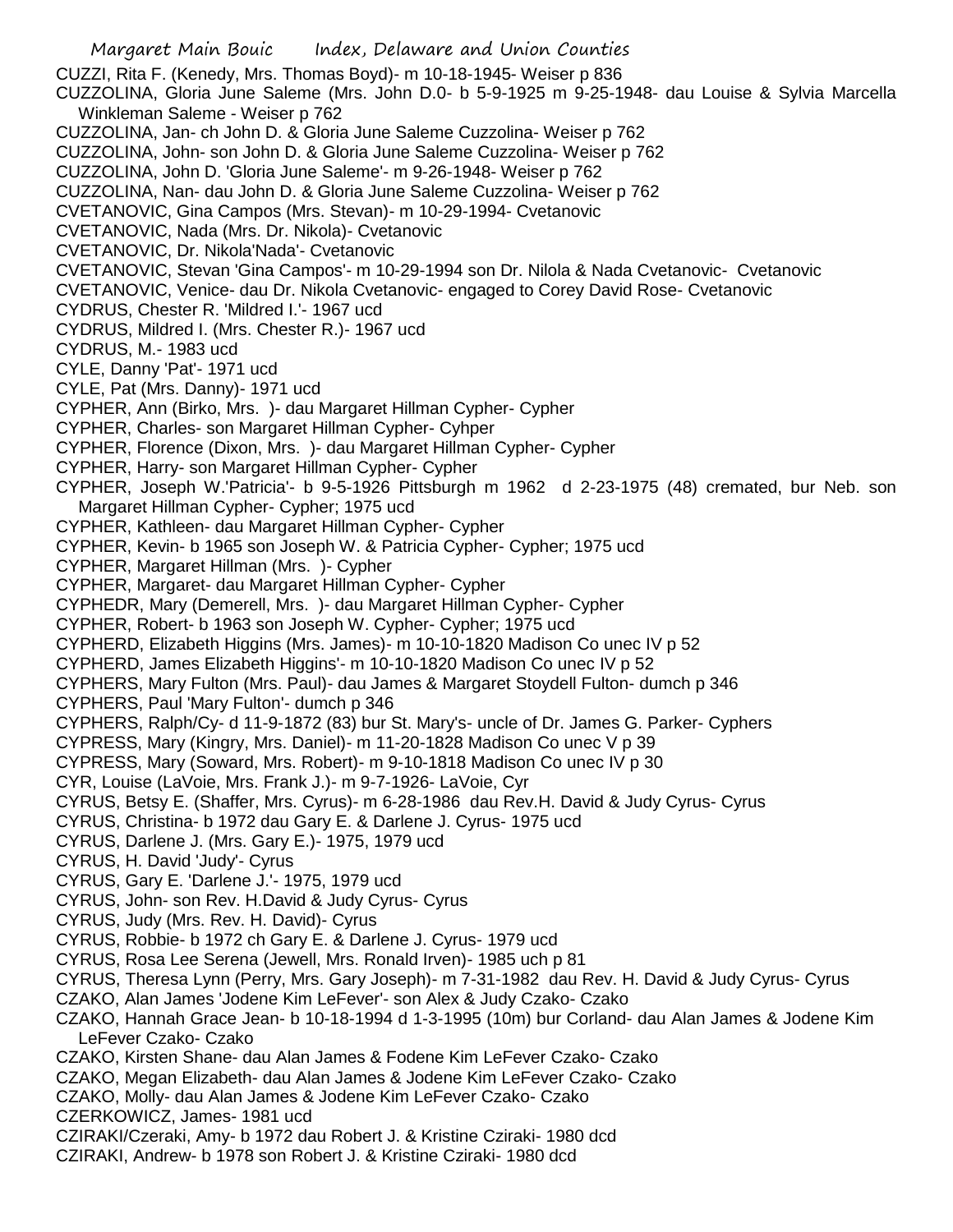CUZZI, Rita F. (Kenedy, Mrs. Thomas Boyd)- m 10-18-1945- Weiser p 836
CUZZOLINA, Gloria June Saleme (Mrs. John D.0- b 5-9-1925 m 9-25-1948- dau Louise & Sylvia Marcella Winkleman Saleme - Weiser p 762
CUZZOLINA, Jan- ch John D. & Gloria June Saleme Cuzzolina- Weiser p 762
CUZZOLINA, John- son John D. & Gloria June Saleme Cuzzolina- Weiser p 762
CUZZOLINA, John D. 'Gloria June Saleme'- m 9-26-1948- Weiser p 762
CUZZOLINA, Nan- dau John D. & Gloria June Saleme Cuzzolina- Weiser p 762
CVETANOVIC, Gina Campos (Mrs. Stevan)- m 10-29-1994- Cvetanovic
CVETANOVIC, Nada (Mrs. Dr. Nikola)- Cvetanovic
CVETANOVIC, Dr. Nikola'Nada'- Cvetanovic
CVETANOVIC, Stevan 'Gina Campos'- m 10-29-1994 son Dr. Nilola & Nada Cvetanovic- Cvetanovic
CVETANOVIC, Venice- dau Dr. Nikola Cvetanovic- engaged to Corey David Rose- Cvetanovic
CYDRUS, Chester R. 'Mildred I.'- 1967 ucd
CYDRUS, Mildred I. (Mrs. Chester R.)- 1967 ucd
CYDRUS, M.- 1983 ucd
CYLE, Danny 'Pat'- 1971 ucd
CYLE, Pat (Mrs. Danny)- 1971 ucd
CYPHER, Ann (Birko, Mrs. )- dau Margaret Hillman Cypher- Cypher
CYPHER, Charles- son Margaret Hillman Cypher- Cyhper
CYPHER, Florence (Dixon, Mrs. )- dau Margaret Hillman Cypher- Cypher
CYPHER, Harry- son Margaret Hillman Cypher- Cypher
CYPHER, Joseph W.'Patricia'- b 9-5-1926 Pittsburgh m 1962 d 2-23-1975 (48) cremated, bur Neb. son Margaret Hillman Cypher- Cypher; 1975 ucd
CYPHER, Kathleen- dau Margaret Hillman Cypher- Cypher
CYPHER, Kevin- b 1965 son Joseph W. & Patricia Cypher- Cypher; 1975 ucd
CYPHER, Margaret Hillman (Mrs. )- Cypher
CYPHER, Margaret- dau Margaret Hillman Cypher- Cypher
CYPHEDR, Mary (Demerell, Mrs. )- dau Margaret Hillman Cypher- Cypher
CYPHER, Robert- b 1963 son Joseph W. Cypher- Cypher; 1975 ucd
CYPHERD, Elizabeth Higgins (Mrs. James)- m 10-10-1820 Madison Co unec IV p 52
CYPHERD, James Elizabeth Higgins'- m 10-10-1820 Madison Co unec IV p 52
CYPHERS, Mary Fulton (Mrs. Paul)- dau James & Margaret Stoydell Fulton- dumch p 346
CYPHERS, Paul 'Mary Fulton'- dumch p 346
CYPHERS, Ralph/Cy- d 11-9-1872 (83) bur St. Mary's- uncle of Dr. James G. Parker- Cyphers
CYPRESS, Mary (Kingry, Mrs. Daniel)- m 11-20-1828 Madison Co unec V p 39
CYPRESS, Mary (Soward, Mrs. Robert)- m 9-10-1818 Madison Co unec IV p 30
CYR, Louise (LaVoie, Mrs. Frank J.)- m 9-7-1926- LaVoie, Cyr
CYRUS, Betsy E. (Shaffer, Mrs. Cyrus)- m 6-28-1986 dau Rev.H. David & Judy Cyrus- Cyrus
CYRUS, Christina- b 1972 dau Gary E. & Darlene J. Cyrus- 1975 ucd
CYRUS, Darlene J. (Mrs. Gary E.)- 1975, 1979 ucd
CYRUS, H. David 'Judy'- Cyrus
CYRUS, Gary E. 'Darlene J.'- 1975, 1979 ucd
CYRUS, John- son Rev. H.David & Judy Cyrus- Cyrus
CYRUS, Judy (Mrs. Rev. H. David)- Cyrus
CYRUS, Robbie- b 1972 ch Gary E. & Darlene J. Cyrus- 1979 ucd
CYRUS, Rosa Lee Serena (Jewell, Mrs. Ronald Irven)- 1985 uch p 81
CYRUS, Theresa Lynn (Perry, Mrs. Gary Joseph)- m 7-31-1982 dau Rev. H. David & Judy Cyrus- Cyrus
CZAKO, Alan James 'Jodene Kim LeFever'- son Alex & Judy Czako- Czako
CZAKO, Hannah Grace Jean- b 10-18-1994 d 1-3-1995 (10m) bur Corland- dau Alan James & Jodene Kim LeFever Czako- Czako
CZAKO, Kirsten Shane- dau Alan James & Fodene Kim LeFever Czako- Czako
CZAKO, Megan Elizabeth- dau Alan James & Jodene Kim LeFever Czako- Czako
CZAKO, Molly- dau Alan James & Jodene Kim LeFever Czako- Czako
CZERKOWICZ, James- 1981 ucd
CZIRAKI/Czeraki, Amy- b 1972 dau Robert J. & Kristine Cziraki- 1980 dcd
CZIRAKI, Andrew- b 1978 son Robert J. & Kristine Cziraki- 1980 dcd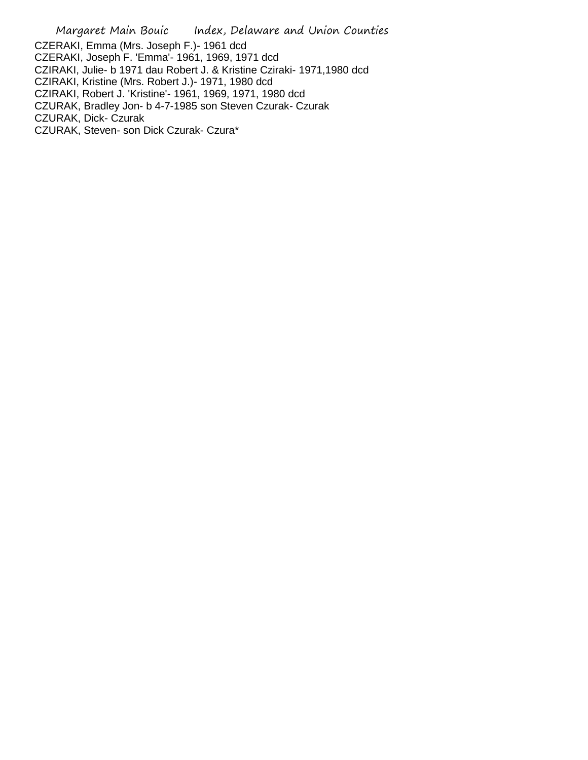CZERAKI, Emma (Mrs. Joseph F.)- 1961 dcd
CZERAKI, Joseph F. 'Emma'- 1961, 1969, 1971 dcd
CZIRAKI, Julie- b 1971 dau Robert J. & Kristine Cziraki- 1971,1980 dcd
CZIRAKI, Kristine (Mrs. Robert J.)- 1971, 1980 dcd
CZIRAKI, Robert J. 'Kristine'- 1961, 1969, 1971, 1980 dcd
CZURAK, Bradley Jon- b 4-7-1985 son Steven Czurak- Czurak
CZURAK, Dick- Czurak
CZURAK, Steven- son Dick Czurak- Czura*